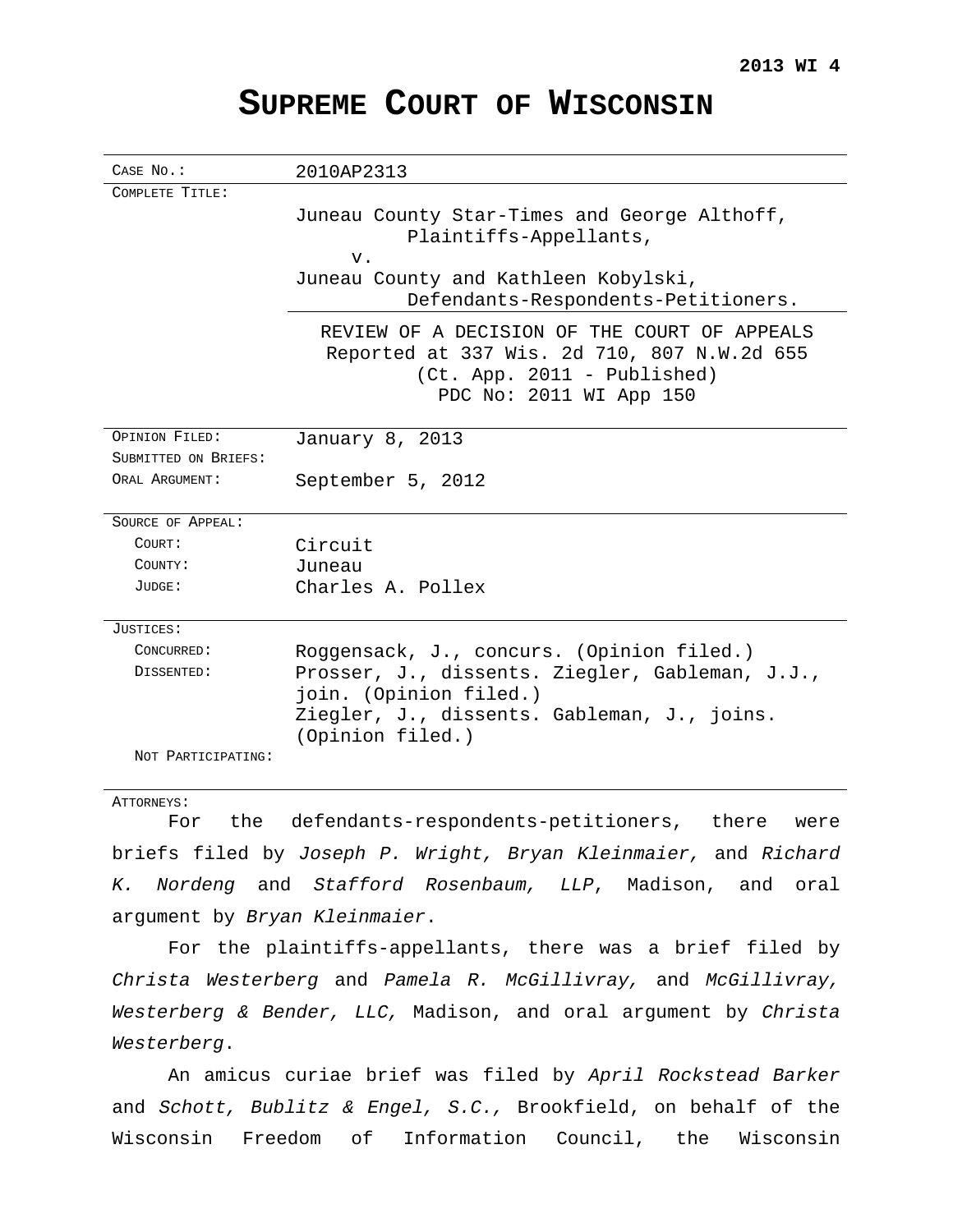**2013 WI 4**

# Supreme Court of Wisconsin

| | |
|---|---|
| CASE NO.: | 2010AP2313 |
| COMPLETE TITLE: | Juneau County Star-Times and George Althoff, Plaintiffs-Appellants, v. Juneau County and Kathleen Kobylski, Defendants-Respondents-Petitioners. |
| | REVIEW OF A DECISION OF THE COURT OF APPEALS Reported at 337 Wis. 2d 710, 807 N.W.2d 655 (Ct. App. 2011 - Published) PDC No: 2011 WI App 150 |
| OPINION FILED: | January 8, 2013 |
| SUBMITTED ON BRIEFS: | |
| ORAL ARGUMENT: | September 5, 2012 |
| SOURCE OF APPEAL: | |
| COURT: | Circuit |
| COUNTY: | Juneau |
| JUDGE: | Charles A. Pollex |
| JUSTICES: | |
| CONCURRED: | Roggensack, J., concurs. (Opinion filed.) |
| DISSENTED: | Prosser, J., dissents. Ziegler, Gableman, J.J., join. (Opinion filed.) Ziegler, J., dissents. Gableman, J., joins. (Opinion filed.) |
| NOT PARTICIPATING: | |

ATTORNEYS:

For the defendants-respondents-petitioners, there were briefs filed by *Joseph P. Wright, Bryan Kleinmaier,* and *Richard K. Nordeng* and *Stafford Rosenbaum, LLP*, Madison, and oral argument by *Bryan Kleinmaier*.

For the plaintiffs-appellants, there was a brief filed by *Christa Westerberg* and *Pamela R. McGillivray,* and *McGillivray, Westerberg & Bender, LLC,* Madison, and oral argument by *Christa Westerberg*.

An amicus curiae brief was filed by *April Rockstead Barker* and *Schott, Bublitz & Engel, S.C.,* Brookfield, on behalf of the Wisconsin Freedom of Information Council, the Wisconsin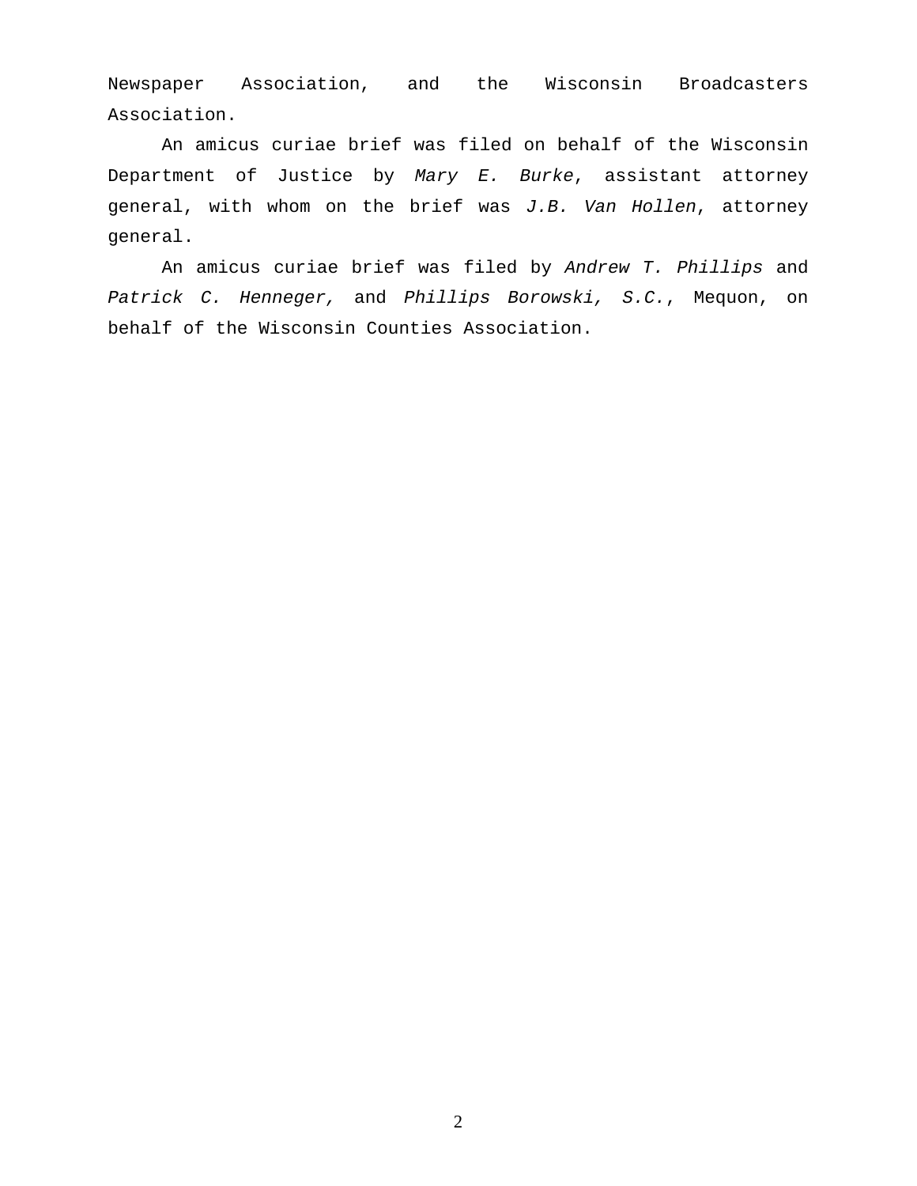Newspaper Association, and the Wisconsin Broadcasters Association.

An amicus curiae brief was filed on behalf of the Wisconsin Department of Justice by *Mary E. Burke*, assistant attorney general, with whom on the brief was *J.B. Van Hollen*, attorney general.

An amicus curiae brief was filed by *Andrew T. Phillips* and *Patrick C. Henneger,* and *Phillips Borowski, S.C.*, Mequon, on behalf of the Wisconsin Counties Association.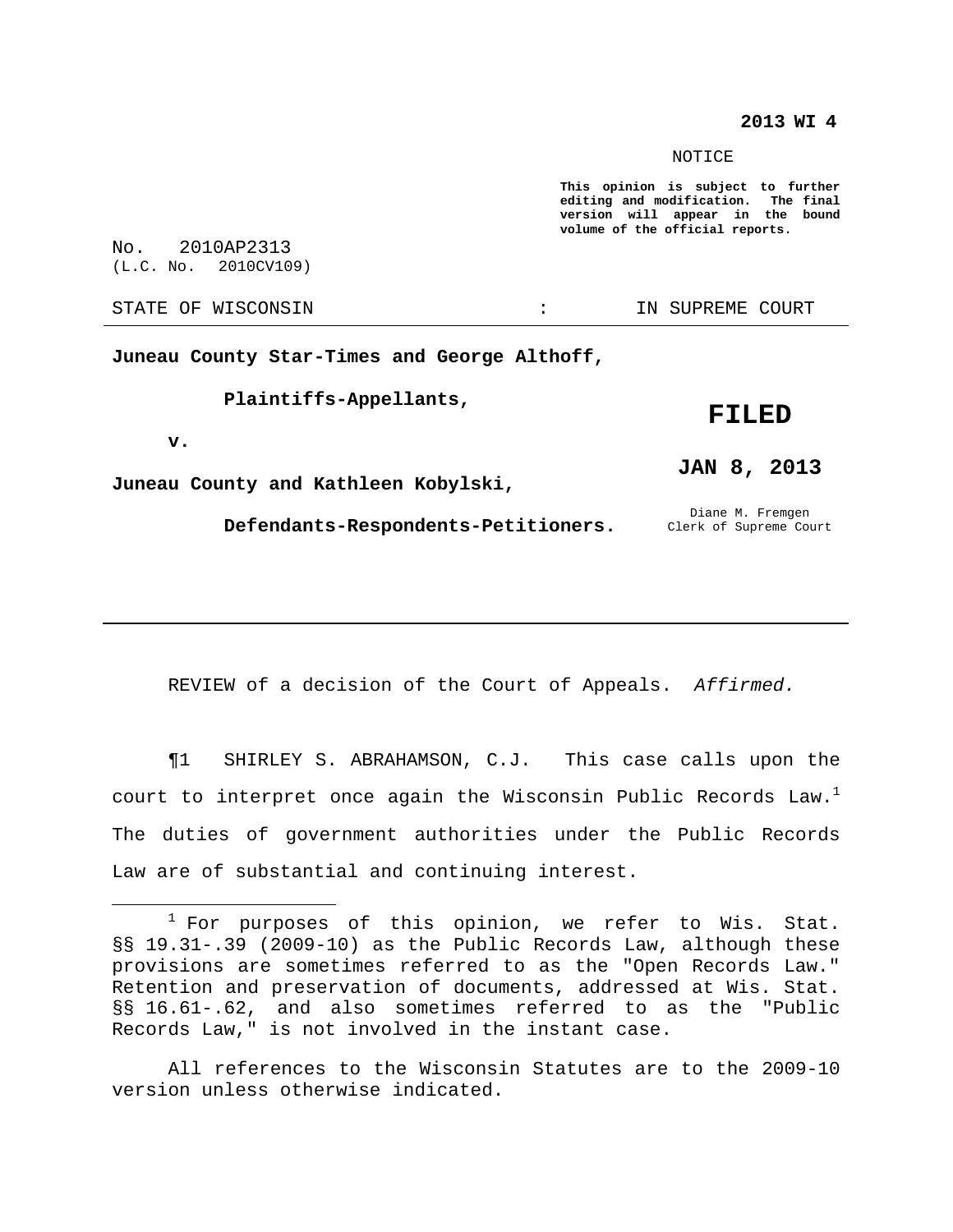**2013 WI 4**

NOTICE

**This opinion is subject to further editing and modification. The final version will appear in the bound volume of the official reports.**

No. 2010AP2313
(L.C. No. 2010CV109)

STATE OF WISCONSIN : IN SUPREME COURT

---

**Juneau County Star-Times and George Althoff,**

**Plaintiffs-Appellants,**

**v.**

**Juneau County and Kathleen Kobylski,**

**Defendants-Respondents-Petitioners.**

**FILED**

**JAN 8, 2013**

Diane M. Fremgen
Clerk of Supreme Court

---

REVIEW of a decision of the Court of Appeals. *Affirmed.*

¶1 SHIRLEY S. ABRAHAMSON, C.J. This case calls upon the court to interpret once again the Wisconsin Public Records Law.[1] The duties of government authorities under the Public Records Law are of substantial and continuing interest.

---

[1] For purposes of this opinion, we refer to Wis. Stat. §§ 19.31-.39 (2009-10) as the Public Records Law, although these provisions are sometimes referred to as the "Open Records Law." Retention and preservation of documents, addressed at Wis. Stat. §§ 16.61-.62, and also sometimes referred to as the "Public Records Law," is not involved in the instant case.

All references to the Wisconsin Statutes are to the 2009-10 version unless otherwise indicated.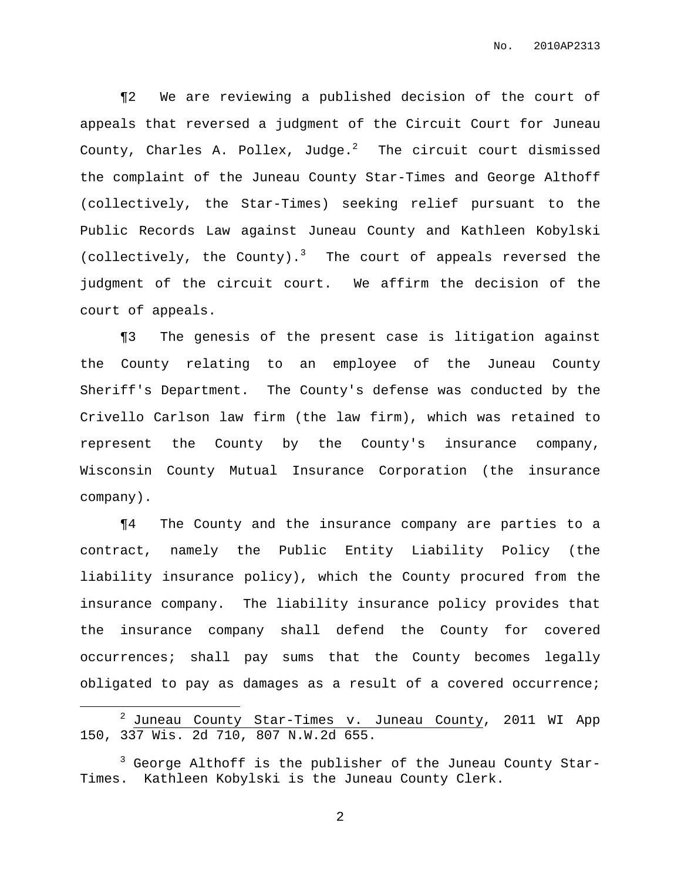¶2 We are reviewing a published decision of the court of appeals that reversed a judgment of the Circuit Court for Juneau County, Charles A. Pollex, Judge.[2] The circuit court dismissed the complaint of the Juneau County Star-Times and George Althoff (collectively, the Star-Times) seeking relief pursuant to the Public Records Law against Juneau County and Kathleen Kobylski (collectively, the County).[3] The court of appeals reversed the judgment of the circuit court. We affirm the decision of the court of appeals.

¶3 The genesis of the present case is litigation against the County relating to an employee of the Juneau County Sheriff's Department. The County's defense was conducted by the Crivello Carlson law firm (the law firm), which was retained to represent the County by the County's insurance company, Wisconsin County Mutual Insurance Corporation (the insurance company).

¶4 The County and the insurance company are parties to a contract, namely the Public Entity Liability Policy (the liability insurance policy), which the County procured from the insurance company. The liability insurance policy provides that the insurance company shall defend the County for covered occurrences; shall pay sums that the County becomes legally obligated to pay as damages as a result of a covered occurrence;

---

[2] Juneau County Star-Times v. Juneau County, 2011 WI App 150, 337 Wis. 2d 710, 807 N.W.2d 655.

[3] George Althoff is the publisher of the Juneau County Star-Times. Kathleen Kobylski is the Juneau County Clerk.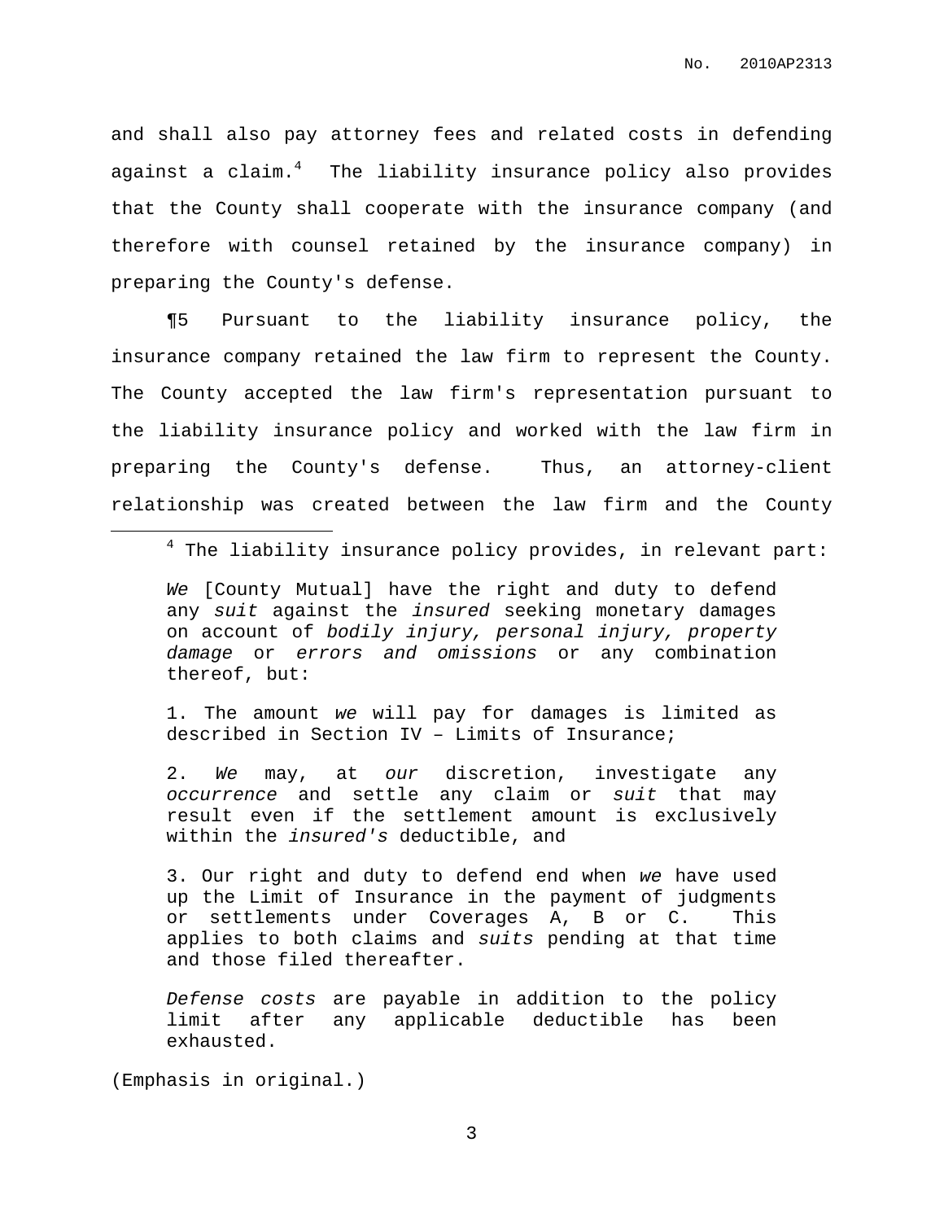and shall also pay attorney fees and related costs in defending against a claim.[4] The liability insurance policy also provides that the County shall cooperate with the insurance company (and therefore with counsel retained by the insurance company) in preparing the County's defense.

¶5 Pursuant to the liability insurance policy, the insurance company retained the law firm to represent the County. The County accepted the law firm's representation pursuant to the liability insurance policy and worked with the law firm in preparing the County's defense. Thus, an attorney-client relationship was created between the law firm and the County

---

[4] The liability insurance policy provides, in relevant part:

> *We* [County Mutual] have the right and duty to defend any *suit* against the *insured* seeking monetary damages on account of *bodily injury, personal injury, property damage* or *errors and omissions* or any combination thereof, but:
>
> 1. The amount *we* will pay for damages is limited as described in Section IV – Limits of Insurance;
>
> 2. *We* may, at *our* discretion, investigate any *occurrence* and settle any claim or *suit* that may result even if the settlement amount is exclusively within the *insured's* deductible, and
>
> 3. Our right and duty to defend end when *we* have used up the Limit of Insurance in the payment of judgments or settlements under Coverages A, B or C. This applies to both claims and *suits* pending at that time and those filed thereafter.
>
> *Defense costs* are payable in addition to the policy limit after any applicable deductible has been exhausted.

(Emphasis in original.)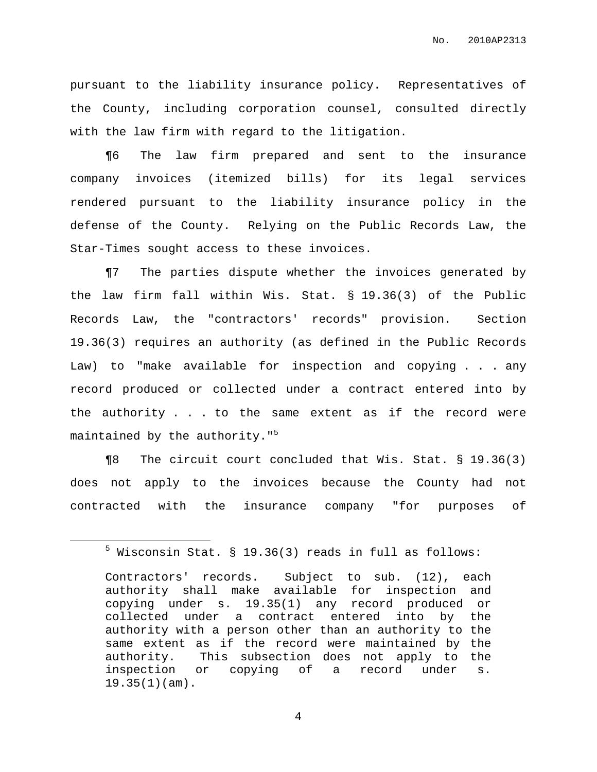pursuant to the liability insurance policy. Representatives of the County, including corporation counsel, consulted directly with the law firm with regard to the litigation.

¶6 The law firm prepared and sent to the insurance company invoices (itemized bills) for its legal services rendered pursuant to the liability insurance policy in the defense of the County. Relying on the Public Records Law, the Star-Times sought access to these invoices.

¶7 The parties dispute whether the invoices generated by the law firm fall within Wis. Stat. § 19.36(3) of the Public Records Law, the "contractors' records" provision. Section 19.36(3) requires an authority (as defined in the Public Records Law) to "make available for inspection and copying . . . any record produced or collected under a contract entered into by the authority . . . to the same extent as if the record were maintained by the authority."[5]

¶8 The circuit court concluded that Wis. Stat. § 19.36(3) does not apply to the invoices because the County had not contracted with the insurance company "for purposes of

---

[5] Wisconsin Stat. § 19.36(3) reads in full as follows:

> Contractors' records. Subject to sub. (12), each authority shall make available for inspection and copying under s. 19.35(1) any record produced or collected under a contract entered into by the authority with a person other than an authority to the same extent as if the record were maintained by the authority. This subsection does not apply to the inspection or copying of a record under s. 19.35(1)(am).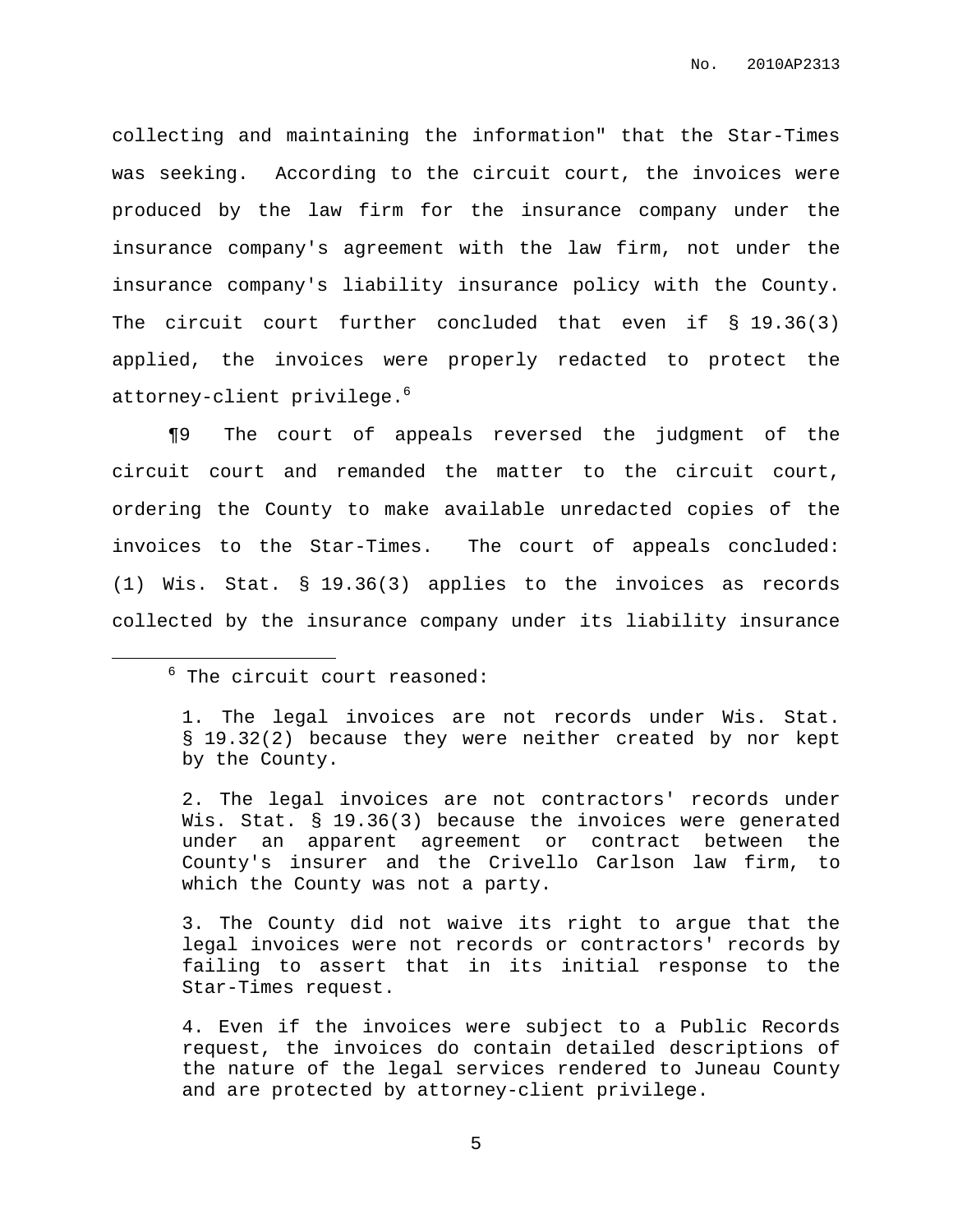collecting and maintaining the information" that the Star-Times was seeking. According to the circuit court, the invoices were produced by the law firm for the insurance company under the insurance company's agreement with the law firm, not under the insurance company's liability insurance policy with the County. The circuit court further concluded that even if § 19.36(3) applied, the invoices were properly redacted to protect the attorney-client privilege.[6]

¶9 The court of appeals reversed the judgment of the circuit court and remanded the matter to the circuit court, ordering the County to make available unredacted copies of the invoices to the Star-Times. The court of appeals concluded: (1) Wis. Stat. § 19.36(3) applies to the invoices as records collected by the insurance company under its liability insurance

---

[6] The circuit court reasoned:

> 1. The legal invoices are not records under Wis. Stat. § 19.32(2) because they were neither created by nor kept by the County.
>
> 2. The legal invoices are not contractors' records under Wis. Stat. § 19.36(3) because the invoices were generated under an apparent agreement or contract between the County's insurer and the Crivello Carlson law firm, to which the County was not a party.
>
> 3. The County did not waive its right to argue that the legal invoices were not records or contractors' records by failing to assert that in its initial response to the Star-Times request.
>
> 4. Even if the invoices were subject to a Public Records request, the invoices do contain detailed descriptions of the nature of the legal services rendered to Juneau County and are protected by attorney-client privilege.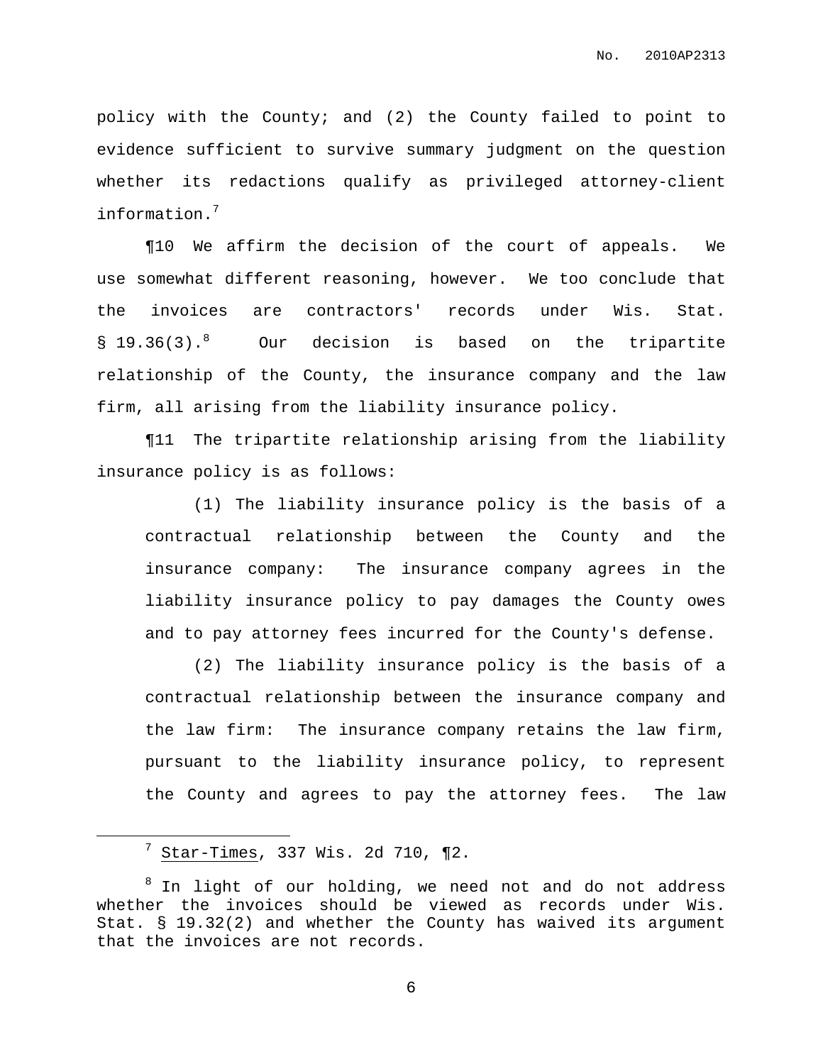policy with the County; and (2) the County failed to point to evidence sufficient to survive summary judgment on the question whether its redactions qualify as privileged attorney-client information.[7]

¶10 We affirm the decision of the court of appeals. We use somewhat different reasoning, however. We too conclude that the invoices are contractors' records under Wis. Stat. § 19.36(3).[8] Our decision is based on the tripartite relationship of the County, the insurance company and the law firm, all arising from the liability insurance policy.

¶11 The tripartite relationship arising from the liability insurance policy is as follows:

> (1) The liability insurance policy is the basis of a contractual relationship between the County and the insurance company: The insurance company agrees in the liability insurance policy to pay damages the County owes and to pay attorney fees incurred for the County's defense.
>
> (2) The liability insurance policy is the basis of a contractual relationship between the insurance company and the law firm: The insurance company retains the law firm, pursuant to the liability insurance policy, to represent the County and agrees to pay the attorney fees. The law

---

[7] Star-Times, 337 Wis. 2d 710, ¶2.

[8] In light of our holding, we need not and do not address whether the invoices should be viewed as records under Wis. Stat. § 19.32(2) and whether the County has waived its argument that the invoices are not records.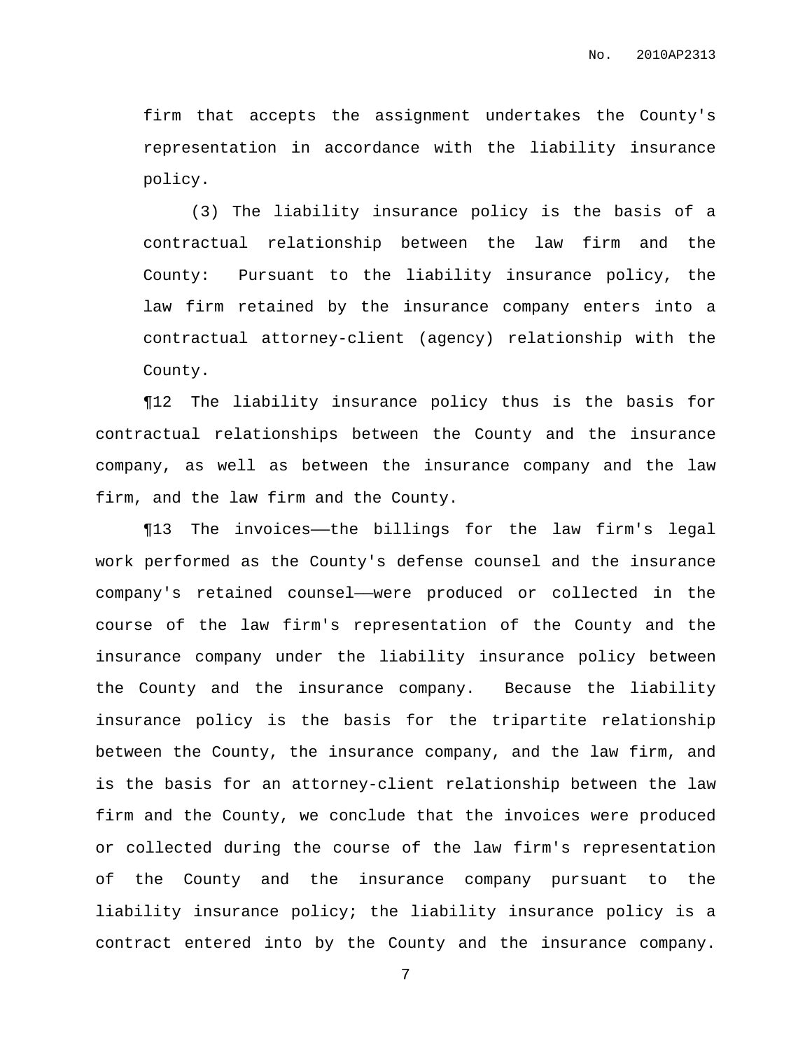firm that accepts the assignment undertakes the County's representation in accordance with the liability insurance policy.

(3) The liability insurance policy is the basis of a contractual relationship between the law firm and the County: Pursuant to the liability insurance policy, the law firm retained by the insurance company enters into a contractual attorney-client (agency) relationship with the County.

¶12 The liability insurance policy thus is the basis for contractual relationships between the County and the insurance company, as well as between the insurance company and the law firm, and the law firm and the County.

¶13 The invoices——the billings for the law firm's legal work performed as the County's defense counsel and the insurance company's retained counsel——were produced or collected in the course of the law firm's representation of the County and the insurance company under the liability insurance policy between the County and the insurance company. Because the liability insurance policy is the basis for the tripartite relationship between the County, the insurance company, and the law firm, and is the basis for an attorney-client relationship between the law firm and the County, we conclude that the invoices were produced or collected during the course of the law firm's representation of the County and the insurance company pursuant to the liability insurance policy; the liability insurance policy is a contract entered into by the County and the insurance company.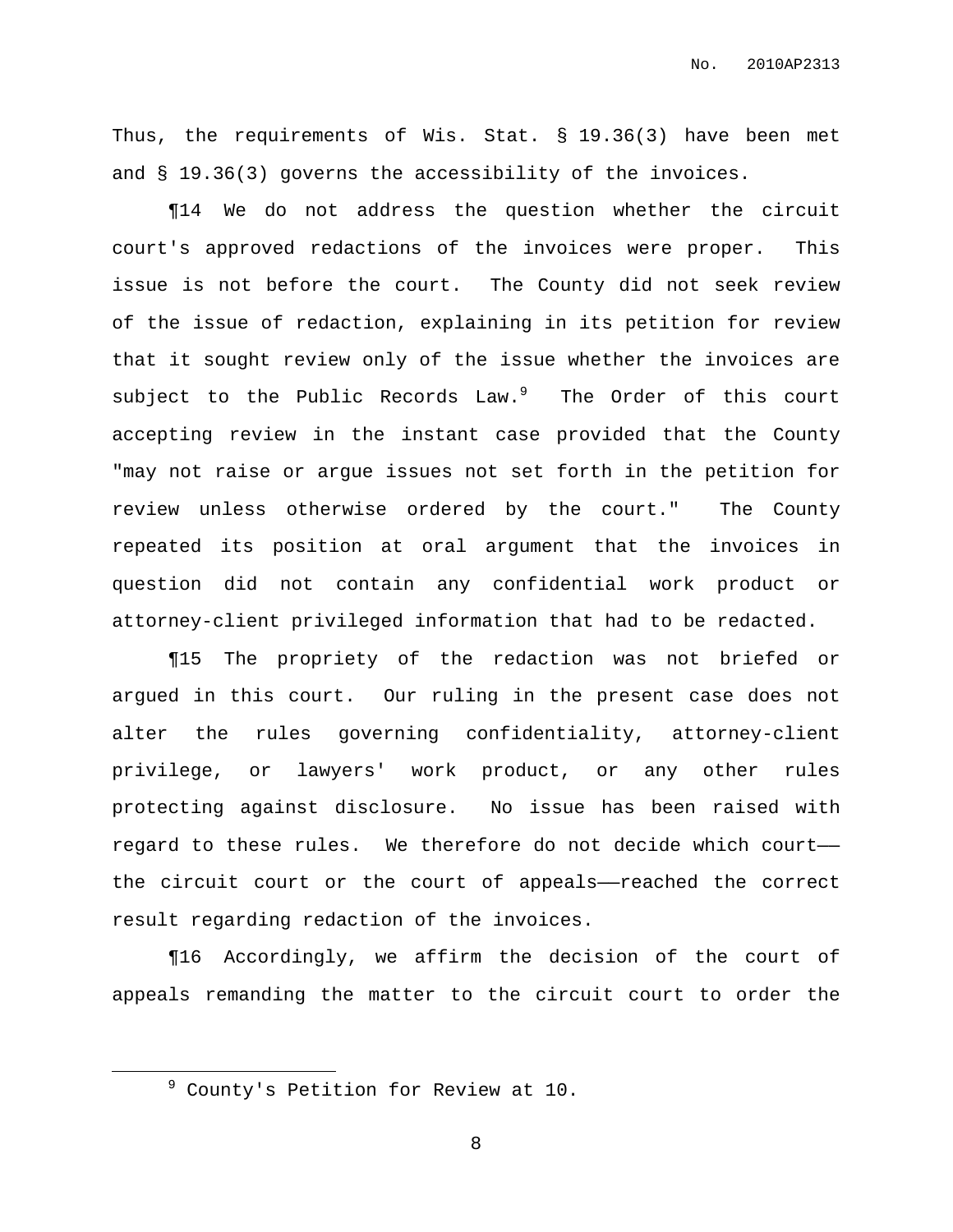Thus, the requirements of Wis. Stat. § 19.36(3) have been met and § 19.36(3) governs the accessibility of the invoices.

¶14 We do not address the question whether the circuit court's approved redactions of the invoices were proper. This issue is not before the court. The County did not seek review of the issue of redaction, explaining in its petition for review that it sought review only of the issue whether the invoices are subject to the Public Records Law.[9] The Order of this court accepting review in the instant case provided that the County "may not raise or argue issues not set forth in the petition for review unless otherwise ordered by the court." The County repeated its position at oral argument that the invoices in question did not contain any confidential work product or attorney-client privileged information that had to be redacted.

¶15 The propriety of the redaction was not briefed or argued in this court. Our ruling in the present case does not alter the rules governing confidentiality, attorney-client privilege, or lawyers' work product, or any other rules protecting against disclosure. No issue has been raised with regard to these rules. We therefore do not decide which court—the circuit court or the court of appeals—reached the correct result regarding redaction of the invoices.

¶16 Accordingly, we affirm the decision of the court of appeals remanding the matter to the circuit court to order the

[9] County's Petition for Review at 10.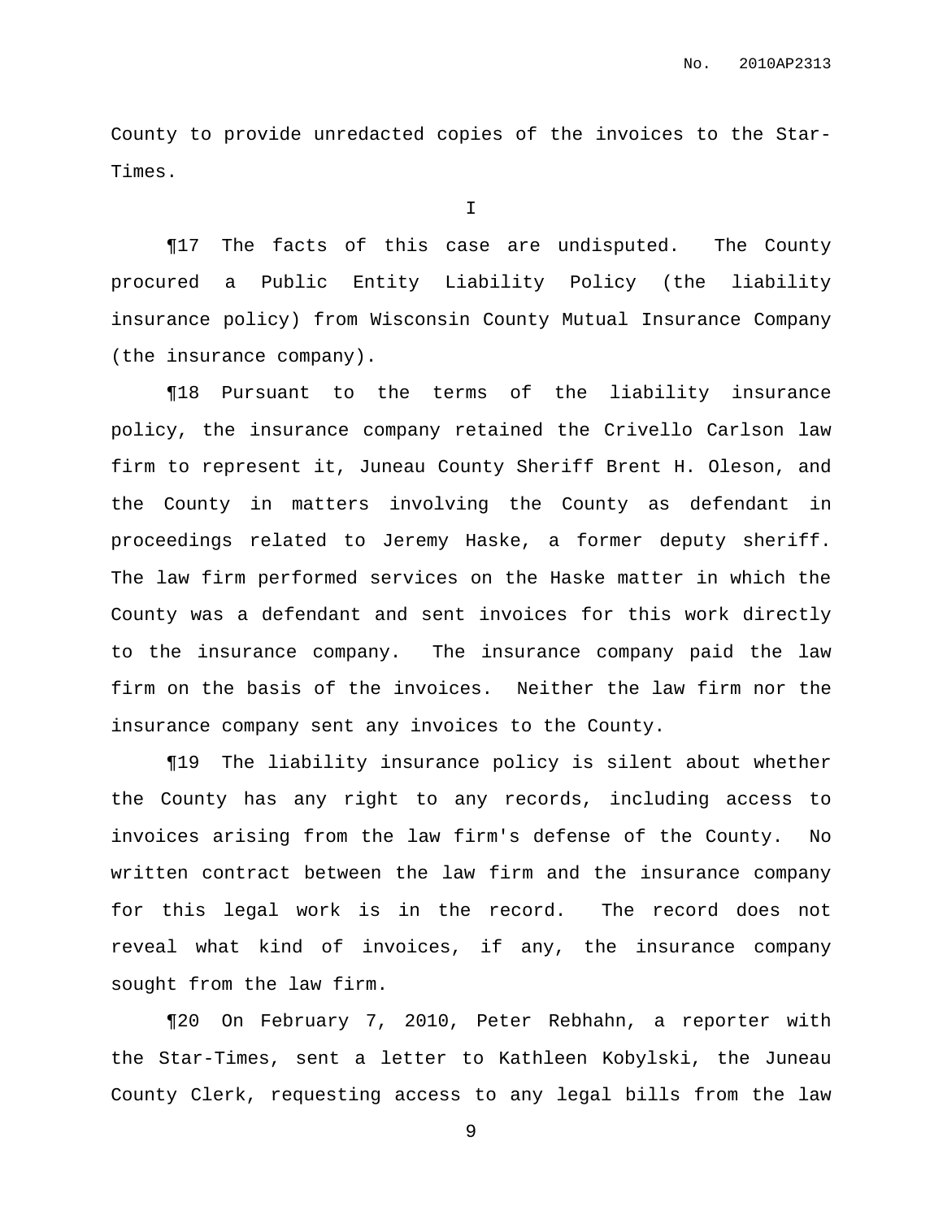County to provide unredacted copies of the invoices to the Star-Times.

I

¶17 The facts of this case are undisputed. The County procured a Public Entity Liability Policy (the liability insurance policy) from Wisconsin County Mutual Insurance Company (the insurance company).

¶18 Pursuant to the terms of the liability insurance policy, the insurance company retained the Crivello Carlson law firm to represent it, Juneau County Sheriff Brent H. Oleson, and the County in matters involving the County as defendant in proceedings related to Jeremy Haske, a former deputy sheriff. The law firm performed services on the Haske matter in which the County was a defendant and sent invoices for this work directly to the insurance company. The insurance company paid the law firm on the basis of the invoices. Neither the law firm nor the insurance company sent any invoices to the County.

¶19 The liability insurance policy is silent about whether the County has any right to any records, including access to invoices arising from the law firm's defense of the County. No written contract between the law firm and the insurance company for this legal work is in the record. The record does not reveal what kind of invoices, if any, the insurance company sought from the law firm.

¶20 On February 7, 2010, Peter Rebhahn, a reporter with the Star-Times, sent a letter to Kathleen Kobylski, the Juneau County Clerk, requesting access to any legal bills from the law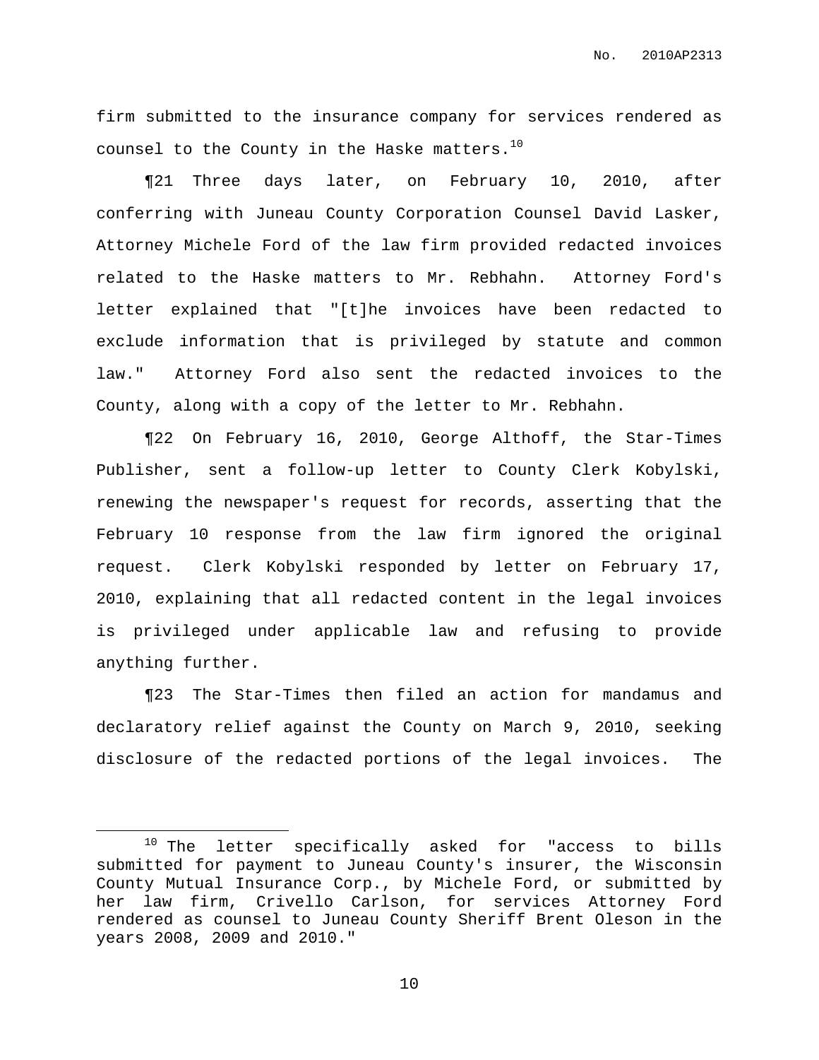firm submitted to the insurance company for services rendered as counsel to the County in the Haske matters.[10]

¶21 Three days later, on February 10, 2010, after conferring with Juneau County Corporation Counsel David Lasker, Attorney Michele Ford of the law firm provided redacted invoices related to the Haske matters to Mr. Rebhahn. Attorney Ford's letter explained that "[t]he invoices have been redacted to exclude information that is privileged by statute and common law." Attorney Ford also sent the redacted invoices to the County, along with a copy of the letter to Mr. Rebhahn.

¶22 On February 16, 2010, George Althoff, the Star-Times Publisher, sent a follow-up letter to County Clerk Kobylski, renewing the newspaper's request for records, asserting that the February 10 response from the law firm ignored the original request. Clerk Kobylski responded by letter on February 17, 2010, explaining that all redacted content in the legal invoices is privileged under applicable law and refusing to provide anything further.

¶23 The Star-Times then filed an action for mandamus and declaratory relief against the County on March 9, 2010, seeking disclosure of the redacted portions of the legal invoices. The

[10] The letter specifically asked for "access to bills submitted for payment to Juneau County's insurer, the Wisconsin County Mutual Insurance Corp., by Michele Ford, or submitted by her law firm, Crivello Carlson, for services Attorney Ford rendered as counsel to Juneau County Sheriff Brent Oleson in the years 2008, 2009 and 2010."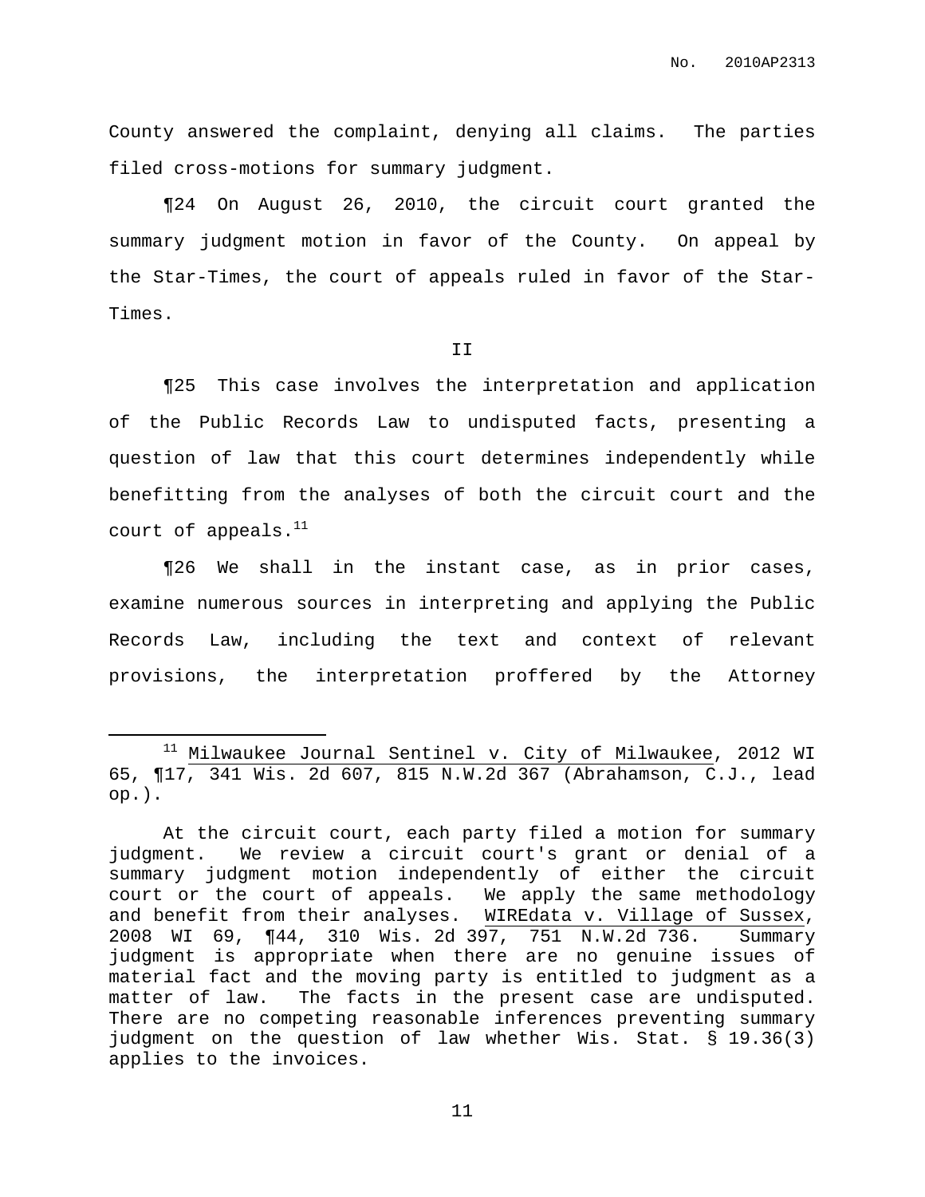County answered the complaint, denying all claims. The parties filed cross-motions for summary judgment.

¶24 On August 26, 2010, the circuit court granted the summary judgment motion in favor of the County. On appeal by the Star-Times, the court of appeals ruled in favor of the Star-Times.

II

¶25 This case involves the interpretation and application of the Public Records Law to undisputed facts, presenting a question of law that this court determines independently while benefitting from the analyses of both the circuit court and the court of appeals.[11]

¶26 We shall in the instant case, as in prior cases, examine numerous sources in interpreting and applying the Public Records Law, including the text and context of relevant provisions, the interpretation proffered by the Attorney

---

[11] Milwaukee Journal Sentinel v. City of Milwaukee, 2012 WI 65, ¶17, 341 Wis. 2d 607, 815 N.W.2d 367 (Abrahamson, C.J., lead op.).

At the circuit court, each party filed a motion for summary judgment. We review a circuit court's grant or denial of a summary judgment motion independently of either the circuit court or the court of appeals. We apply the same methodology and benefit from their analyses. WIREdata v. Village of Sussex, 2008 WI 69, ¶44, 310 Wis. 2d 397, 751 N.W.2d 736. Summary judgment is appropriate when there are no genuine issues of material fact and the moving party is entitled to judgment as a matter of law. The facts in the present case are undisputed. There are no competing reasonable inferences preventing summary judgment on the question of law whether Wis. Stat. § 19.36(3) applies to the invoices.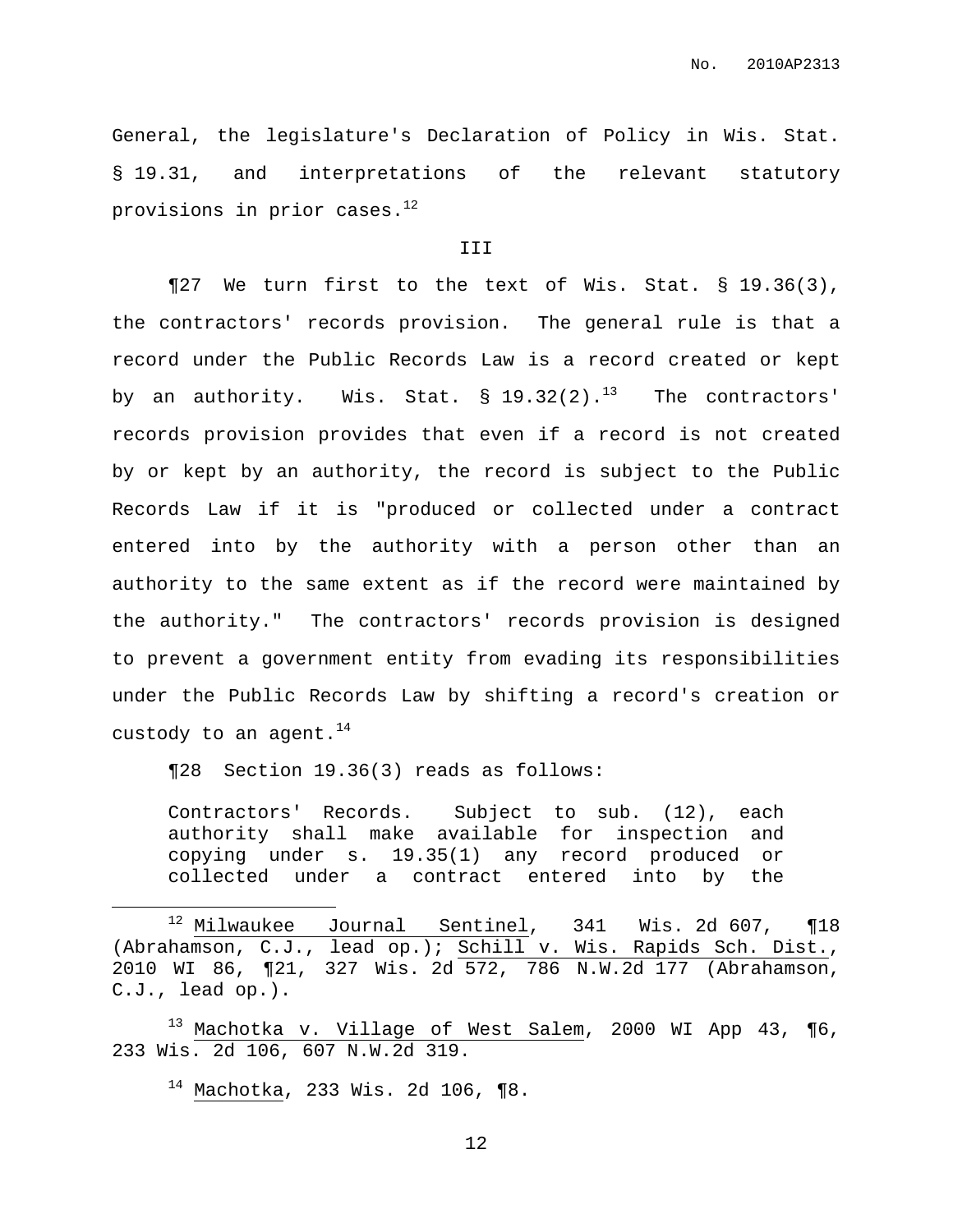General, the legislature's Declaration of Policy in Wis. Stat. § 19.31, and interpretations of the relevant statutory provisions in prior cases.[12]

III

¶27 We turn first to the text of Wis. Stat. § 19.36(3), the contractors' records provision. The general rule is that a record under the Public Records Law is a record created or kept by an authority. Wis. Stat. § 19.32(2).[13] The contractors' records provision provides that even if a record is not created by or kept by an authority, the record is subject to the Public Records Law if it is "produced or collected under a contract entered into by the authority with a person other than an authority to the same extent as if the record were maintained by the authority." The contractors' records provision is designed to prevent a government entity from evading its responsibilities under the Public Records Law by shifting a record's creation or custody to an agent.[14]

¶28 Section 19.36(3) reads as follows:

> Contractors' Records. Subject to sub. (12), each authority shall make available for inspection and copying under s. 19.35(1) any record produced or collected under a contract entered into by the

---

[12] Milwaukee Journal Sentinel, 341 Wis. 2d 607, ¶18 (Abrahamson, C.J., lead op.); Schill v. Wis. Rapids Sch. Dist., 2010 WI 86, ¶21, 327 Wis. 2d 572, 786 N.W.2d 177 (Abrahamson, C.J., lead op.).

[13] Machotka v. Village of West Salem, 2000 WI App 43, ¶6, 233 Wis. 2d 106, 607 N.W.2d 319.

[14] Machotka, 233 Wis. 2d 106, ¶8.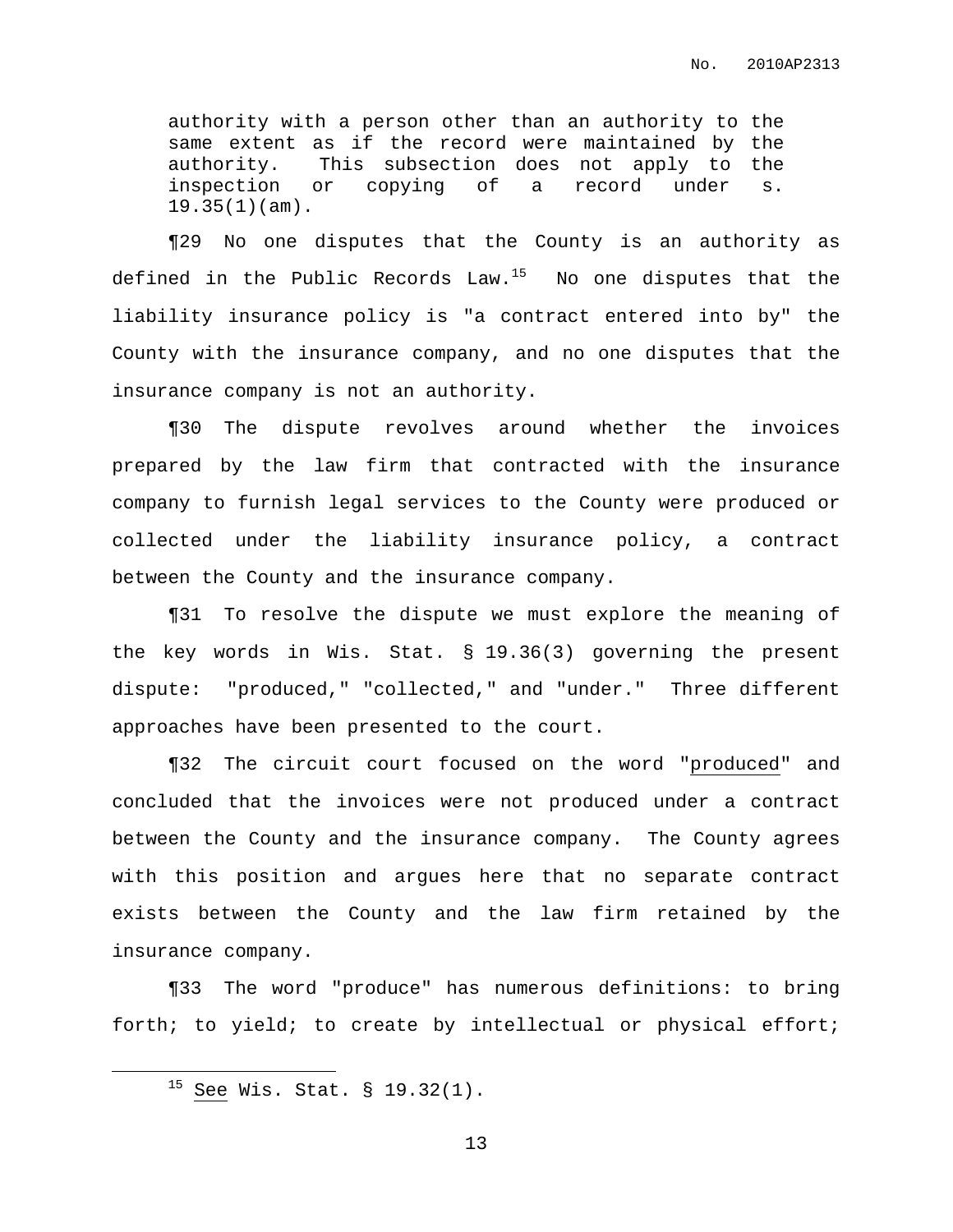> authority with a person other than an authority to the same extent as if the record were maintained by the authority. This subsection does not apply to the inspection or copying of a record under s. 19.35(1)(am).

¶29 No one disputes that the County is an authority as defined in the Public Records Law.[15] No one disputes that the liability insurance policy is "a contract entered into by" the County with the insurance company, and no one disputes that the insurance company is not an authority.

¶30 The dispute revolves around whether the invoices prepared by the law firm that contracted with the insurance company to furnish legal services to the County were produced or collected under the liability insurance policy, a contract between the County and the insurance company.

¶31 To resolve the dispute we must explore the meaning of the key words in Wis. Stat. § 19.36(3) governing the present dispute: "produced," "collected," and "under." Three different approaches have been presented to the court.

¶32 The circuit court focused on the word "produced" and concluded that the invoices were not produced under a contract between the County and the insurance company. The County agrees with this position and argues here that no separate contract exists between the County and the law firm retained by the insurance company.

¶33 The word "produce" has numerous definitions: to bring forth; to yield; to create by intellectual or physical effort;

[15] See Wis. Stat. § 19.32(1).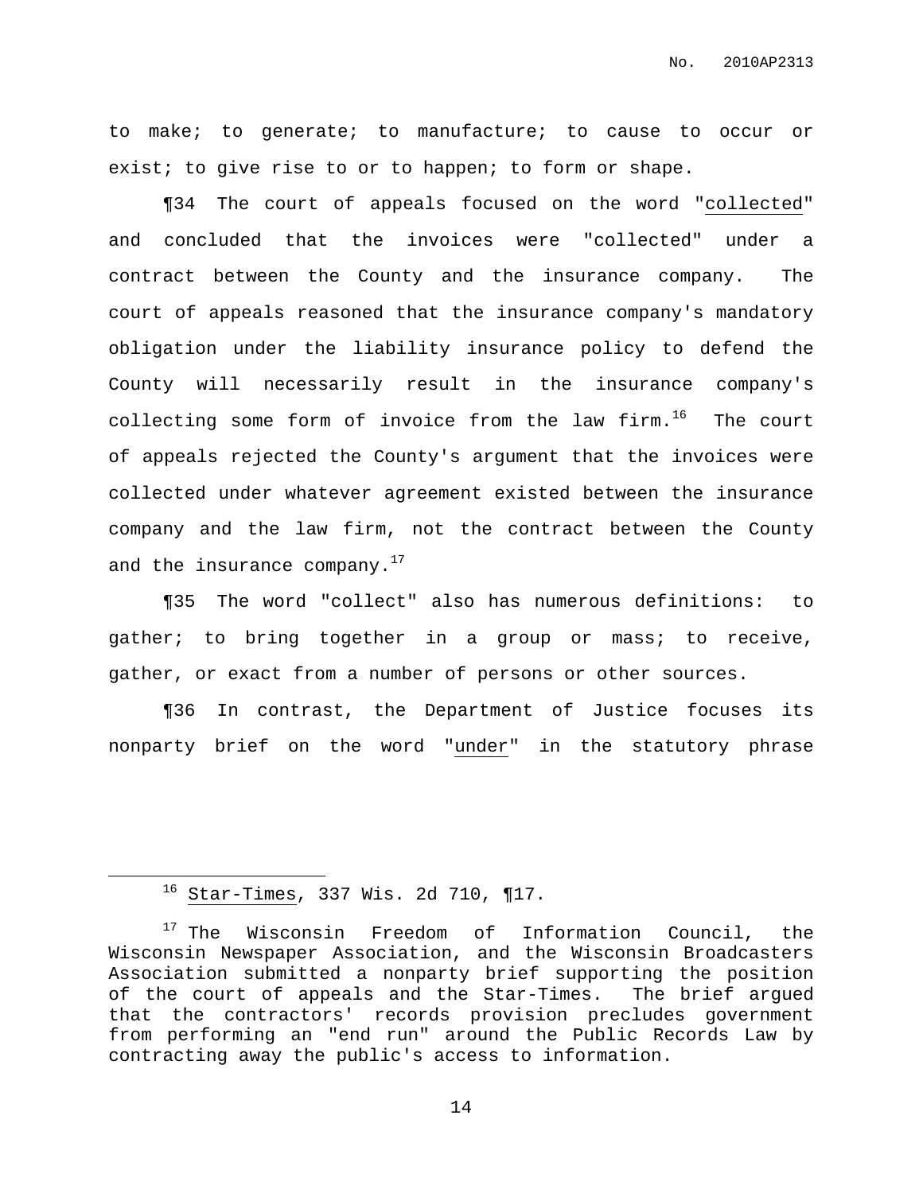to make; to generate; to manufacture; to cause to occur or exist; to give rise to or to happen; to form or shape.

¶34 The court of appeals focused on the word "collected" and concluded that the invoices were "collected" under a contract between the County and the insurance company. The court of appeals reasoned that the insurance company's mandatory obligation under the liability insurance policy to defend the County will necessarily result in the insurance company's collecting some form of invoice from the law firm.[16] The court of appeals rejected the County's argument that the invoices were collected under whatever agreement existed between the insurance company and the law firm, not the contract between the County and the insurance company.[17]

¶35 The word "collect" also has numerous definitions: to gather; to bring together in a group or mass; to receive, gather, or exact from a number of persons or other sources.

¶36 In contrast, the Department of Justice focuses its nonparty brief on the word "under" in the statutory phrase

---

[16] Star-Times, 337 Wis. 2d 710, ¶17.

[17] The Wisconsin Freedom of Information Council, the Wisconsin Newspaper Association, and the Wisconsin Broadcasters Association submitted a nonparty brief supporting the position of the court of appeals and the Star-Times. The brief argued that the contractors' records provision precludes government from performing an "end run" around the Public Records Law by contracting away the public's access to information.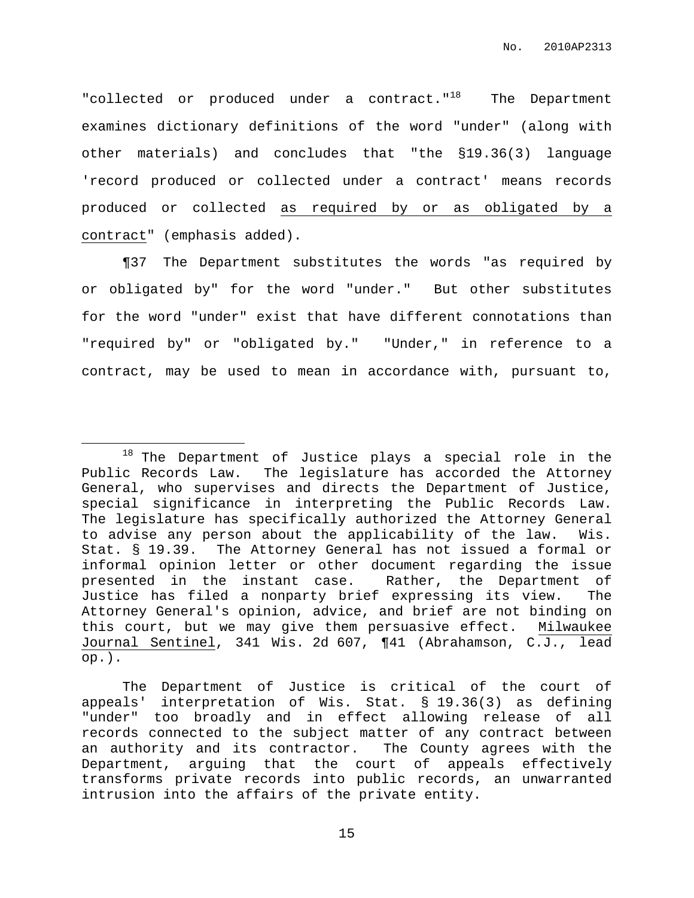"collected or produced under a contract."[18] The Department examines dictionary definitions of the word "under" (along with other materials) and concludes that "the §19.36(3) language 'record produced or collected under a contract' means records produced or collected <u>as required by or as obligated by a contract</u>" (emphasis added).

¶37 The Department substitutes the words "as required by or obligated by" for the word "under." But other substitutes for the word "under" exist that have different connotations than "required by" or "obligated by." "Under," in reference to a contract, may be used to mean in accordance with, pursuant to,

---

[18] The Department of Justice plays a special role in the Public Records Law. The legislature has accorded the Attorney General, who supervises and directs the Department of Justice, special significance in interpreting the Public Records Law. The legislature has specifically authorized the Attorney General to advise any person about the applicability of the law. Wis. Stat. § 19.39. The Attorney General has not issued a formal or informal opinion letter or other document regarding the issue presented in the instant case. Rather, the Department of Justice has filed a nonparty brief expressing its view. The Attorney General's opinion, advice, and brief are not binding on this court, but we may give them persuasive effect. <u>Milwaukee Journal Sentinel</u>, 341 Wis. 2d 607, ¶41 (Abrahamson, C.J., lead op.).

The Department of Justice is critical of the court of appeals' interpretation of Wis. Stat. § 19.36(3) as defining "under" too broadly and in effect allowing release of all records connected to the subject matter of any contract between an authority and its contractor. The County agrees with the Department, arguing that the court of appeals effectively transforms private records into public records, an unwarranted intrusion into the affairs of the private entity.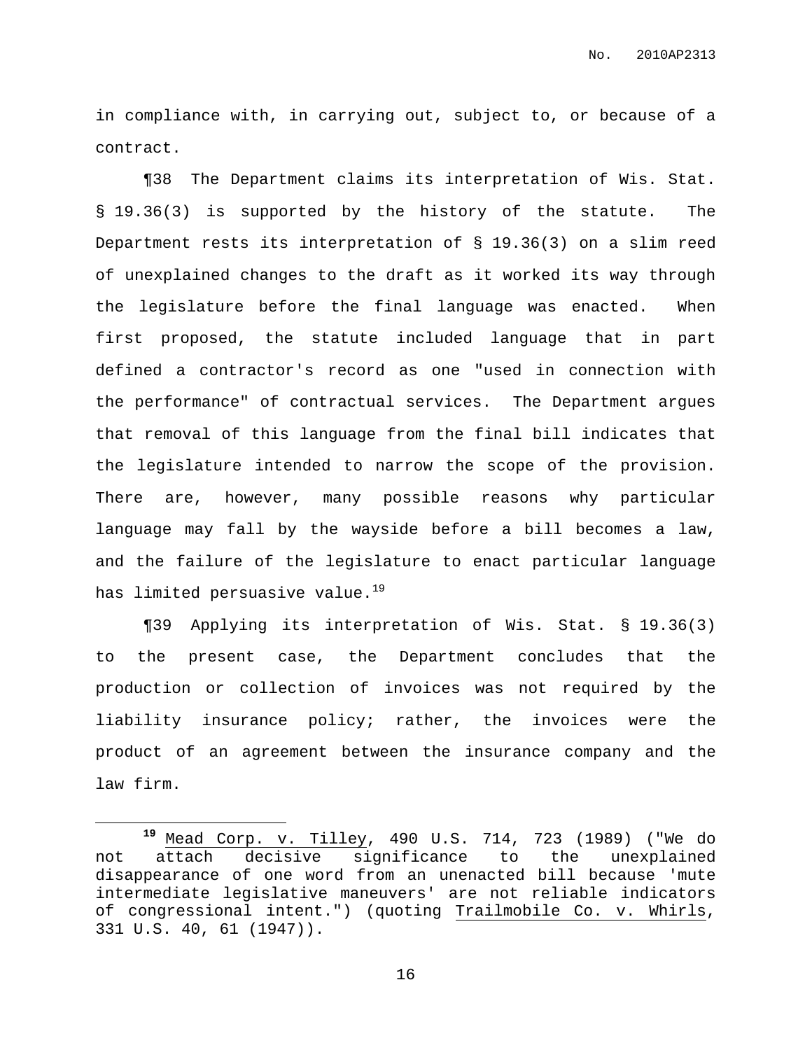in compliance with, in carrying out, subject to, or because of a contract.

¶38 The Department claims its interpretation of Wis. Stat. § 19.36(3) is supported by the history of the statute. The Department rests its interpretation of § 19.36(3) on a slim reed of unexplained changes to the draft as it worked its way through the legislature before the final language was enacted. When first proposed, the statute included language that in part defined a contractor's record as one "used in connection with the performance" of contractual services. The Department argues that removal of this language from the final bill indicates that the legislature intended to narrow the scope of the provision. There are, however, many possible reasons why particular language may fall by the wayside before a bill becomes a law, and the failure of the legislature to enact particular language has limited persuasive value.[19]

¶39 Applying its interpretation of Wis. Stat. § 19.36(3) to the present case, the Department concludes that the production or collection of invoices was not required by the liability insurance policy; rather, the invoices were the product of an agreement between the insurance company and the law firm.

---

[19] Mead Corp. v. Tilley, 490 U.S. 714, 723 (1989) ("We do not attach decisive significance to the unexplained disappearance of one word from an unenacted bill because 'mute intermediate legislative maneuvers' are not reliable indicators of congressional intent.") (quoting Trailmobile Co. v. Whirls, 331 U.S. 40, 61 (1947)).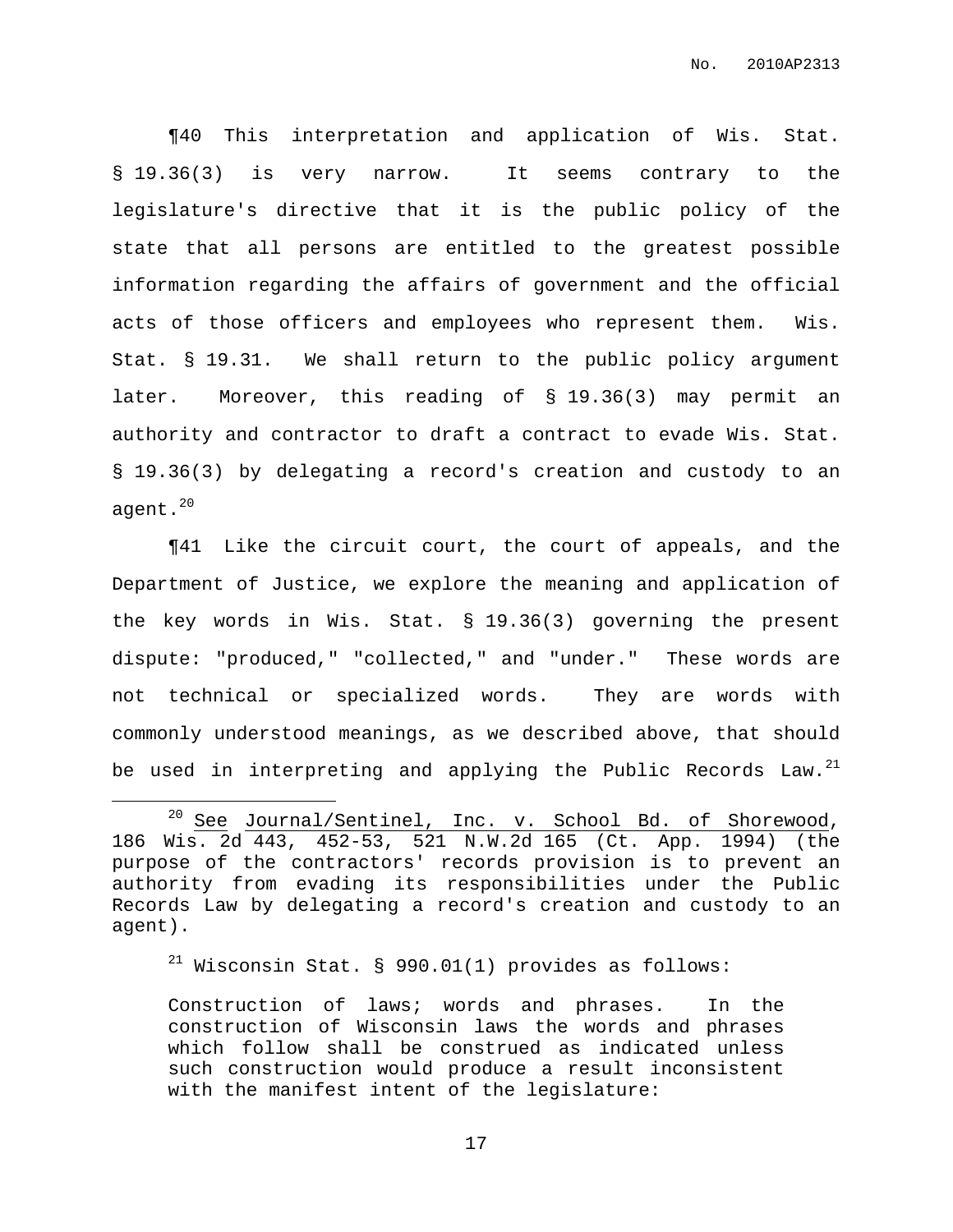¶40 This interpretation and application of Wis. Stat. § 19.36(3) is very narrow. It seems contrary to the legislature's directive that it is the public policy of the state that all persons are entitled to the greatest possible information regarding the affairs of government and the official acts of those officers and employees who represent them. Wis. Stat. § 19.31. We shall return to the public policy argument later. Moreover, this reading of § 19.36(3) may permit an authority and contractor to draft a contract to evade Wis. Stat. § 19.36(3) by delegating a record's creation and custody to an agent.[20]

¶41 Like the circuit court, the court of appeals, and the Department of Justice, we explore the meaning and application of the key words in Wis. Stat. § 19.36(3) governing the present dispute: "produced," "collected," and "under." These words are not technical or specialized words. They are words with commonly understood meanings, as we described above, that should be used in interpreting and applying the Public Records Law.[21]

---

[20] See Journal/Sentinel, Inc. v. School Bd. of Shorewood, 186 Wis. 2d 443, 452-53, 521 N.W.2d 165 (Ct. App. 1994) (the purpose of the contractors' records provision is to prevent an authority from evading its responsibilities under the Public Records Law by delegating a record's creation and custody to an agent).

[21] Wisconsin Stat. § 990.01(1) provides as follows:

> Construction of laws; words and phrases. In the construction of Wisconsin laws the words and phrases which follow shall be construed as indicated unless such construction would produce a result inconsistent with the manifest intent of the legislature: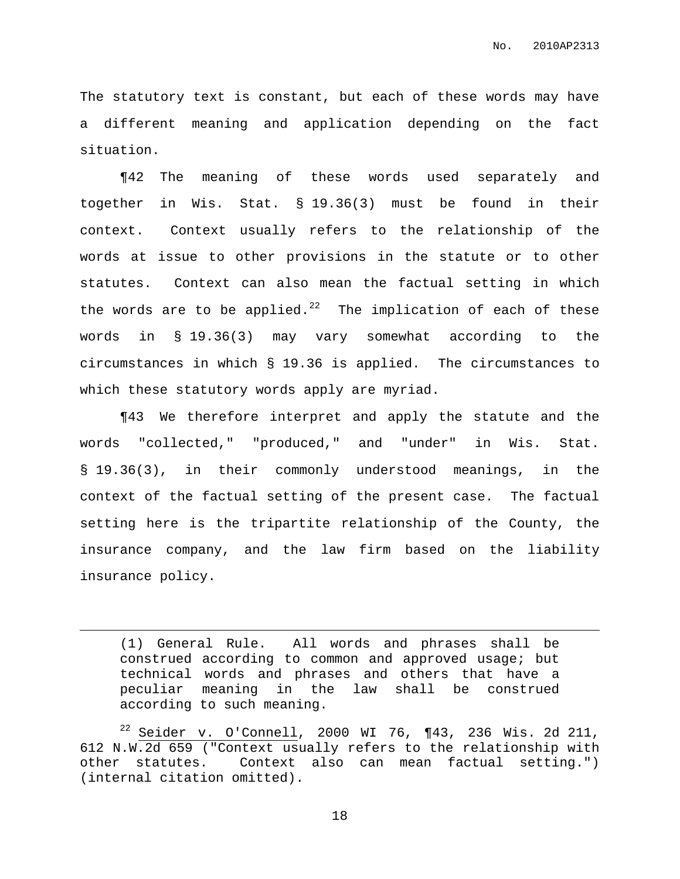The statutory text is constant, but each of these words may have a different meaning and application depending on the fact situation.

¶42 The meaning of these words used separately and together in Wis. Stat. § 19.36(3) must be found in their context. Context usually refers to the relationship of the words at issue to other provisions in the statute or to other statutes. Context can also mean the factual setting in which the words are to be applied.[22] The implication of each of these words in § 19.36(3) may vary somewhat according to the circumstances in which § 19.36 is applied. The circumstances to which these statutory words apply are myriad.

¶43 We therefore interpret and apply the statute and the words "collected," "produced," and "under" in Wis. Stat. § 19.36(3), in their commonly understood meanings, in the context of the factual setting of the present case. The factual setting here is the tripartite relationship of the County, the insurance company, and the law firm based on the liability insurance policy.

---

> (1) General Rule. All words and phrases shall be construed according to common and approved usage; but technical words and phrases and others that have a peculiar meaning in the law shall be construed according to such meaning.

[22] Seider v. O'Connell, 2000 WI 76, ¶43, 236 Wis. 2d 211, 612 N.W.2d 659 ("Context usually refers to the relationship with other statutes. Context also can mean factual setting.") (internal citation omitted).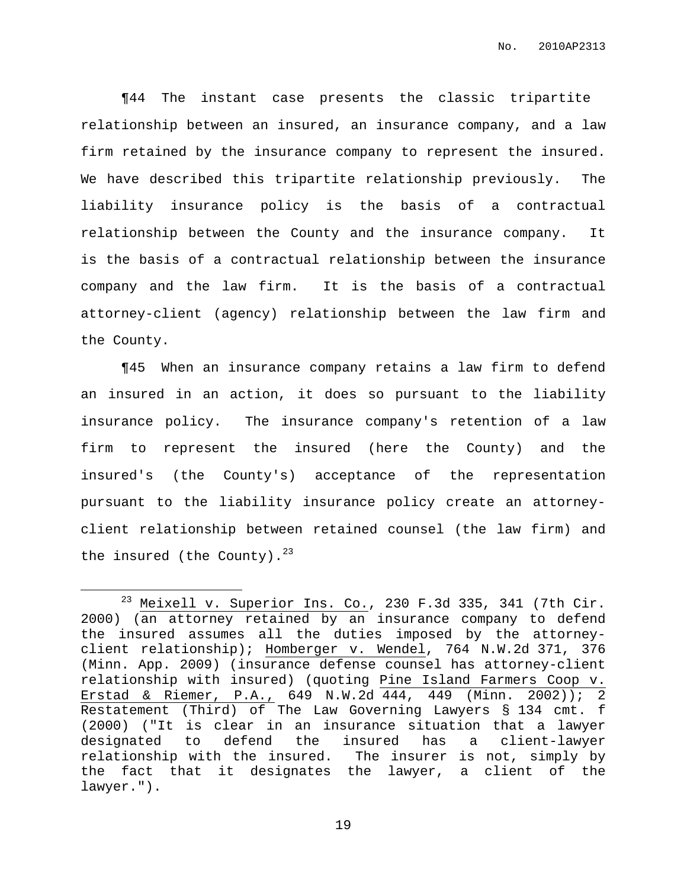¶44 The instant case presents the classic tripartite relationship between an insured, an insurance company, and a law firm retained by the insurance company to represent the insured. We have described this tripartite relationship previously. The liability insurance policy is the basis of a contractual relationship between the County and the insurance company. It is the basis of a contractual relationship between the insurance company and the law firm. It is the basis of a contractual attorney-client (agency) relationship between the law firm and the County.

¶45 When an insurance company retains a law firm to defend an insured in an action, it does so pursuant to the liability insurance policy. The insurance company's retention of a law firm to represent the insured (here the County) and the insured's (the County's) acceptance of the representation pursuant to the liability insurance policy create an attorney-client relationship between retained counsel (the law firm) and the insured (the County).[23]

[23] Meixell v. Superior Ins. Co., 230 F.3d 335, 341 (7th Cir. 2000) (an attorney retained by an insurance company to defend the insured assumes all the duties imposed by the attorney-client relationship); Homberger v. Wendel, 764 N.W.2d 371, 376 (Minn. App. 2009) (insurance defense counsel has attorney-client relationship with insured) (quoting Pine Island Farmers Coop v. Erstad & Riemer, P.A., 649 N.W.2d 444, 449 (Minn. 2002)); 2 Restatement (Third) of The Law Governing Lawyers § 134 cmt. f (2000) ("It is clear in an insurance situation that a lawyer designated to defend the insured has a client-lawyer relationship with the insured. The insurer is not, simply by the fact that it designates the lawyer, a client of the lawyer.").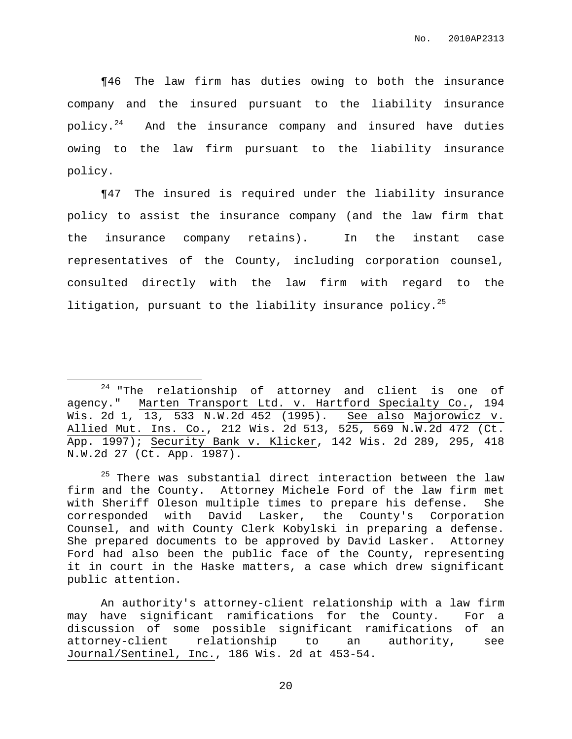¶46 The law firm has duties owing to both the insurance company and the insured pursuant to the liability insurance policy.[24] And the insurance company and insured have duties owing to the law firm pursuant to the liability insurance policy.

¶47 The insured is required under the liability insurance policy to assist the insurance company (and the law firm that the insurance company retains). In the instant case representatives of the County, including corporation counsel, consulted directly with the law firm with regard to the litigation, pursuant to the liability insurance policy.[25]

---

[24] "The relationship of attorney and client is one of agency." Marten Transport Ltd. v. Hartford Specialty Co., 194 Wis. 2d 1, 13, 533 N.W.2d 452 (1995). See also Majorowicz v. Allied Mut. Ins. Co., 212 Wis. 2d 513, 525, 569 N.W.2d 472 (Ct. App. 1997); Security Bank v. Klicker, 142 Wis. 2d 289, 295, 418 N.W.2d 27 (Ct. App. 1987).

[25] There was substantial direct interaction between the law firm and the County. Attorney Michele Ford of the law firm met with Sheriff Oleson multiple times to prepare his defense. She corresponded with David Lasker, the County's Corporation Counsel, and with County Clerk Kobylski in preparing a defense. She prepared documents to be approved by David Lasker. Attorney Ford had also been the public face of the County, representing it in court in the Haske matters, a case which drew significant public attention.

An authority's attorney-client relationship with a law firm may have significant ramifications for the County. For a discussion of some possible significant ramifications of an attorney-client relationship to an authority, see Journal/Sentinel, Inc., 186 Wis. 2d at 453-54.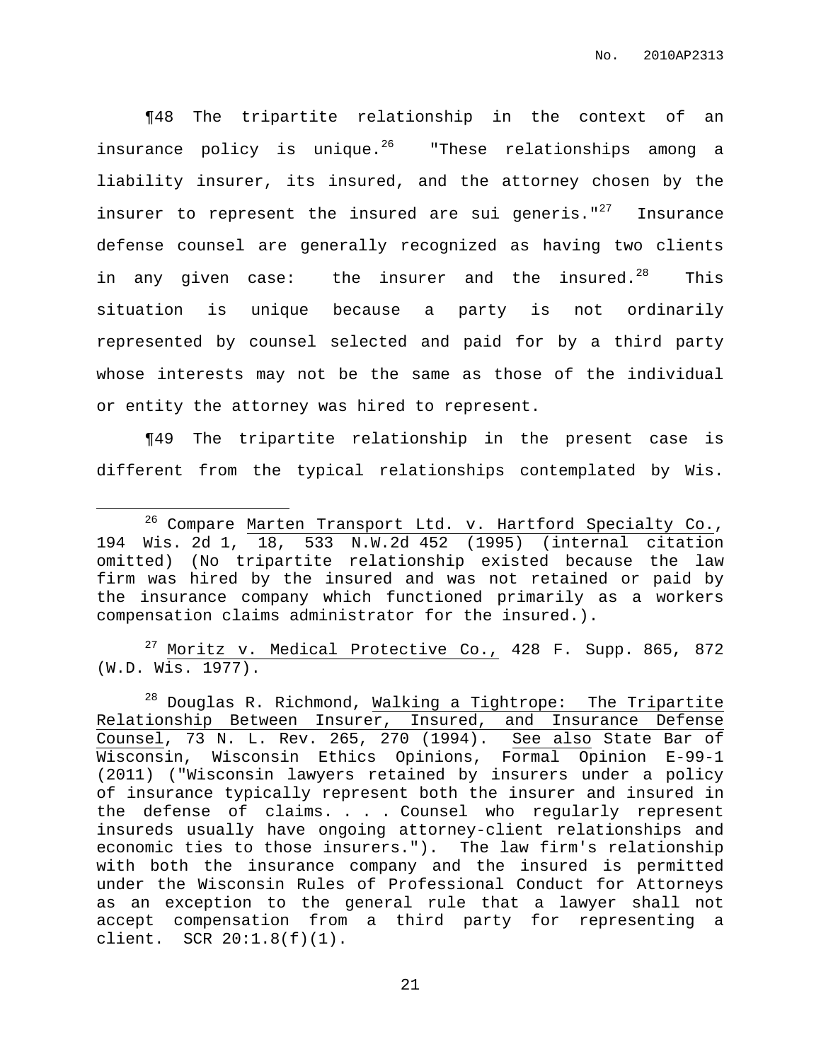¶48 The tripartite relationship in the context of an insurance policy is unique.[26] "These relationships among a liability insurer, its insured, and the attorney chosen by the insurer to represent the insured are sui generis."[27] Insurance defense counsel are generally recognized as having two clients in any given case: the insurer and the insured.[28] This situation is unique because a party is not ordinarily represented by counsel selected and paid for by a third party whose interests may not be the same as those of the individual or entity the attorney was hired to represent.

¶49 The tripartite relationship in the present case is different from the typical relationships contemplated by Wis.

---

[26] Compare Marten Transport Ltd. v. Hartford Specialty Co., 194 Wis. 2d 1, 18, 533 N.W.2d 452 (1995) (internal citation omitted) (No tripartite relationship existed because the law firm was hired by the insured and was not retained or paid by the insurance company which functioned primarily as a workers compensation claims administrator for the insured.).

[27] Moritz v. Medical Protective Co., 428 F. Supp. 865, 872 (W.D. Wis. 1977).

[28] Douglas R. Richmond, Walking a Tightrope: The Tripartite Relationship Between Insurer, Insured, and Insurance Defense Counsel, 73 N. L. Rev. 265, 270 (1994). See also State Bar of Wisconsin, Wisconsin Ethics Opinions, Formal Opinion E-99-1 (2011) ("Wisconsin lawyers retained by insurers under a policy of insurance typically represent both the insurer and insured in the defense of claims. . . . Counsel who regularly represent insureds usually have ongoing attorney-client relationships and economic ties to those insurers."). The law firm's relationship with both the insurance company and the insured is permitted under the Wisconsin Rules of Professional Conduct for Attorneys as an exception to the general rule that a lawyer shall not accept compensation from a third party for representing a client. SCR 20:1.8(f)(1).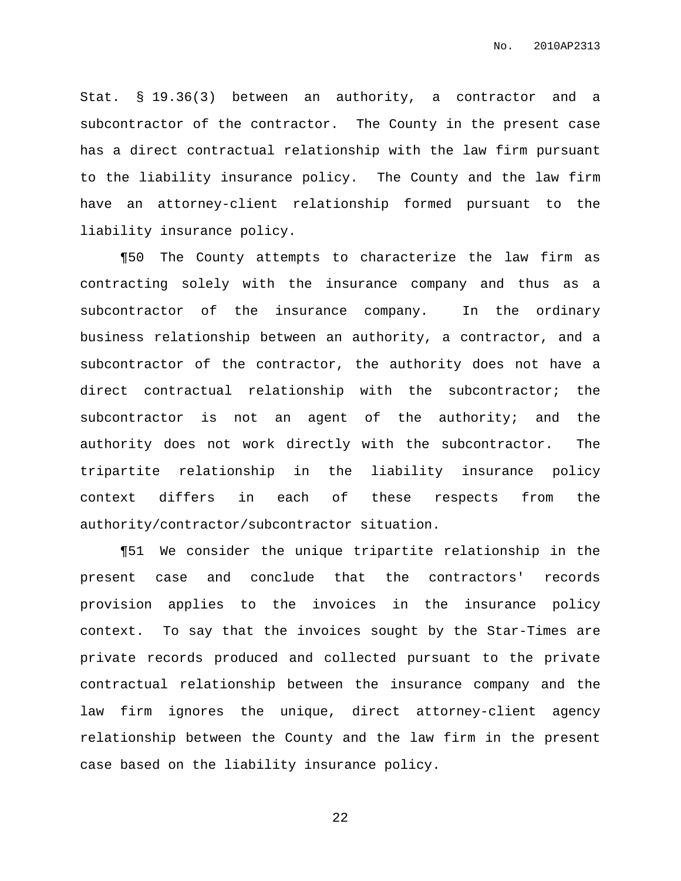Stat. § 19.36(3) between an authority, a contractor and a subcontractor of the contractor. The County in the present case has a direct contractual relationship with the law firm pursuant to the liability insurance policy. The County and the law firm have an attorney-client relationship formed pursuant to the liability insurance policy.

¶50 The County attempts to characterize the law firm as contracting solely with the insurance company and thus as a subcontractor of the insurance company. In the ordinary business relationship between an authority, a contractor, and a subcontractor of the contractor, the authority does not have a direct contractual relationship with the subcontractor; the subcontractor is not an agent of the authority; and the authority does not work directly with the subcontractor. The tripartite relationship in the liability insurance policy context differs in each of these respects from the authority/contractor/subcontractor situation.

¶51 We consider the unique tripartite relationship in the present case and conclude that the contractors' records provision applies to the invoices in the insurance policy context. To say that the invoices sought by the Star-Times are private records produced and collected pursuant to the private contractual relationship between the insurance company and the law firm ignores the unique, direct attorney-client agency relationship between the County and the law firm in the present case based on the liability insurance policy.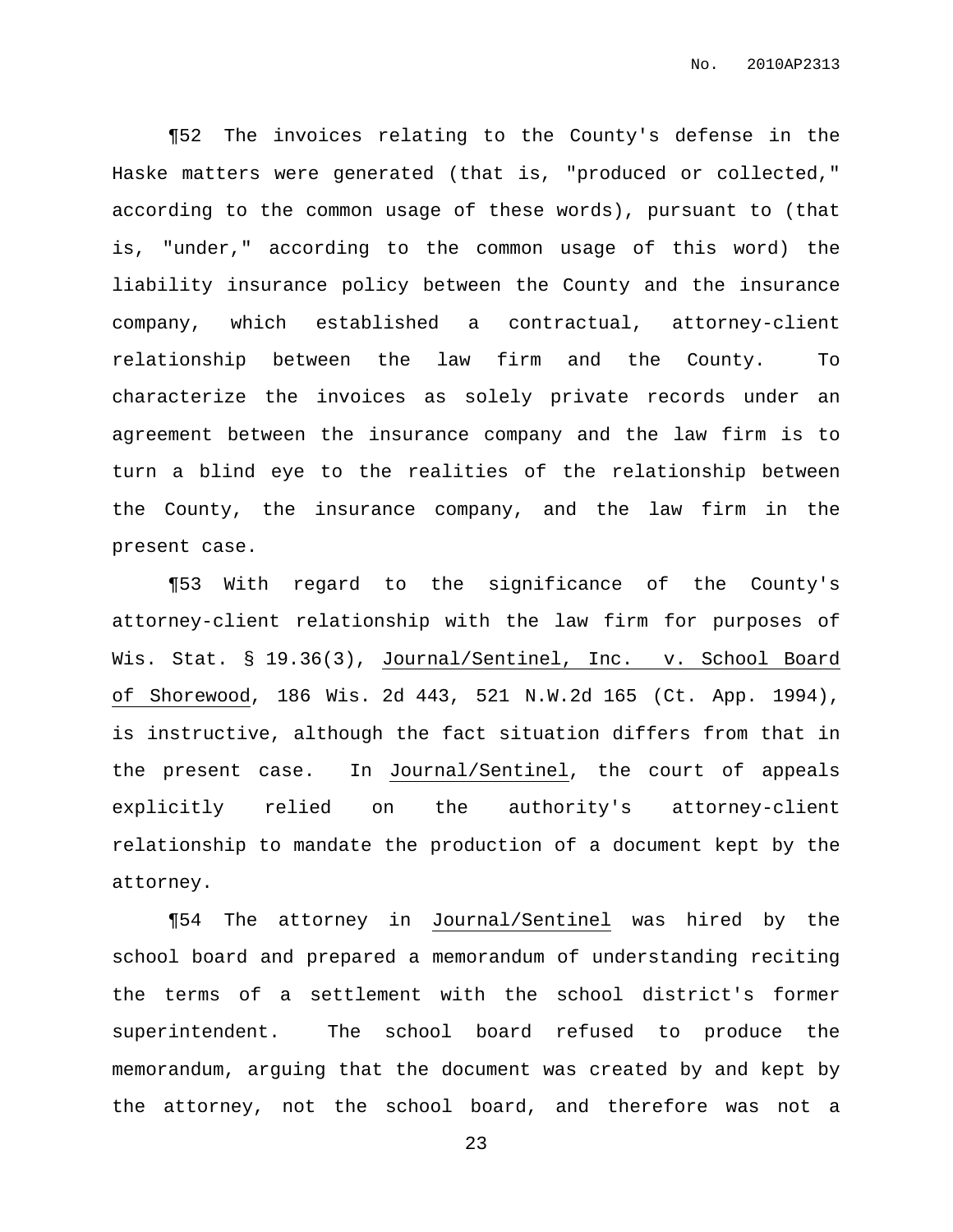¶52 The invoices relating to the County's defense in the Haske matters were generated (that is, "produced or collected," according to the common usage of these words), pursuant to (that is, "under," according to the common usage of this word) the liability insurance policy between the County and the insurance company, which established a contractual, attorney-client relationship between the law firm and the County. To characterize the invoices as solely private records under an agreement between the insurance company and the law firm is to turn a blind eye to the realities of the relationship between the County, the insurance company, and the law firm in the present case.

¶53 With regard to the significance of the County's attorney-client relationship with the law firm for purposes of Wis. Stat. § 19.36(3), Journal/Sentinel, Inc. v. School Board of Shorewood, 186 Wis. 2d 443, 521 N.W.2d 165 (Ct. App. 1994), is instructive, although the fact situation differs from that in the present case. In Journal/Sentinel, the court of appeals explicitly relied on the authority's attorney-client relationship to mandate the production of a document kept by the attorney.

¶54 The attorney in Journal/Sentinel was hired by the school board and prepared a memorandum of understanding reciting the terms of a settlement with the school district's former superintendent. The school board refused to produce the memorandum, arguing that the document was created by and kept by the attorney, not the school board, and therefore was not a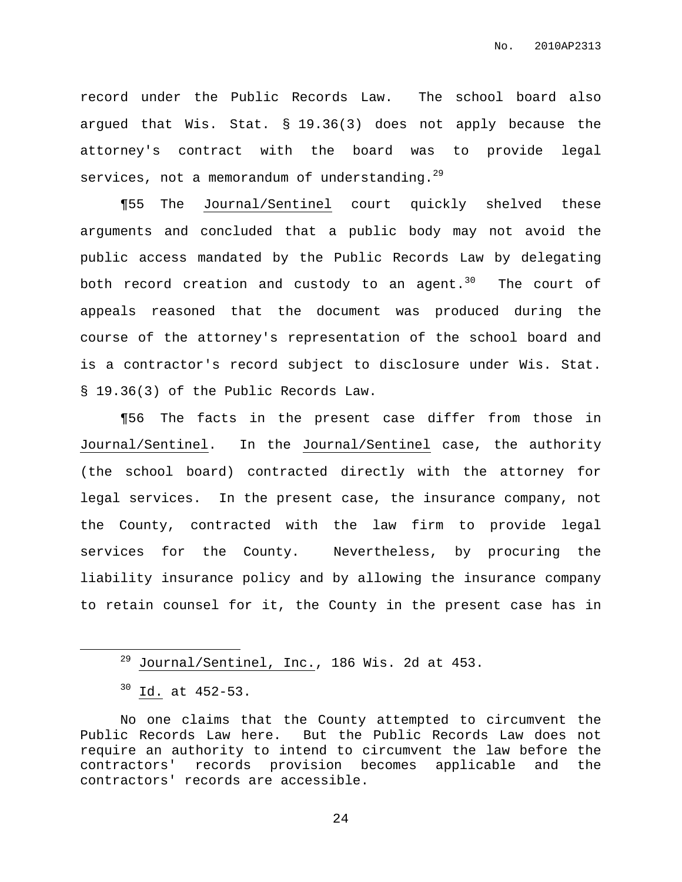record under the Public Records Law. The school board also argued that Wis. Stat. § 19.36(3) does not apply because the attorney's contract with the board was to provide legal services, not a memorandum of understanding.[29]

¶55 The Journal/Sentinel court quickly shelved these arguments and concluded that a public body may not avoid the public access mandated by the Public Records Law by delegating both record creation and custody to an agent.[30] The court of appeals reasoned that the document was produced during the course of the attorney's representation of the school board and is a contractor's record subject to disclosure under Wis. Stat. § 19.36(3) of the Public Records Law.

¶56 The facts in the present case differ from those in Journal/Sentinel. In the Journal/Sentinel case, the authority (the school board) contracted directly with the attorney for legal services. In the present case, the insurance company, not the County, contracted with the law firm to provide legal services for the County. Nevertheless, by procuring the liability insurance policy and by allowing the insurance company to retain counsel for it, the County in the present case has in

---

[29] Journal/Sentinel, Inc., 186 Wis. 2d at 453.

[30] Id. at 452-53.

No one claims that the County attempted to circumvent the Public Records Law here. But the Public Records Law does not require an authority to intend to circumvent the law before the contractors' records provision becomes applicable and the contractors' records are accessible.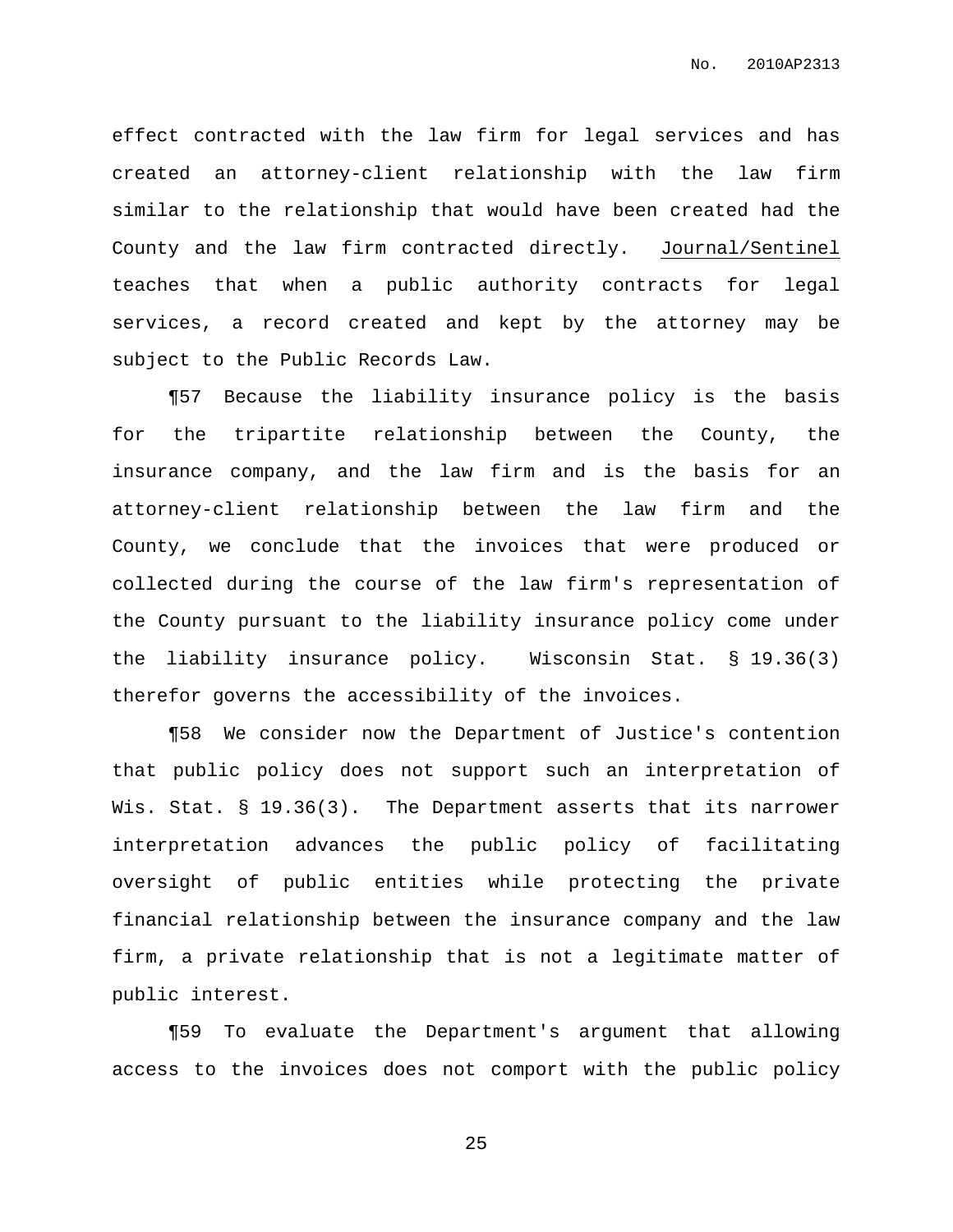effect contracted with the law firm for legal services and has created an attorney-client relationship with the law firm similar to the relationship that would have been created had the County and the law firm contracted directly. Journal/Sentinel teaches that when a public authority contracts for legal services, a record created and kept by the attorney may be subject to the Public Records Law.

¶57 Because the liability insurance policy is the basis for the tripartite relationship between the County, the insurance company, and the law firm and is the basis for an attorney-client relationship between the law firm and the County, we conclude that the invoices that were produced or collected during the course of the law firm's representation of the County pursuant to the liability insurance policy come under the liability insurance policy. Wisconsin Stat. § 19.36(3) therefor governs the accessibility of the invoices.

¶58 We consider now the Department of Justice's contention that public policy does not support such an interpretation of Wis. Stat. § 19.36(3). The Department asserts that its narrower interpretation advances the public policy of facilitating oversight of public entities while protecting the private financial relationship between the insurance company and the law firm, a private relationship that is not a legitimate matter of public interest.

¶59 To evaluate the Department's argument that allowing access to the invoices does not comport with the public policy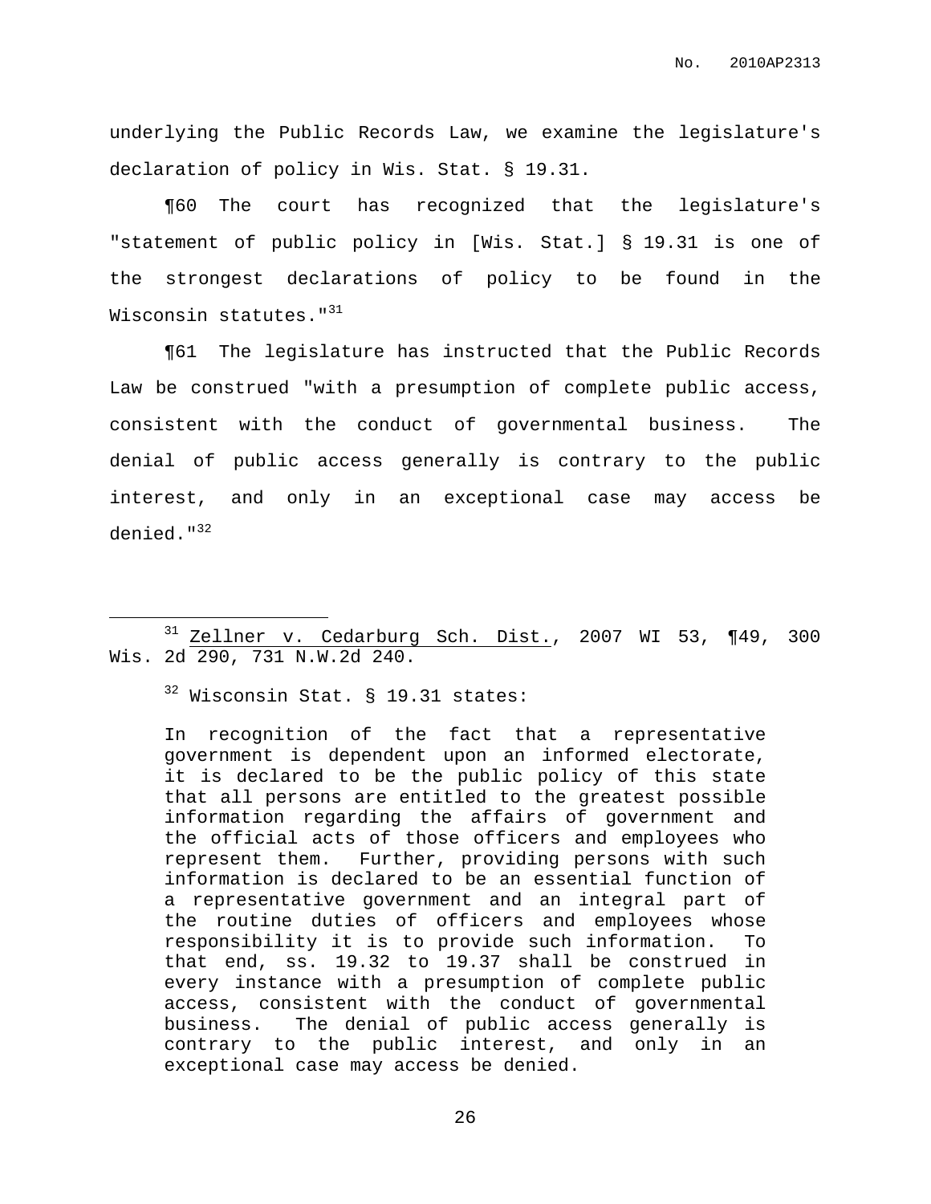underlying the Public Records Law, we examine the legislature's declaration of policy in Wis. Stat. § 19.31.

¶60 The court has recognized that the legislature's "statement of public policy in [Wis. Stat.] § 19.31 is one of the strongest declarations of policy to be found in the Wisconsin statutes."[31]

¶61 The legislature has instructed that the Public Records Law be construed "with a presumption of complete public access, consistent with the conduct of governmental business. The denial of public access generally is contrary to the public interest, and only in an exceptional case may access be denied."[32]

---

[31] Zellner v. Cedarburg Sch. Dist., 2007 WI 53, ¶49, 300 Wis. 2d 290, 731 N.W.2d 240.

[32] Wisconsin Stat. § 19.31 states:

> In recognition of the fact that a representative government is dependent upon an informed electorate, it is declared to be the public policy of this state that all persons are entitled to the greatest possible information regarding the affairs of government and the official acts of those officers and employees who represent them. Further, providing persons with such information is declared to be an essential function of a representative government and an integral part of the routine duties of officers and employees whose responsibility it is to provide such information. To that end, ss. 19.32 to 19.37 shall be construed in every instance with a presumption of complete public access, consistent with the conduct of governmental business. The denial of public access generally is contrary to the public interest, and only in an exceptional case may access be denied.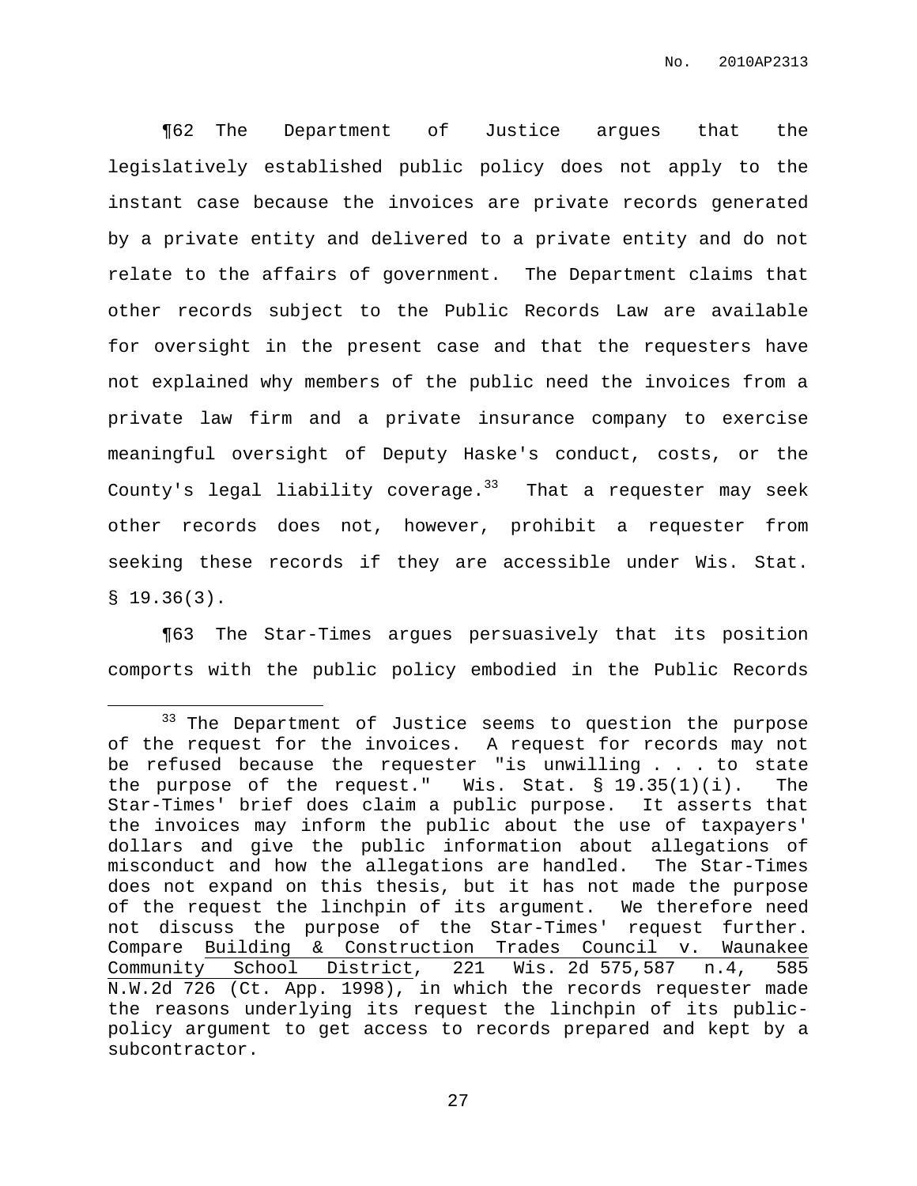¶62 The Department of Justice argues that the legislatively established public policy does not apply to the instant case because the invoices are private records generated by a private entity and delivered to a private entity and do not relate to the affairs of government. The Department claims that other records subject to the Public Records Law are available for oversight in the present case and that the requesters have not explained why members of the public need the invoices from a private law firm and a private insurance company to exercise meaningful oversight of Deputy Haske's conduct, costs, or the County's legal liability coverage.[33] That a requester may seek other records does not, however, prohibit a requester from seeking these records if they are accessible under Wis. Stat. § 19.36(3).

¶63 The Star-Times argues persuasively that its position comports with the public policy embodied in the Public Records

---

[33] The Department of Justice seems to question the purpose of the request for the invoices. A request for records may not be refused because the requester "is unwilling . . . to state the purpose of the request." Wis. Stat. § 19.35(1)(i). The Star-Times' brief does claim a public purpose. It asserts that the invoices may inform the public about the use of taxpayers' dollars and give the public information about allegations of misconduct and how the allegations are handled. The Star-Times does not expand on this thesis, but it has not made the purpose of the request the linchpin of its argument. We therefore need not discuss the purpose of the Star-Times' request further. Compare <u>Building & Construction Trades Council v. Waunakee Community School District</u>, 221 Wis. 2d 575,587 n.4, 585 N.W.2d 726 (Ct. App. 1998), in which the records requester made the reasons underlying its request the linchpin of its public-policy argument to get access to records prepared and kept by a subcontractor.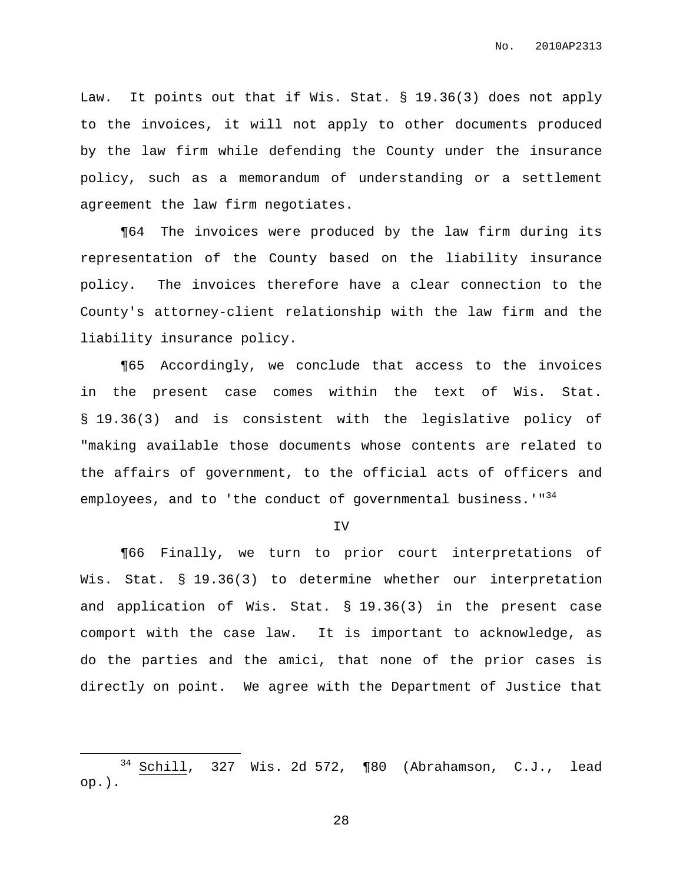Law. It points out that if Wis. Stat. § 19.36(3) does not apply to the invoices, it will not apply to other documents produced by the law firm while defending the County under the insurance policy, such as a memorandum of understanding or a settlement agreement the law firm negotiates.

¶64 The invoices were produced by the law firm during its representation of the County based on the liability insurance policy. The invoices therefore have a clear connection to the County's attorney-client relationship with the law firm and the liability insurance policy.

¶65 Accordingly, we conclude that access to the invoices in the present case comes within the text of Wis. Stat. § 19.36(3) and is consistent with the legislative policy of "making available those documents whose contents are related to the affairs of government, to the official acts of officers and employees, and to 'the conduct of governmental business.'"[34]

IV

¶66 Finally, we turn to prior court interpretations of Wis. Stat. § 19.36(3) to determine whether our interpretation and application of Wis. Stat. § 19.36(3) in the present case comport with the case law. It is important to acknowledge, as do the parties and the amici, that none of the prior cases is directly on point. We agree with the Department of Justice that

---

[34] Schill, 327 Wis. 2d 572, ¶80 (Abrahamson, C.J., lead op.).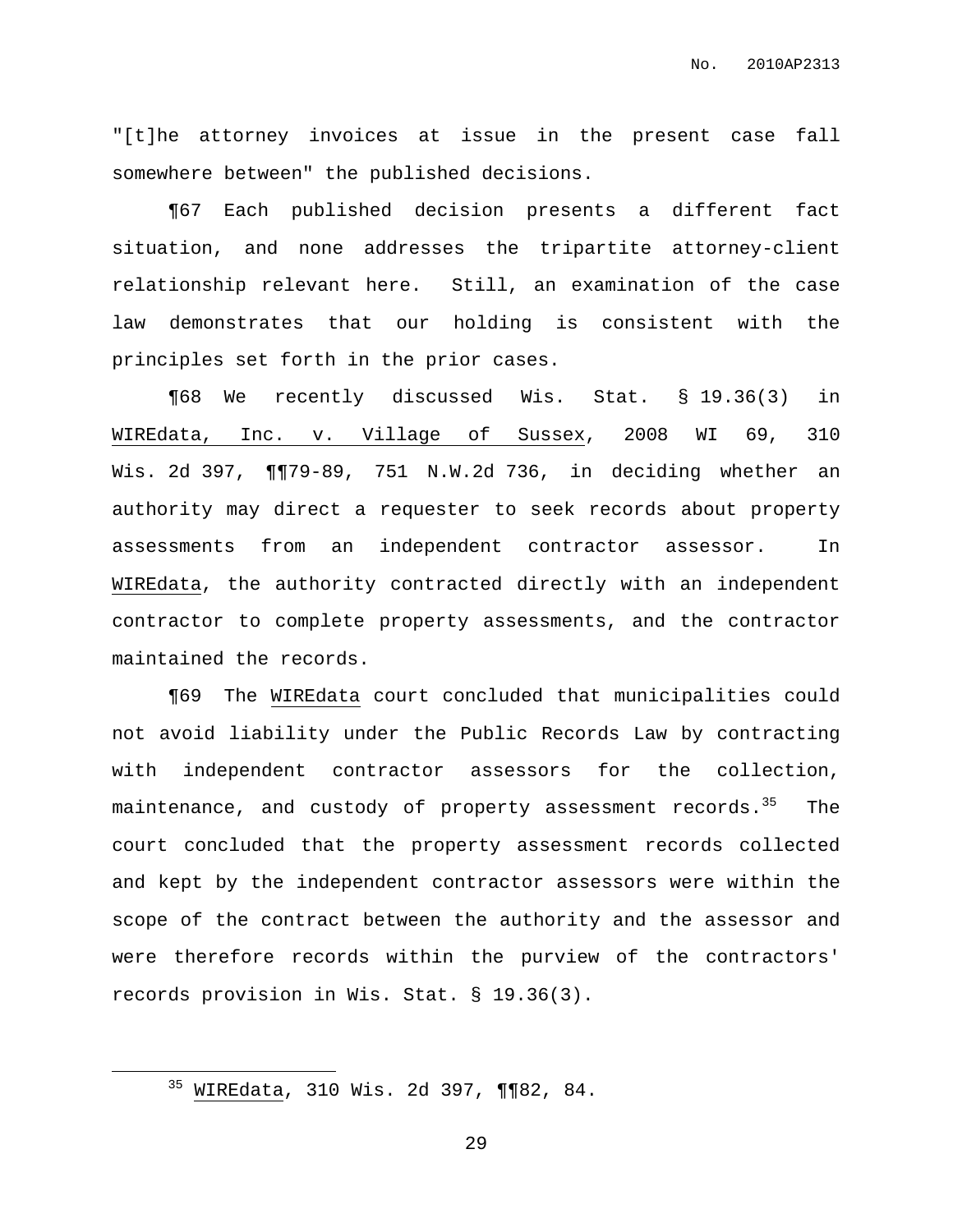"[t]he attorney invoices at issue in the present case fall somewhere between" the published decisions.

¶67 Each published decision presents a different fact situation, and none addresses the tripartite attorney-client relationship relevant here. Still, an examination of the case law demonstrates that our holding is consistent with the principles set forth in the prior cases.

¶68 We recently discussed Wis. Stat. § 19.36(3) in WIREdata, Inc. v. Village of Sussex, 2008 WI 69, 310 Wis. 2d 397, ¶¶79-89, 751 N.W.2d 736, in deciding whether an authority may direct a requester to seek records about property assessments from an independent contractor assessor. In WIREdata, the authority contracted directly with an independent contractor to complete property assessments, and the contractor maintained the records.

¶69 The WIREdata court concluded that municipalities could not avoid liability under the Public Records Law by contracting with independent contractor assessors for the collection, maintenance, and custody of property assessment records.[35] The court concluded that the property assessment records collected and kept by the independent contractor assessors were within the scope of the contract between the authority and the assessor and were therefore records within the purview of the contractors' records provision in Wis. Stat. § 19.36(3).

[35] WIREdata, 310 Wis. 2d 397, ¶¶82, 84.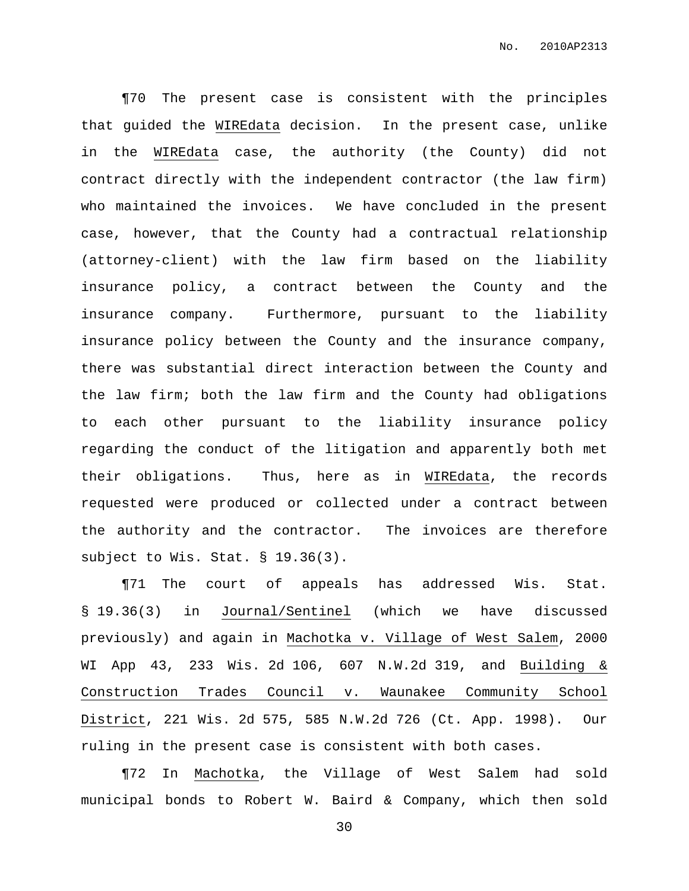¶70 The present case is consistent with the principles that guided the WIREdata decision. In the present case, unlike in the WIREdata case, the authority (the County) did not contract directly with the independent contractor (the law firm) who maintained the invoices. We have concluded in the present case, however, that the County had a contractual relationship (attorney-client) with the law firm based on the liability insurance policy, a contract between the County and the insurance company. Furthermore, pursuant to the liability insurance policy between the County and the insurance company, there was substantial direct interaction between the County and the law firm; both the law firm and the County had obligations to each other pursuant to the liability insurance policy regarding the conduct of the litigation and apparently both met their obligations. Thus, here as in WIREdata, the records requested were produced or collected under a contract between the authority and the contractor. The invoices are therefore subject to Wis. Stat. § 19.36(3).

¶71 The court of appeals has addressed Wis. Stat. § 19.36(3) in Journal/Sentinel (which we have discussed previously) and again in Machotka v. Village of West Salem, 2000 WI App 43, 233 Wis. 2d 106, 607 N.W.2d 319, and Building & Construction Trades Council v. Waunakee Community School District, 221 Wis. 2d 575, 585 N.W.2d 726 (Ct. App. 1998). Our ruling in the present case is consistent with both cases.

¶72 In Machotka, the Village of West Salem had sold municipal bonds to Robert W. Baird & Company, which then sold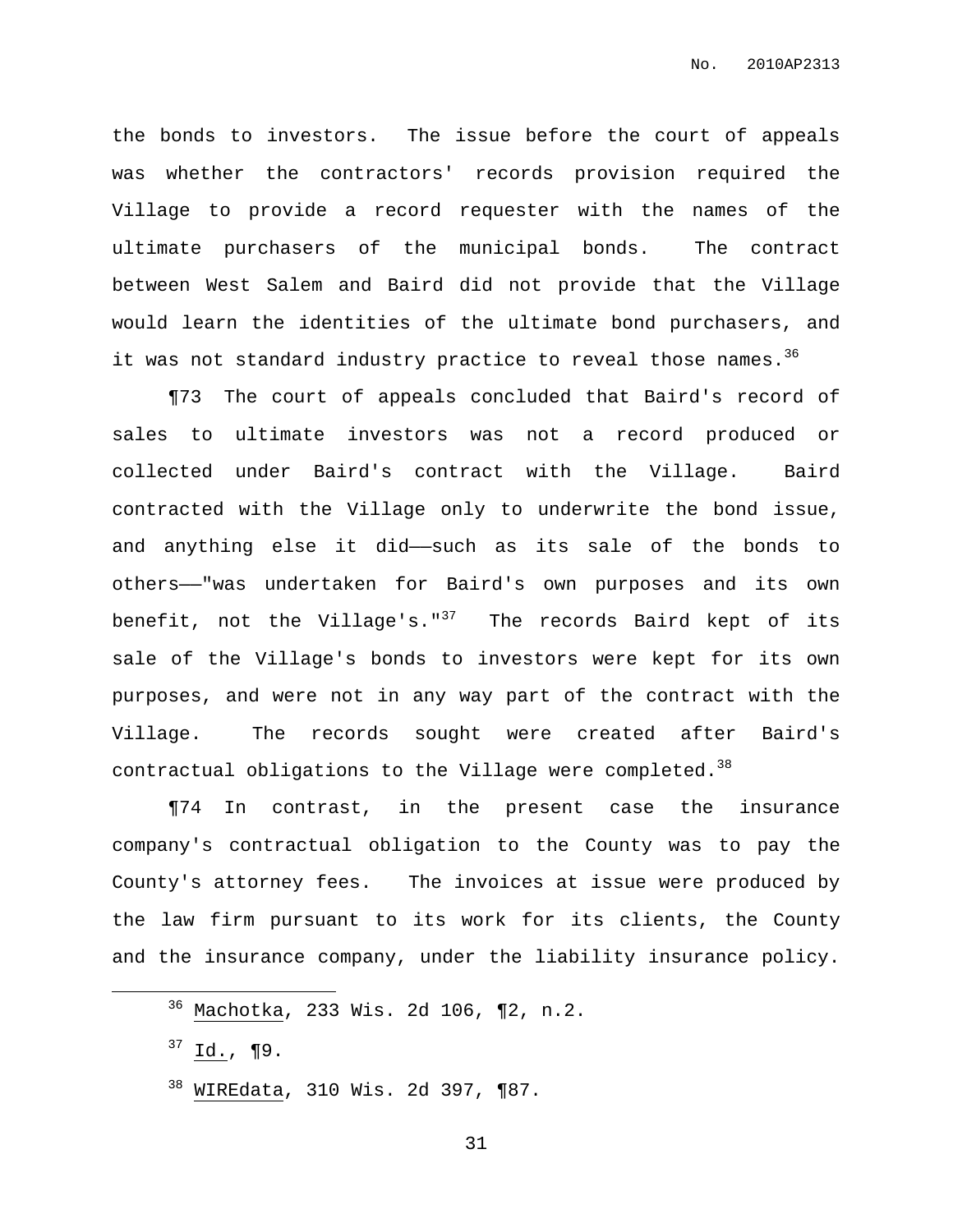the bonds to investors. The issue before the court of appeals was whether the contractors' records provision required the Village to provide a record requester with the names of the ultimate purchasers of the municipal bonds. The contract between West Salem and Baird did not provide that the Village would learn the identities of the ultimate bond purchasers, and it was not standard industry practice to reveal those names.[36]

¶73 The court of appeals concluded that Baird's record of sales to ultimate investors was not a record produced or collected under Baird's contract with the Village. Baird contracted with the Village only to underwrite the bond issue, and anything else it did——such as its sale of the bonds to others——"was undertaken for Baird's own purposes and its own benefit, not the Village's."[37] The records Baird kept of its sale of the Village's bonds to investors were kept for its own purposes, and were not in any way part of the contract with the Village. The records sought were created after Baird's contractual obligations to the Village were completed.[38]

¶74 In contrast, in the present case the insurance company's contractual obligation to the County was to pay the County's attorney fees. The invoices at issue were produced by the law firm pursuant to its work for its clients, the County and the insurance company, under the liability insurance policy.

---

[36] Machotka, 233 Wis. 2d 106, ¶2, n.2.

[37] Id., ¶9.

[38] WIREdata, 310 Wis. 2d 397, ¶87.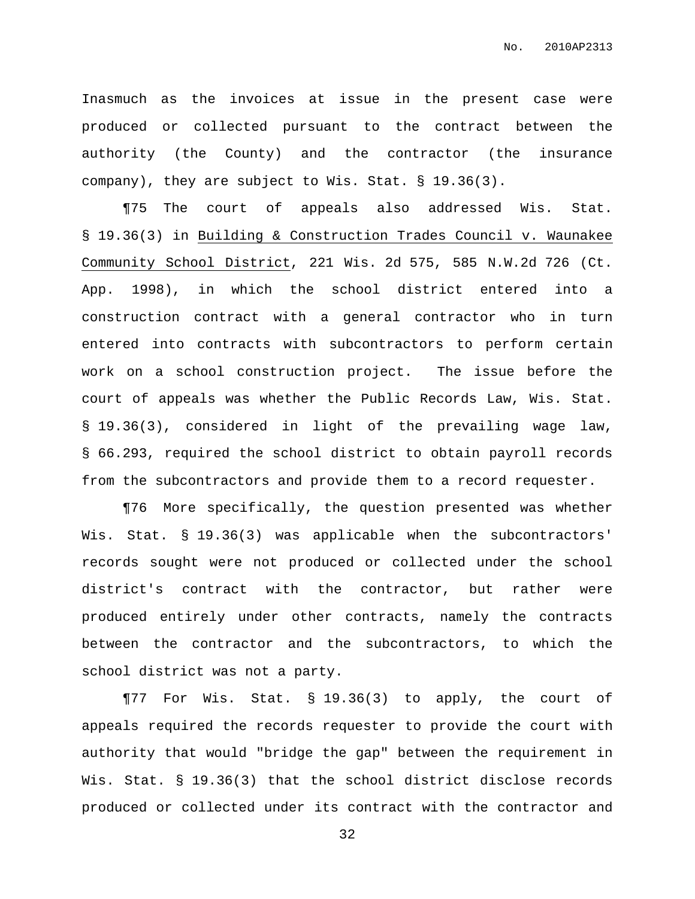Inasmuch as the invoices at issue in the present case were produced or collected pursuant to the contract between the authority (the County) and the contractor (the insurance company), they are subject to Wis. Stat. § 19.36(3).

¶75 The court of appeals also addressed Wis. Stat. § 19.36(3) in Building & Construction Trades Council v. Waunakee Community School District, 221 Wis. 2d 575, 585 N.W.2d 726 (Ct. App. 1998), in which the school district entered into a construction contract with a general contractor who in turn entered into contracts with subcontractors to perform certain work on a school construction project. The issue before the court of appeals was whether the Public Records Law, Wis. Stat. § 19.36(3), considered in light of the prevailing wage law, § 66.293, required the school district to obtain payroll records from the subcontractors and provide them to a record requester.

¶76 More specifically, the question presented was whether Wis. Stat. § 19.36(3) was applicable when the subcontractors' records sought were not produced or collected under the school district's contract with the contractor, but rather were produced entirely under other contracts, namely the contracts between the contractor and the subcontractors, to which the school district was not a party.

¶77 For Wis. Stat. § 19.36(3) to apply, the court of appeals required the records requester to provide the court with authority that would "bridge the gap" between the requirement in Wis. Stat. § 19.36(3) that the school district disclose records produced or collected under its contract with the contractor and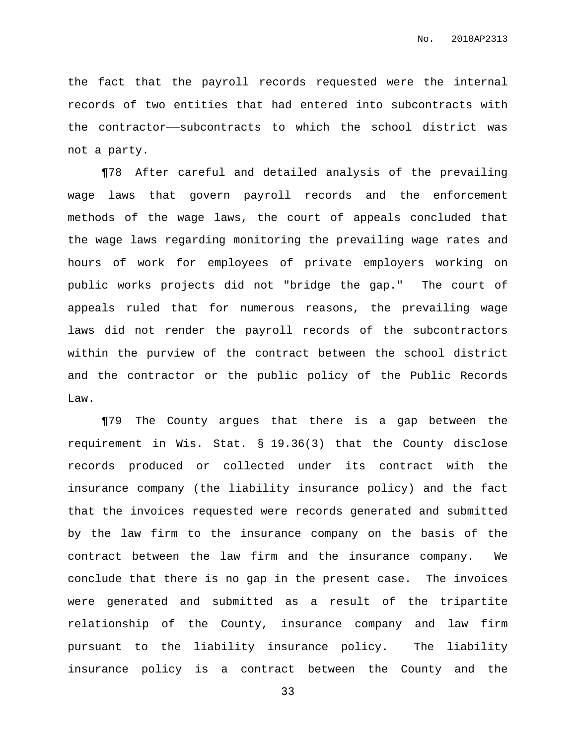the fact that the payroll records requested were the internal records of two entities that had entered into subcontracts with the contractor——subcontracts to which the school district was not a party.

¶78 After careful and detailed analysis of the prevailing wage laws that govern payroll records and the enforcement methods of the wage laws, the court of appeals concluded that the wage laws regarding monitoring the prevailing wage rates and hours of work for employees of private employers working on public works projects did not "bridge the gap." The court of appeals ruled that for numerous reasons, the prevailing wage laws did not render the payroll records of the subcontractors within the purview of the contract between the school district and the contractor or the public policy of the Public Records Law.

¶79 The County argues that there is a gap between the requirement in Wis. Stat. § 19.36(3) that the County disclose records produced or collected under its contract with the insurance company (the liability insurance policy) and the fact that the invoices requested were records generated and submitted by the law firm to the insurance company on the basis of the contract between the law firm and the insurance company. We conclude that there is no gap in the present case. The invoices were generated and submitted as a result of the tripartite relationship of the County, insurance company and law firm pursuant to the liability insurance policy. The liability insurance policy is a contract between the County and the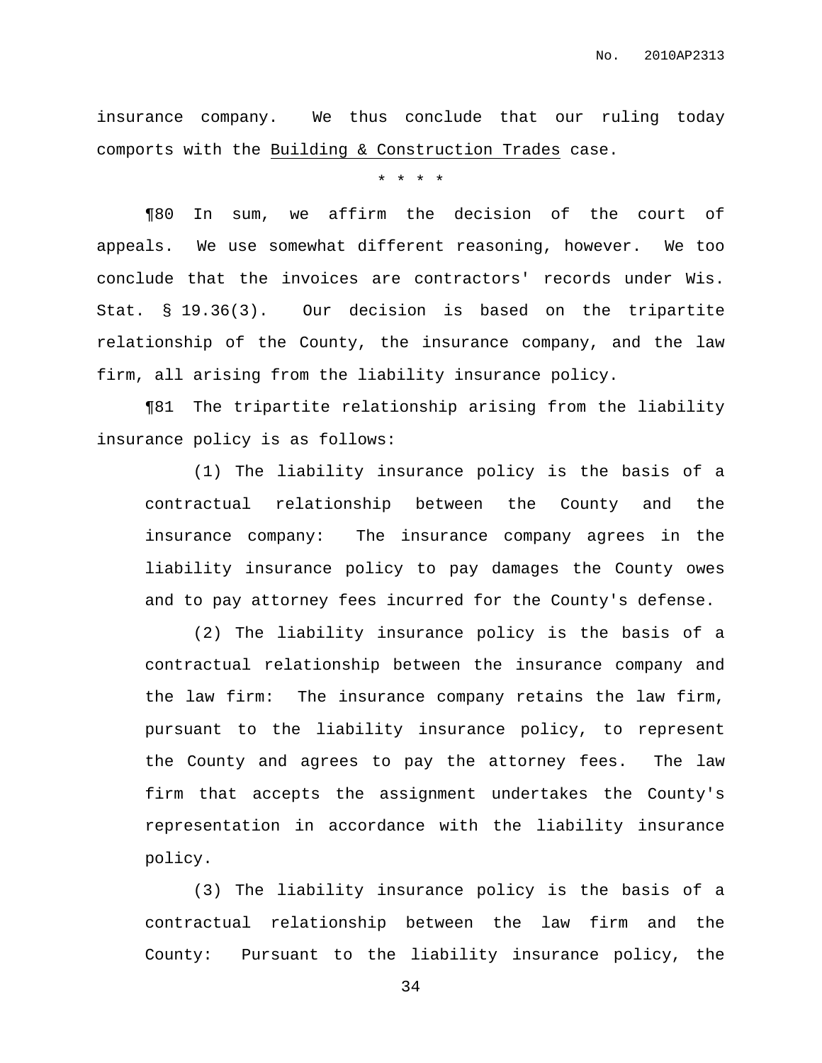insurance company. We thus conclude that our ruling today comports with the Building & Construction Trades case.

\* \* \* \*

¶80 In sum, we affirm the decision of the court of appeals. We use somewhat different reasoning, however. We too conclude that the invoices are contractors' records under Wis. Stat. § 19.36(3). Our decision is based on the tripartite relationship of the County, the insurance company, and the law firm, all arising from the liability insurance policy.

¶81 The tripartite relationship arising from the liability insurance policy is as follows:

> (1) The liability insurance policy is the basis of a contractual relationship between the County and the insurance company: The insurance company agrees in the liability insurance policy to pay damages the County owes and to pay attorney fees incurred for the County's defense.
>
> (2) The liability insurance policy is the basis of a contractual relationship between the insurance company and the law firm: The insurance company retains the law firm, pursuant to the liability insurance policy, to represent the County and agrees to pay the attorney fees. The law firm that accepts the assignment undertakes the County's representation in accordance with the liability insurance policy.
>
> (3) The liability insurance policy is the basis of a contractual relationship between the law firm and the County: Pursuant to the liability insurance policy, the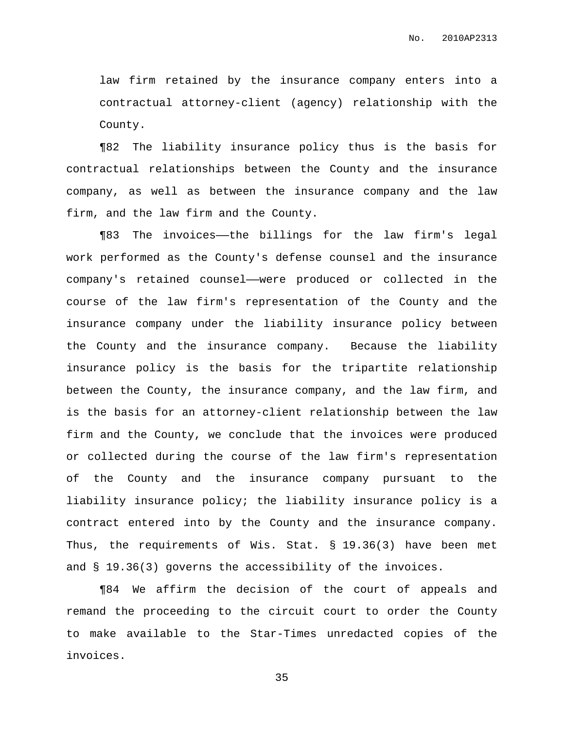law firm retained by the insurance company enters into a contractual attorney-client (agency) relationship with the County.

¶82 The liability insurance policy thus is the basis for contractual relationships between the County and the insurance company, as well as between the insurance company and the law firm, and the law firm and the County.

¶83 The invoices——the billings for the law firm's legal work performed as the County's defense counsel and the insurance company's retained counsel——were produced or collected in the course of the law firm's representation of the County and the insurance company under the liability insurance policy between the County and the insurance company. Because the liability insurance policy is the basis for the tripartite relationship between the County, the insurance company, and the law firm, and is the basis for an attorney-client relationship between the law firm and the County, we conclude that the invoices were produced or collected during the course of the law firm's representation of the County and the insurance company pursuant to the liability insurance policy; the liability insurance policy is a contract entered into by the County and the insurance company. Thus, the requirements of Wis. Stat. § 19.36(3) have been met and § 19.36(3) governs the accessibility of the invoices.

¶84 We affirm the decision of the court of appeals and remand the proceeding to the circuit court to order the County to make available to the Star-Times unredacted copies of the invoices.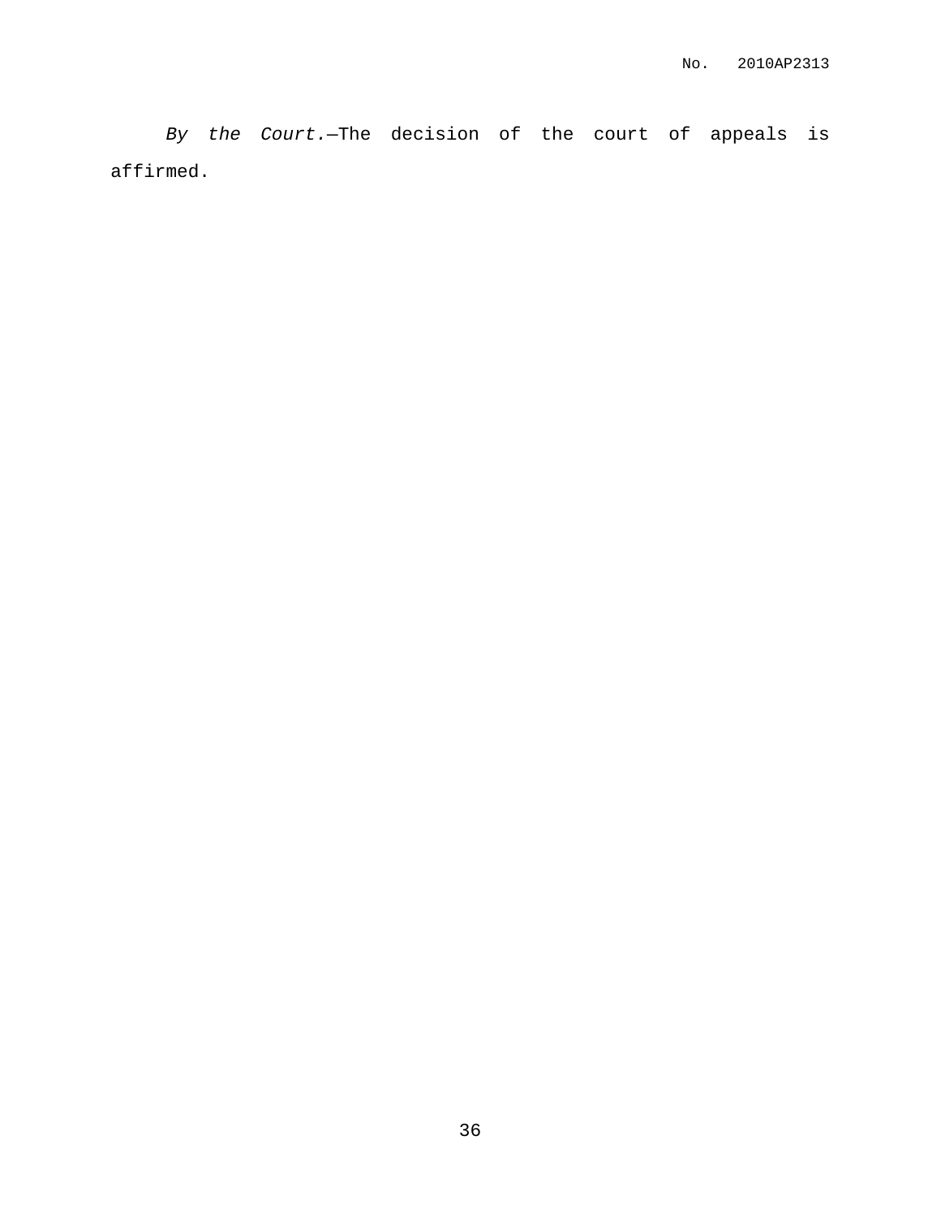*By the Court.*—The decision of the court of appeals is affirmed.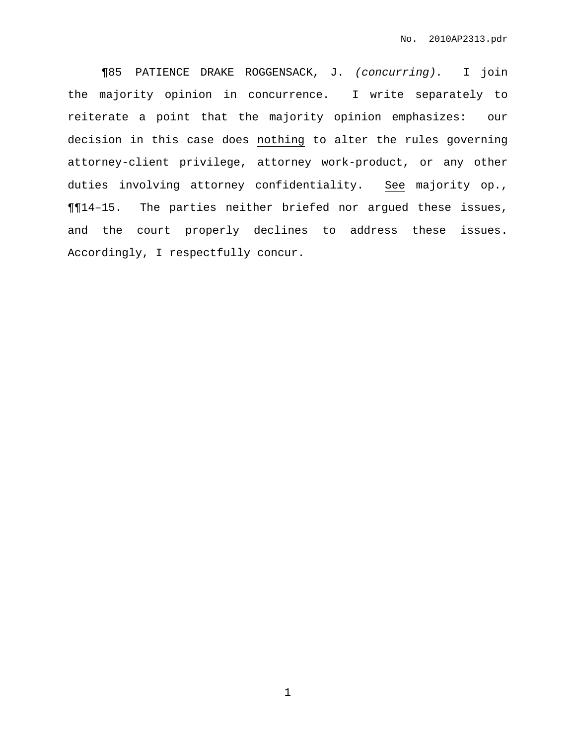¶85 PATIENCE DRAKE ROGGENSACK, J. *(concurring).* I join the majority opinion in concurrence. I write separately to reiterate a point that the majority opinion emphasizes: our decision in this case does nothing to alter the rules governing attorney-client privilege, attorney work-product, or any other duties involving attorney confidentiality. See majority op., ¶¶14–15. The parties neither briefed nor argued these issues, and the court properly declines to address these issues. Accordingly, I respectfully concur.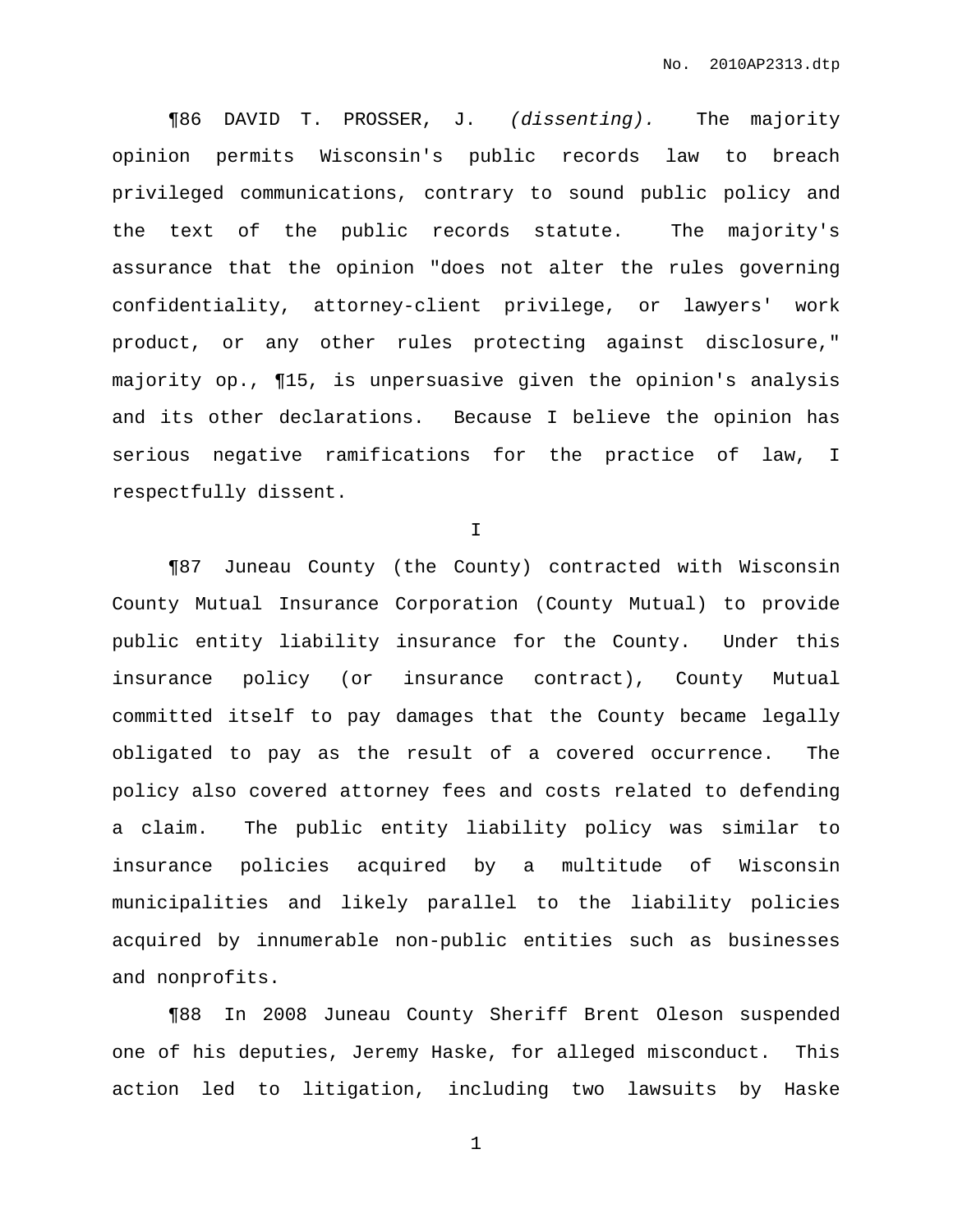¶86 DAVID T. PROSSER, J. *(dissenting).* The majority opinion permits Wisconsin's public records law to breach privileged communications, contrary to sound public policy and the text of the public records statute. The majority's assurance that the opinion "does not alter the rules governing confidentiality, attorney-client privilege, or lawyers' work product, or any other rules protecting against disclosure," majority op., ¶15, is unpersuasive given the opinion's analysis and its other declarations. Because I believe the opinion has serious negative ramifications for the practice of law, I respectfully dissent.

I

¶87 Juneau County (the County) contracted with Wisconsin County Mutual Insurance Corporation (County Mutual) to provide public entity liability insurance for the County. Under this insurance policy (or insurance contract), County Mutual committed itself to pay damages that the County became legally obligated to pay as the result of a covered occurrence. The policy also covered attorney fees and costs related to defending a claim. The public entity liability policy was similar to insurance policies acquired by a multitude of Wisconsin municipalities and likely parallel to the liability policies acquired by innumerable non-public entities such as businesses and nonprofits.

¶88 In 2008 Juneau County Sheriff Brent Oleson suspended one of his deputies, Jeremy Haske, for alleged misconduct. This action led to litigation, including two lawsuits by Haske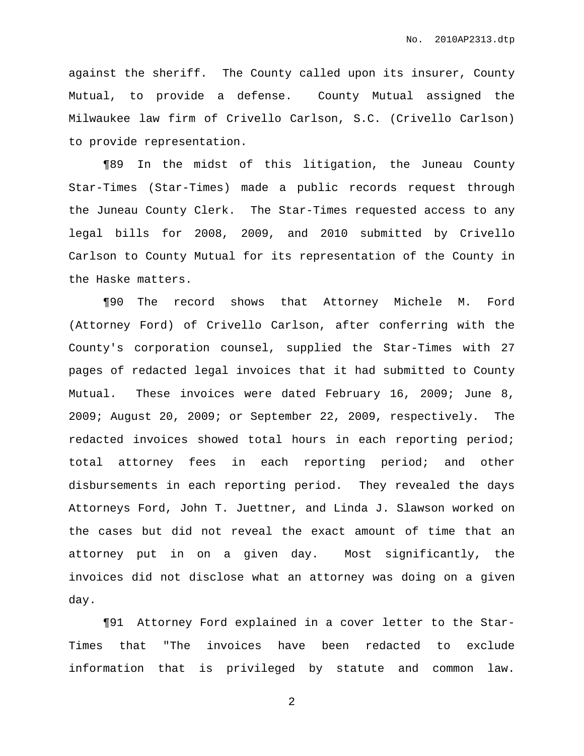against the sheriff. The County called upon its insurer, County Mutual, to provide a defense. County Mutual assigned the Milwaukee law firm of Crivello Carlson, S.C. (Crivello Carlson) to provide representation.

¶89 In the midst of this litigation, the Juneau County Star-Times (Star-Times) made a public records request through the Juneau County Clerk. The Star-Times requested access to any legal bills for 2008, 2009, and 2010 submitted by Crivello Carlson to County Mutual for its representation of the County in the Haske matters.

¶90 The record shows that Attorney Michele M. Ford (Attorney Ford) of Crivello Carlson, after conferring with the County's corporation counsel, supplied the Star-Times with 27 pages of redacted legal invoices that it had submitted to County Mutual. These invoices were dated February 16, 2009; June 8, 2009; August 20, 2009; or September 22, 2009, respectively. The redacted invoices showed total hours in each reporting period; total attorney fees in each reporting period; and other disbursements in each reporting period. They revealed the days Attorneys Ford, John T. Juettner, and Linda J. Slawson worked on the cases but did not reveal the exact amount of time that an attorney put in on a given day. Most significantly, the invoices did not disclose what an attorney was doing on a given day.

¶91 Attorney Ford explained in a cover letter to the Star-Times that "The invoices have been redacted to exclude information that is privileged by statute and common law.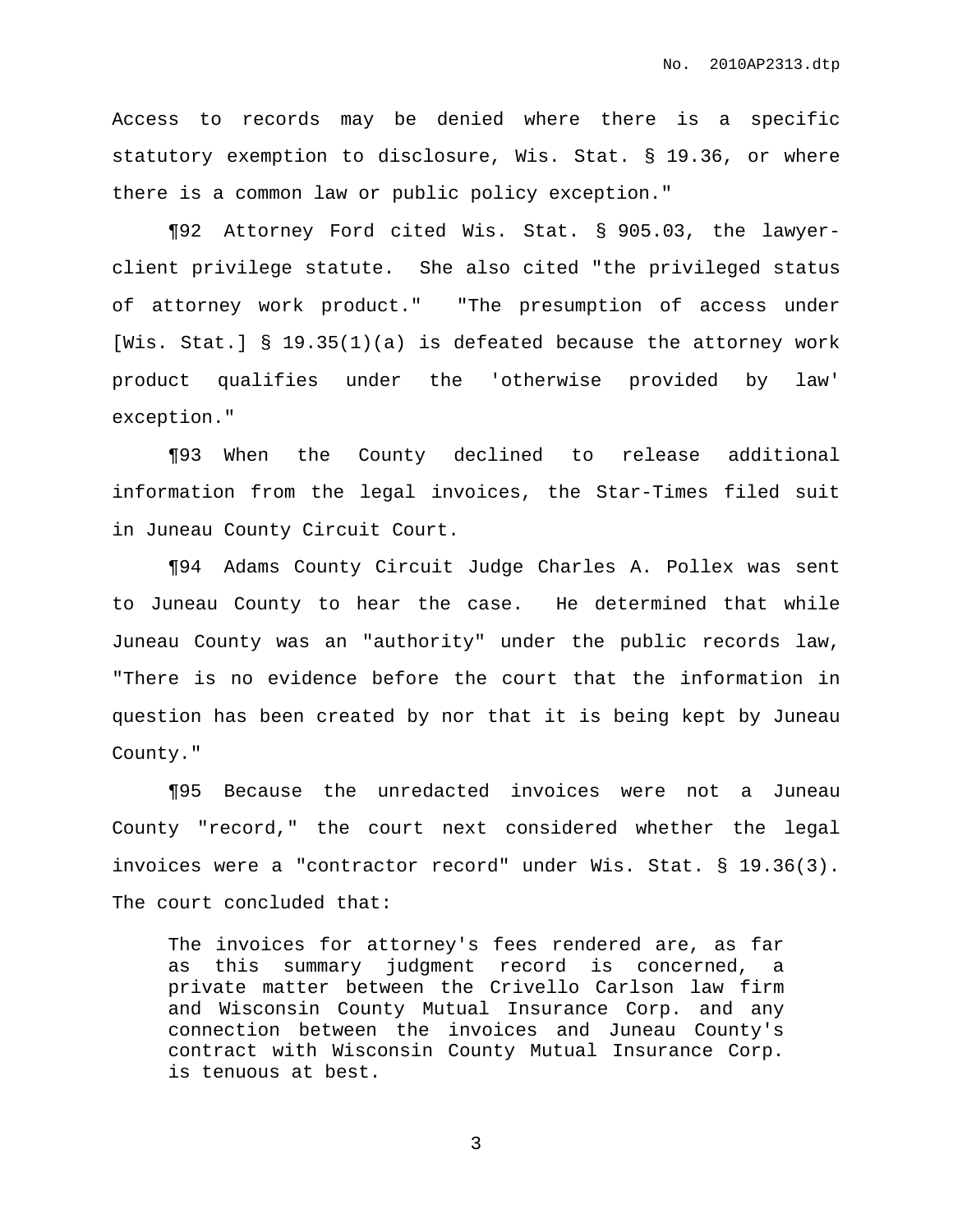Access to records may be denied where there is a specific statutory exemption to disclosure, Wis. Stat. § 19.36, or where there is a common law or public policy exception."

¶92 Attorney Ford cited Wis. Stat. § 905.03, the lawyer-client privilege statute. She also cited "the privileged status of attorney work product." "The presumption of access under [Wis. Stat.] § 19.35(1)(a) is defeated because the attorney work product qualifies under the 'otherwise provided by law' exception."

¶93 When the County declined to release additional information from the legal invoices, the Star-Times filed suit in Juneau County Circuit Court.

¶94 Adams County Circuit Judge Charles A. Pollex was sent to Juneau County to hear the case. He determined that while Juneau County was an "authority" under the public records law, "There is no evidence before the court that the information in question has been created by nor that it is being kept by Juneau County."

¶95 Because the unredacted invoices were not a Juneau County "record," the court next considered whether the legal invoices were a "contractor record" under Wis. Stat. § 19.36(3). The court concluded that:

> The invoices for attorney's fees rendered are, as far as this summary judgment record is concerned, a private matter between the Crivello Carlson law firm and Wisconsin County Mutual Insurance Corp. and any connection between the invoices and Juneau County's contract with Wisconsin County Mutual Insurance Corp. is tenuous at best.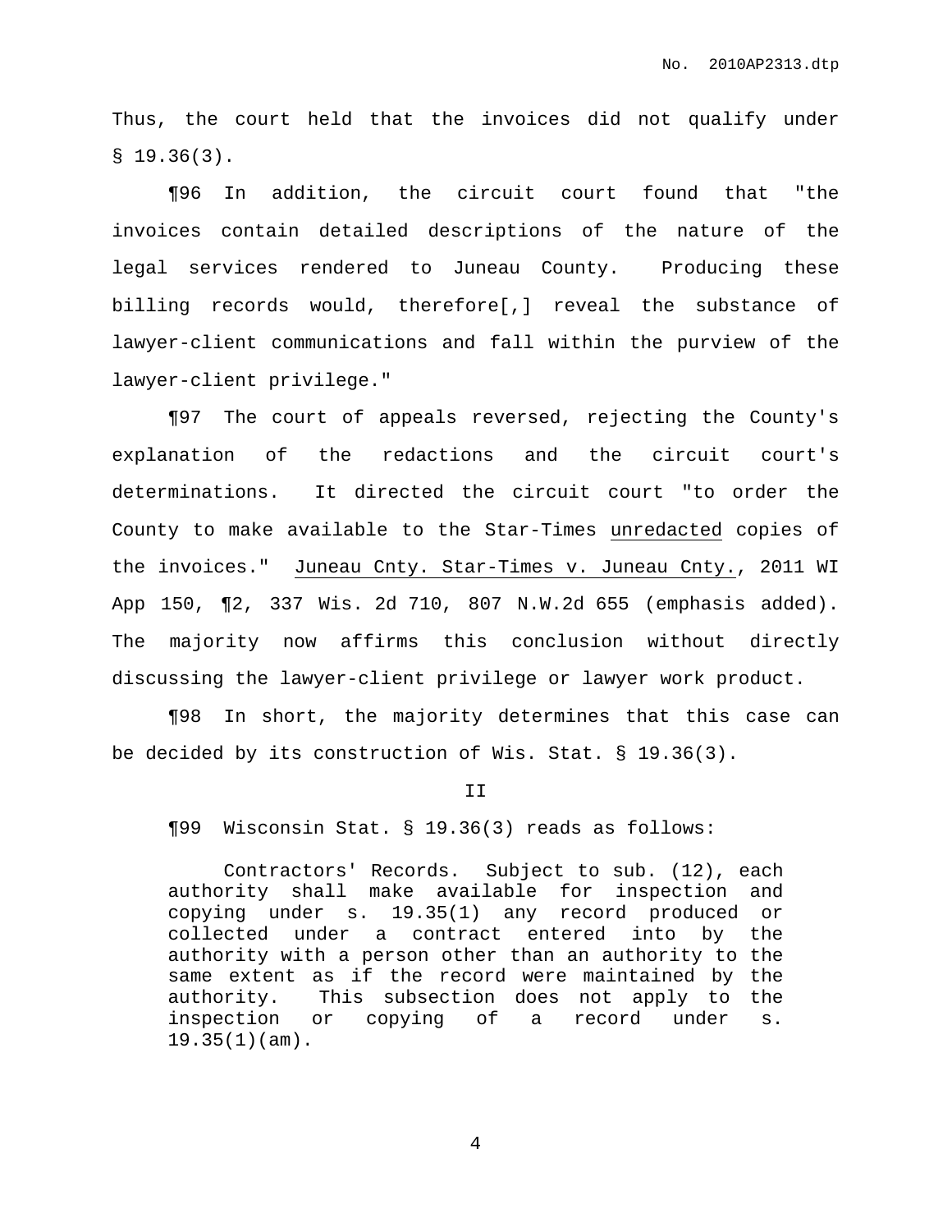Thus, the court held that the invoices did not qualify under § 19.36(3).

¶96 In addition, the circuit court found that "the invoices contain detailed descriptions of the nature of the legal services rendered to Juneau County. Producing these billing records would, therefore[,] reveal the substance of lawyer-client communications and fall within the purview of the lawyer-client privilege."

¶97 The court of appeals reversed, rejecting the County's explanation of the redactions and the circuit court's determinations. It directed the circuit court "to order the County to make available to the Star-Times <u>unredacted</u> copies of the invoices." <u>Juneau Cnty. Star-Times v. Juneau Cnty.</u>, 2011 WI App 150, ¶2, 337 Wis. 2d 710, 807 N.W.2d 655 (emphasis added). The majority now affirms this conclusion without directly discussing the lawyer-client privilege or lawyer work product.

¶98 In short, the majority determines that this case can be decided by its construction of Wis. Stat. § 19.36(3).

II

¶99 Wisconsin Stat. § 19.36(3) reads as follows:

> Contractors' Records. Subject to sub. (12), each authority shall make available for inspection and copying under s. 19.35(1) any record produced or collected under a contract entered into by the authority with a person other than an authority to the same extent as if the record were maintained by the authority. This subsection does not apply to the inspection or copying of a record under s. 19.35(1)(am).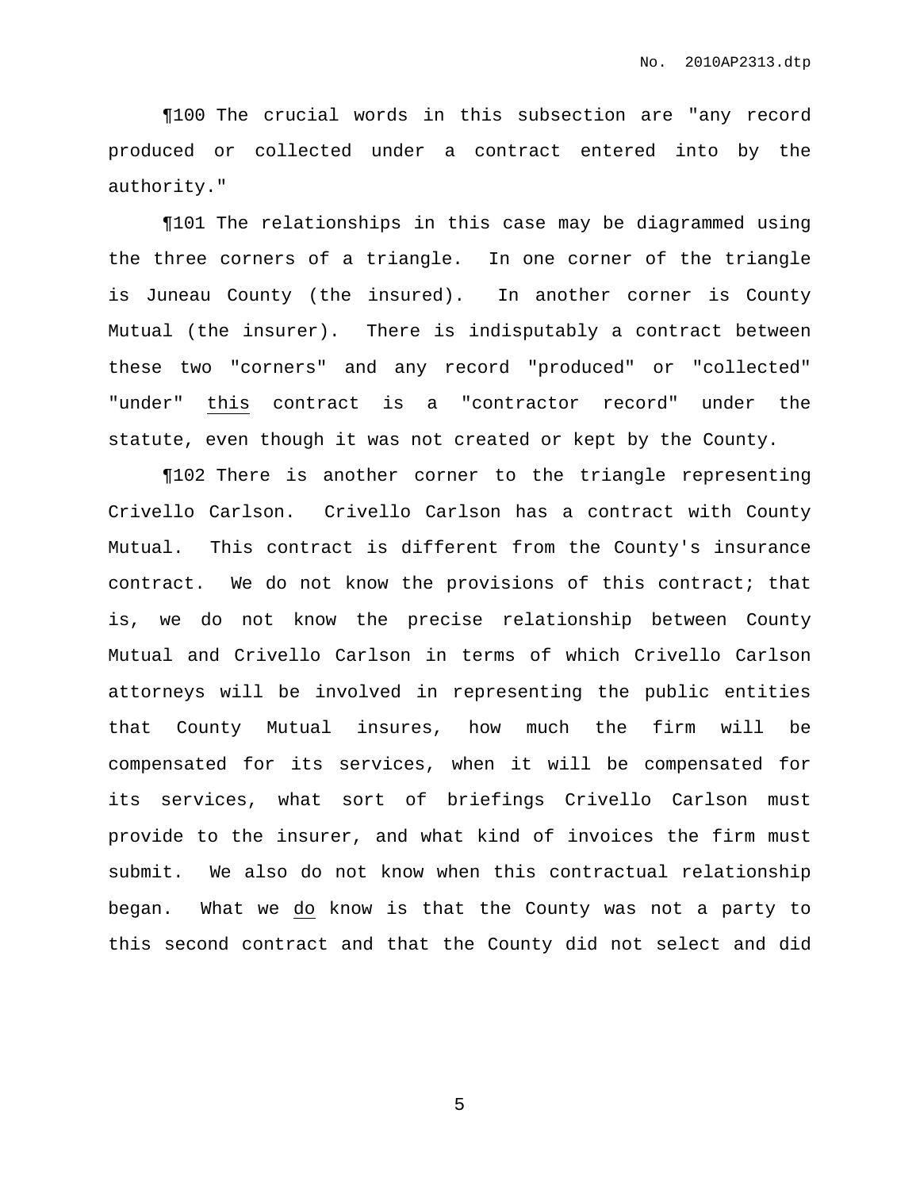¶100 The crucial words in this subsection are "any record produced or collected under a contract entered into by the authority."

¶101 The relationships in this case may be diagrammed using the three corners of a triangle. In one corner of the triangle is Juneau County (the insured). In another corner is County Mutual (the insurer). There is indisputably a contract between these two "corners" and any record "produced" or "collected" "under" this contract is a "contractor record" under the statute, even though it was not created or kept by the County.

¶102 There is another corner to the triangle representing Crivello Carlson. Crivello Carlson has a contract with County Mutual. This contract is different from the County's insurance contract. We do not know the provisions of this contract; that is, we do not know the precise relationship between County Mutual and Crivello Carlson in terms of which Crivello Carlson attorneys will be involved in representing the public entities that County Mutual insures, how much the firm will be compensated for its services, when it will be compensated for its services, what sort of briefings Crivello Carlson must provide to the insurer, and what kind of invoices the firm must submit. We also do not know when this contractual relationship began. What we do know is that the County was not a party to this second contract and that the County did not select and did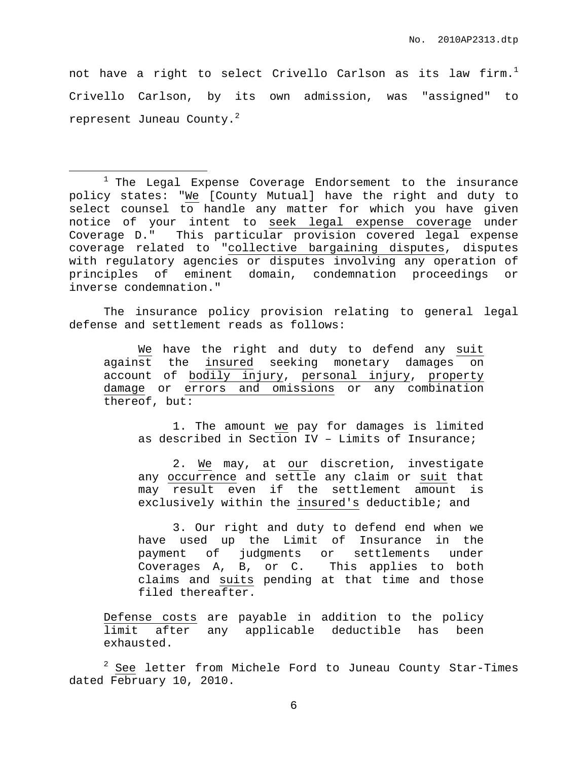not have a right to select Crivello Carlson as its law firm.[1] Crivello Carlson, by its own admission, was "assigned" to represent Juneau County.[2]

---

[1] The Legal Expense Coverage Endorsement to the insurance policy states: "We [County Mutual] have the right and duty to select counsel to handle any matter for which you have given notice of your intent to seek legal expense coverage under Coverage D." This particular provision covered legal expense coverage related to "collective bargaining disputes, disputes with regulatory agencies or disputes involving any operation of principles of eminent domain, condemnation proceedings or inverse condemnation."

The insurance policy provision relating to general legal defense and settlement reads as follows:

> We have the right and duty to defend any suit against the insured seeking monetary damages on account of bodily injury, personal injury, property damage or errors and omissions or any combination thereof, but:
>
> > 1. The amount we pay for damages is limited as described in Section IV – Limits of Insurance;
> >
> > 2. We may, at our discretion, investigate any occurrence and settle any claim or suit that may result even if the settlement amount is exclusively within the insured's deductible; and
> >
> > 3. Our right and duty to defend end when we have used up the Limit of Insurance in the payment of judgments or settlements under Coverages A, B, or C. This applies to both claims and suits pending at that time and those filed thereafter.
>
> Defense costs are payable in addition to the policy limit after any applicable deductible has been exhausted.

[2] See letter from Michele Ford to Juneau County Star-Times dated February 10, 2010.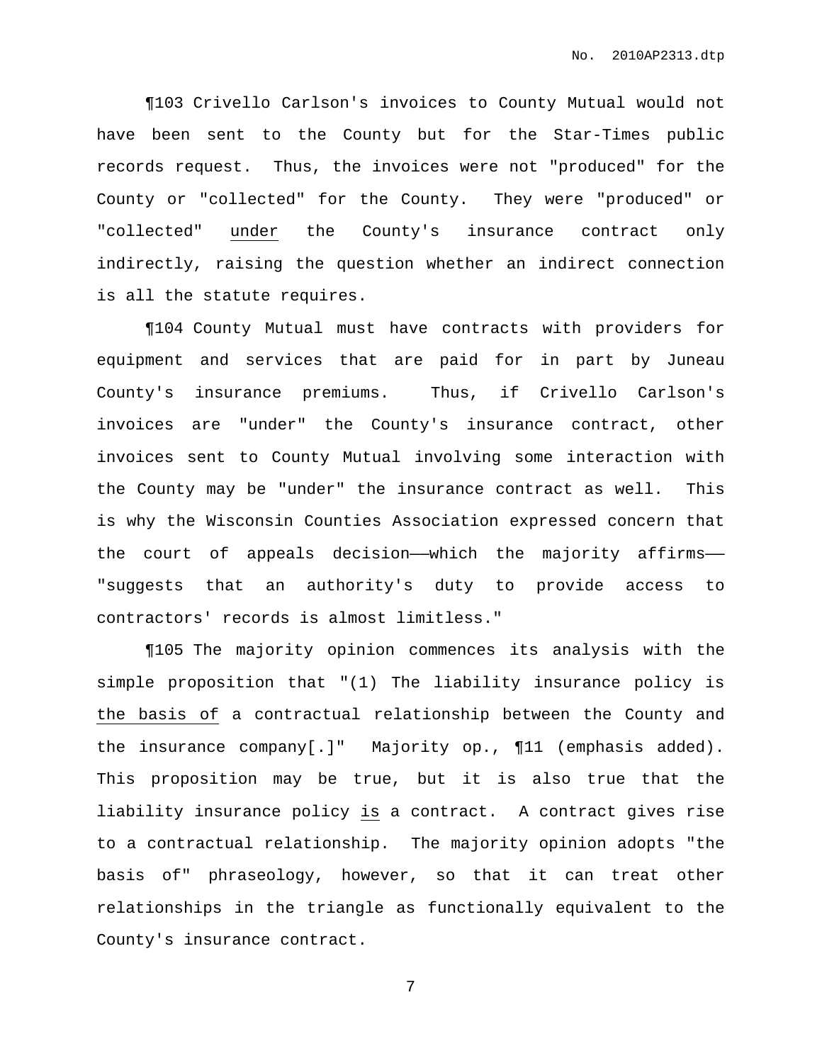¶103 Crivello Carlson's invoices to County Mutual would not have been sent to the County but for the Star-Times public records request. Thus, the invoices were not "produced" for the County or "collected" for the County. They were "produced" or "collected" <u>under</u> the County's insurance contract only indirectly, raising the question whether an indirect connection is all the statute requires.

¶104 County Mutual must have contracts with providers for equipment and services that are paid for in part by Juneau County's insurance premiums. Thus, if Crivello Carlson's invoices are "under" the County's insurance contract, other invoices sent to County Mutual involving some interaction with the County may be "under" the insurance contract as well. This is why the Wisconsin Counties Association expressed concern that the court of appeals decision——which the majority affirms—— "suggests that an authority's duty to provide access to contractors' records is almost limitless."

¶105 The majority opinion commences its analysis with the simple proposition that "(1) The liability insurance policy is <u>the basis of</u> a contractual relationship between the County and the insurance company[.]" Majority op., ¶11 (emphasis added). This proposition may be true, but it is also true that the liability insurance policy <u>is</u> a contract. A contract gives rise to a contractual relationship. The majority opinion adopts "the basis of" phraseology, however, so that it can treat other relationships in the triangle as functionally equivalent to the County's insurance contract.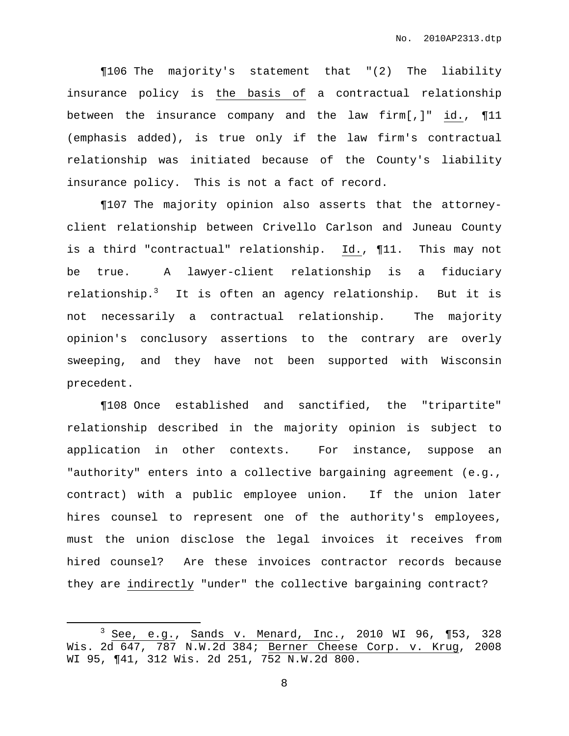¶106 The majority's statement that "(2) The liability insurance policy is <u>the basis of</u> a contractual relationship between the insurance company and the law firm[,]" <u>id.</u>, ¶11 (emphasis added), is true only if the law firm's contractual relationship was initiated because of the County's liability insurance policy. This is not a fact of record.

¶107 The majority opinion also asserts that the attorney-client relationship between Crivello Carlson and Juneau County is a third "contractual" relationship. <u>Id.</u>, ¶11. This may not be true. A lawyer-client relationship is a fiduciary relationship.[3] It is often an agency relationship. But it is not necessarily a contractual relationship. The majority opinion's conclusory assertions to the contrary are overly sweeping, and they have not been supported with Wisconsin precedent.

¶108 Once established and sanctified, the "tripartite" relationship described in the majority opinion is subject to application in other contexts. For instance, suppose an "authority" enters into a collective bargaining agreement (e.g., contract) with a public employee union. If the union later hires counsel to represent one of the authority's employees, must the union disclose the legal invoices it receives from hired counsel? Are these invoices contractor records because they are <u>indirectly</u> "under" the collective bargaining contract?

---

[3] <u>See, e.g.</u>, <u>Sands v. Menard, Inc.</u>, 2010 WI 96, ¶53, 328 Wis. 2d 647, 787 N.W.2d 384; <u>Berner Cheese Corp. v. Krug</u>, 2008 WI 95, ¶41, 312 Wis. 2d 251, 752 N.W.2d 800.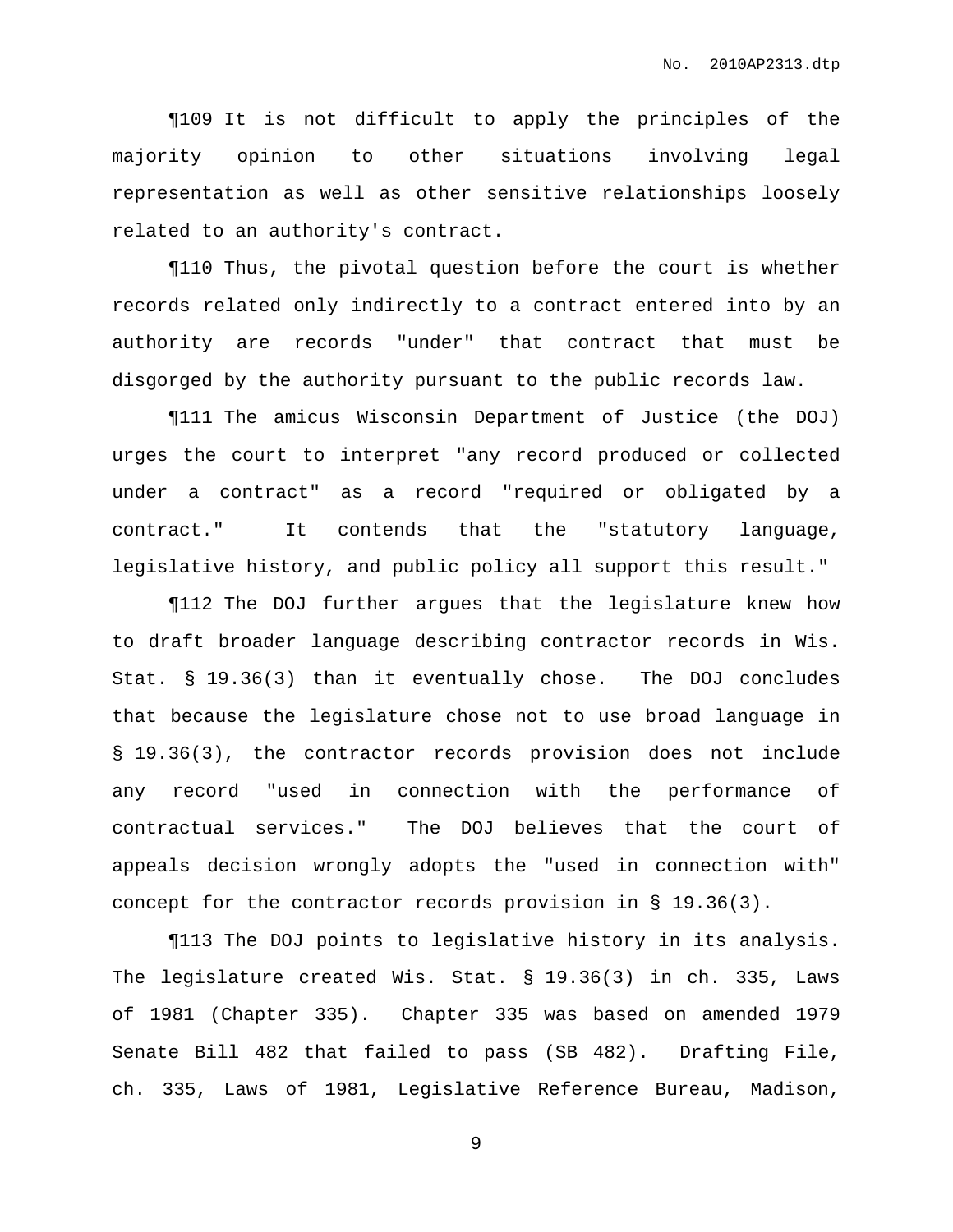¶109 It is not difficult to apply the principles of the majority opinion to other situations involving legal representation as well as other sensitive relationships loosely related to an authority's contract.

¶110 Thus, the pivotal question before the court is whether records related only indirectly to a contract entered into by an authority are records "under" that contract that must be disgorged by the authority pursuant to the public records law.

¶111 The amicus Wisconsin Department of Justice (the DOJ) urges the court to interpret "any record produced or collected under a contract" as a record "required or obligated by a contract." It contends that the "statutory language, legislative history, and public policy all support this result."

¶112 The DOJ further argues that the legislature knew how to draft broader language describing contractor records in Wis. Stat. § 19.36(3) than it eventually chose. The DOJ concludes that because the legislature chose not to use broad language in § 19.36(3), the contractor records provision does not include any record "used in connection with the performance of contractual services." The DOJ believes that the court of appeals decision wrongly adopts the "used in connection with" concept for the contractor records provision in § 19.36(3).

¶113 The DOJ points to legislative history in its analysis. The legislature created Wis. Stat. § 19.36(3) in ch. 335, Laws of 1981 (Chapter 335). Chapter 335 was based on amended 1979 Senate Bill 482 that failed to pass (SB 482). Drafting File, ch. 335, Laws of 1981, Legislative Reference Bureau, Madison,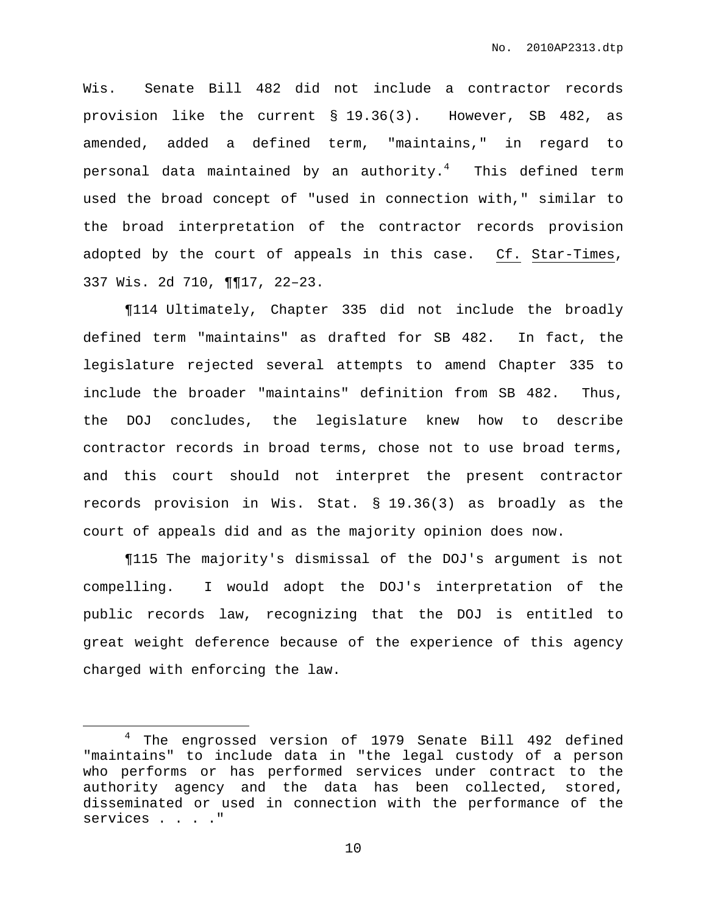Wis. Senate Bill 482 did not include a contractor records provision like the current § 19.36(3). However, SB 482, as amended, added a defined term, "maintains," in regard to personal data maintained by an authority.[4] This defined term used the broad concept of "used in connection with," similar to the broad interpretation of the contractor records provision adopted by the court of appeals in this case. Cf. Star-Times, 337 Wis. 2d 710, ¶¶17, 22–23.

¶114 Ultimately, Chapter 335 did not include the broadly defined term "maintains" as drafted for SB 482. In fact, the legislature rejected several attempts to amend Chapter 335 to include the broader "maintains" definition from SB 482. Thus, the DOJ concludes, the legislature knew how to describe contractor records in broad terms, chose not to use broad terms, and this court should not interpret the present contractor records provision in Wis. Stat. § 19.36(3) as broadly as the court of appeals did and as the majority opinion does now.

¶115 The majority's dismissal of the DOJ's argument is not compelling. I would adopt the DOJ's interpretation of the public records law, recognizing that the DOJ is entitled to great weight deference because of the experience of this agency charged with enforcing the law.

---

[4] The engrossed version of 1979 Senate Bill 492 defined "maintains" to include data in "the legal custody of a person who performs or has performed services under contract to the authority agency and the data has been collected, stored, disseminated or used in connection with the performance of the services . . . ."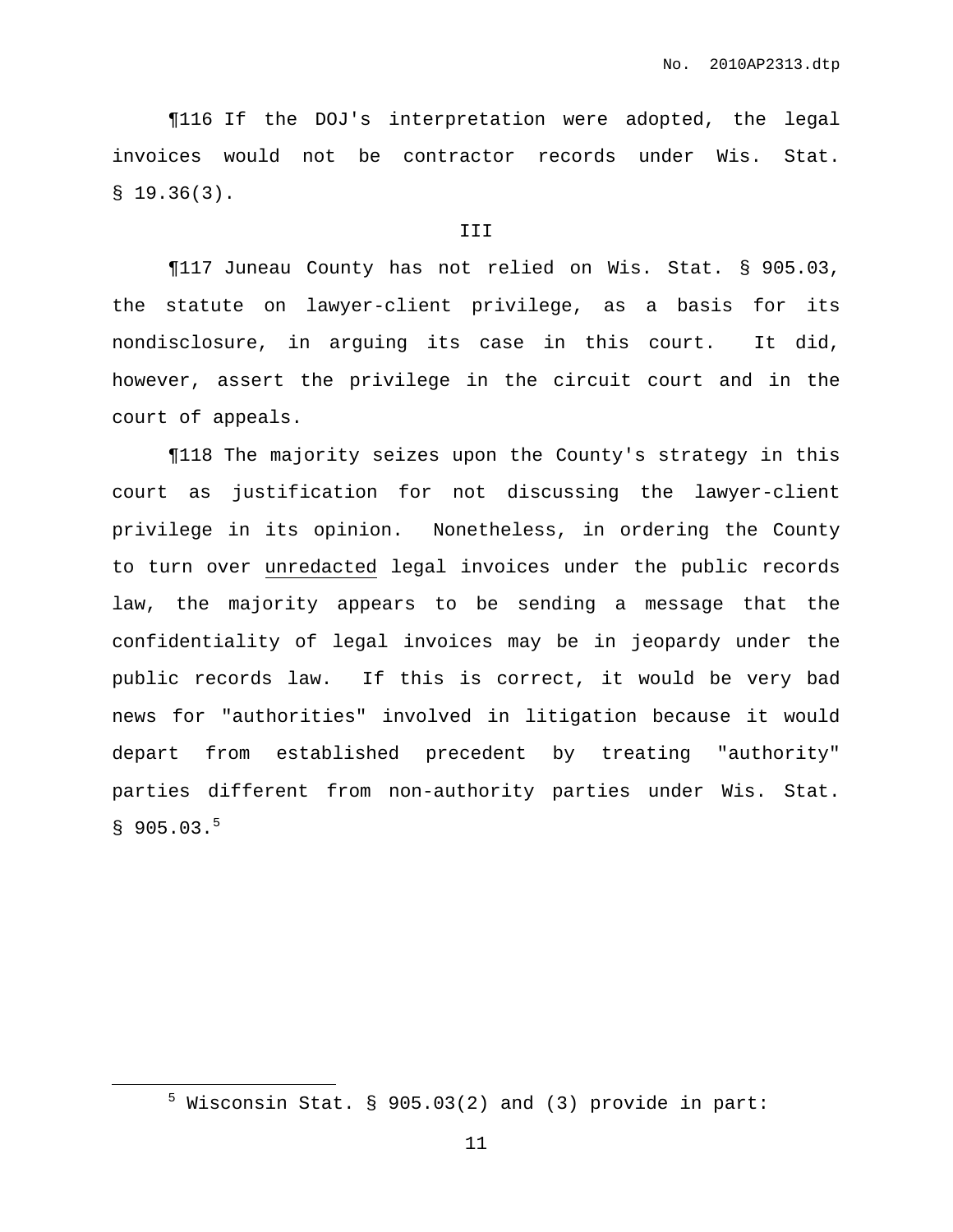¶116 If the DOJ's interpretation were adopted, the legal invoices would not be contractor records under Wis. Stat. § 19.36(3).

III

¶117 Juneau County has not relied on Wis. Stat. § 905.03, the statute on lawyer-client privilege, as a basis for its nondisclosure, in arguing its case in this court. It did, however, assert the privilege in the circuit court and in the court of appeals.

¶118 The majority seizes upon the County's strategy in this court as justification for not discussing the lawyer-client privilege in its opinion. Nonetheless, in ordering the County to turn over <u>unredacted</u> legal invoices under the public records law, the majority appears to be sending a message that the confidentiality of legal invoices may be in jeopardy under the public records law. If this is correct, it would be very bad news for "authorities" involved in litigation because it would depart from established precedent by treating "authority" parties different from non-authority parties under Wis. Stat. § 905.03.[5]

---

[5] Wisconsin Stat. § 905.03(2) and (3) provide in part: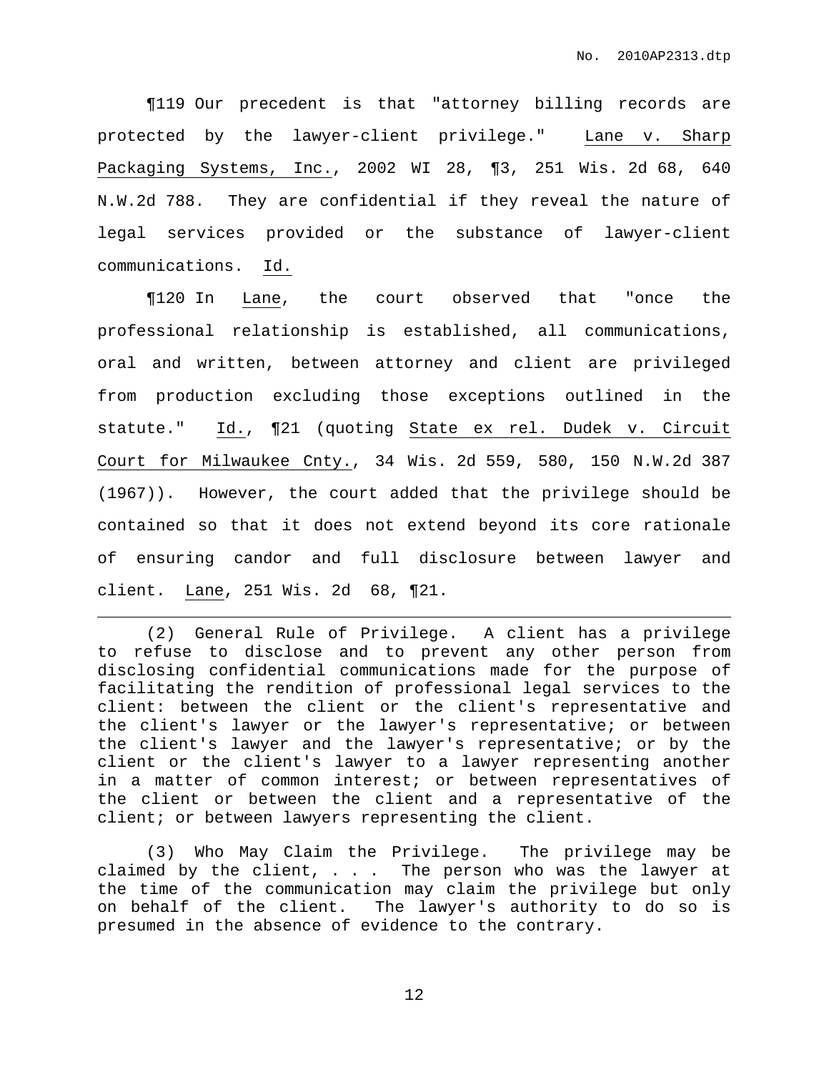¶119 Our precedent is that "attorney billing records are protected by the lawyer-client privilege." Lane v. Sharp Packaging Systems, Inc., 2002 WI 28, ¶3, 251 Wis. 2d 68, 640 N.W.2d 788. They are confidential if they reveal the nature of legal services provided or the substance of lawyer-client communications. Id.

¶120 In Lane, the court observed that "once the professional relationship is established, all communications, oral and written, between attorney and client are privileged from production excluding those exceptions outlined in the statute." Id., ¶21 (quoting State ex rel. Dudek v. Circuit Court for Milwaukee Cnty., 34 Wis. 2d 559, 580, 150 N.W.2d 387 (1967)). However, the court added that the privilege should be contained so that it does not extend beyond its core rationale of ensuring candor and full disclosure between lawyer and client. Lane, 251 Wis. 2d 68, ¶21.

---

(2) General Rule of Privilege. A client has a privilege to refuse to disclose and to prevent any other person from disclosing confidential communications made for the purpose of facilitating the rendition of professional legal services to the client: between the client or the client's representative and the client's lawyer or the lawyer's representative; or between the client's lawyer and the lawyer's representative; or by the client or the client's lawyer to a lawyer representing another in a matter of common interest; or between representatives of the client or between the client and a representative of the client; or between lawyers representing the client.

(3) Who May Claim the Privilege. The privilege may be claimed by the client, . . . The person who was the lawyer at the time of the communication may claim the privilege but only on behalf of the client. The lawyer's authority to do so is presumed in the absence of evidence to the contrary.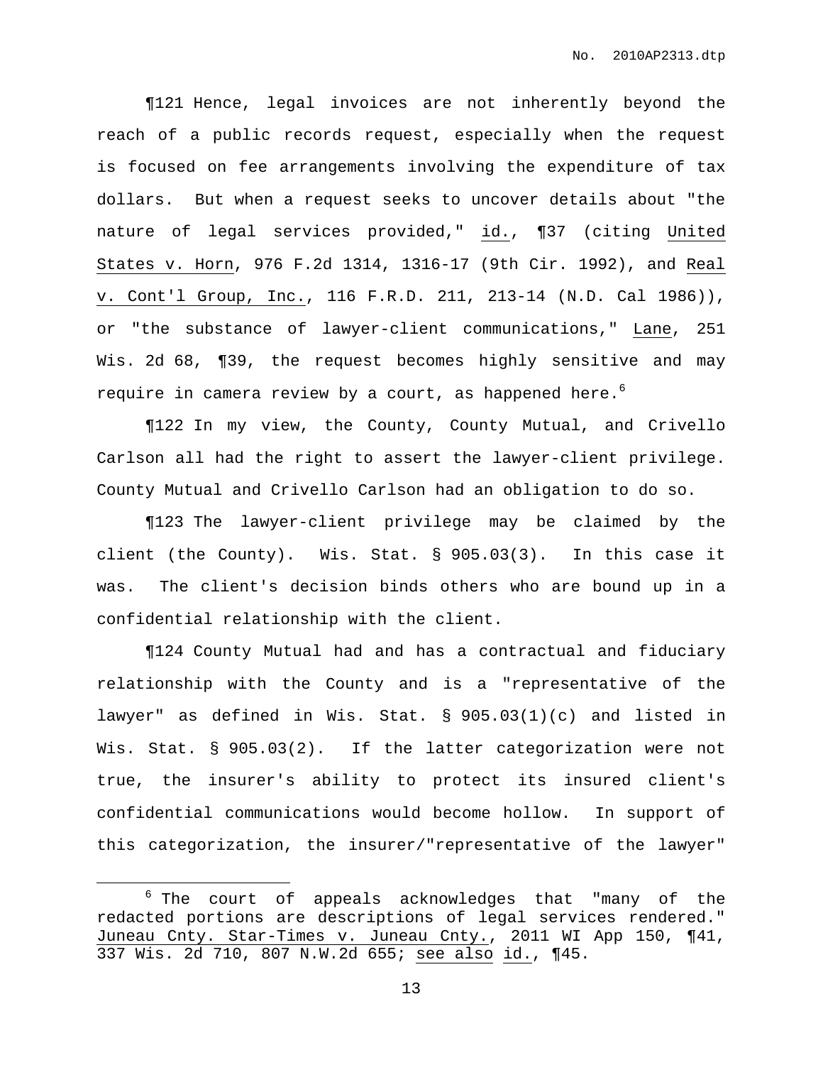¶121 Hence, legal invoices are not inherently beyond the reach of a public records request, especially when the request is focused on fee arrangements involving the expenditure of tax dollars. But when a request seeks to uncover details about "the nature of legal services provided," id., ¶37 (citing United States v. Horn, 976 F.2d 1314, 1316-17 (9th Cir. 1992), and Real v. Cont'l Group, Inc., 116 F.R.D. 211, 213-14 (N.D. Cal 1986)), or "the substance of lawyer-client communications," Lane, 251 Wis. 2d 68, ¶39, the request becomes highly sensitive and may require in camera review by a court, as happened here.[6]

¶122 In my view, the County, County Mutual, and Crivello Carlson all had the right to assert the lawyer-client privilege. County Mutual and Crivello Carlson had an obligation to do so.

¶123 The lawyer-client privilege may be claimed by the client (the County). Wis. Stat. § 905.03(3). In this case it was. The client's decision binds others who are bound up in a confidential relationship with the client.

¶124 County Mutual had and has a contractual and fiduciary relationship with the County and is a "representative of the lawyer" as defined in Wis. Stat. § 905.03(1)(c) and listed in Wis. Stat. § 905.03(2). If the latter categorization were not true, the insurer's ability to protect its insured client's confidential communications would become hollow. In support of this categorization, the insurer/"representative of the lawyer"

[6] The court of appeals acknowledges that "many of the redacted portions are descriptions of legal services rendered." Juneau Cnty. Star-Times v. Juneau Cnty., 2011 WI App 150, ¶41, 337 Wis. 2d 710, 807 N.W.2d 655; see also id., ¶45.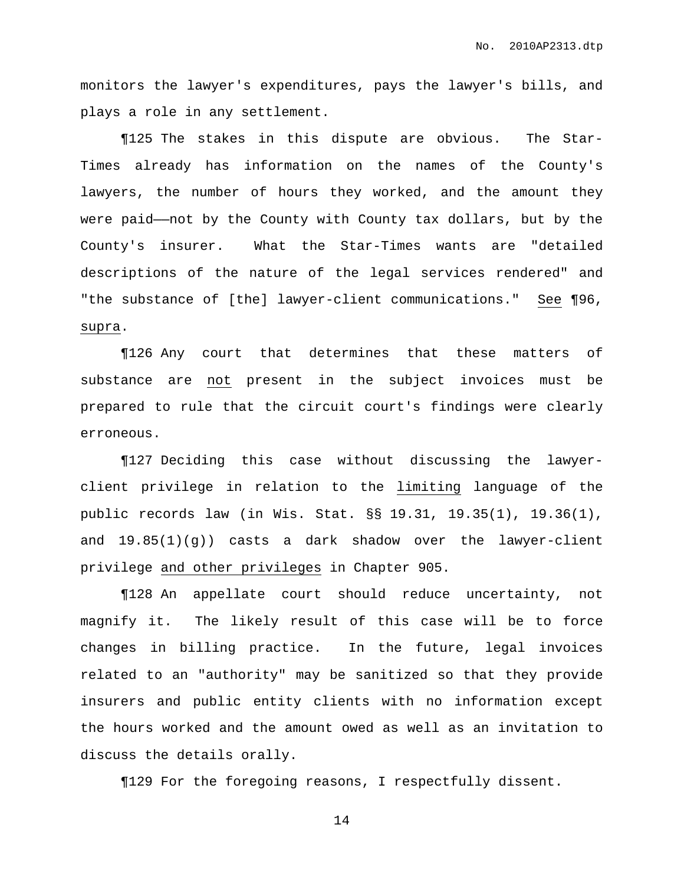monitors the lawyer's expenditures, pays the lawyer's bills, and plays a role in any settlement.

¶125 The stakes in this dispute are obvious. The Star-Times already has information on the names of the County's lawyers, the number of hours they worked, and the amount they were paid——not by the County with County tax dollars, but by the County's insurer. What the Star-Times wants are "detailed descriptions of the nature of the legal services rendered" and "the substance of [the] lawyer-client communications." See ¶96, supra.

¶126 Any court that determines that these matters of substance are not present in the subject invoices must be prepared to rule that the circuit court's findings were clearly erroneous.

¶127 Deciding this case without discussing the lawyer-client privilege in relation to the limiting language of the public records law (in Wis. Stat. §§ 19.31, 19.35(1), 19.36(1), and 19.85(1)(g)) casts a dark shadow over the lawyer-client privilege and other privileges in Chapter 905.

¶128 An appellate court should reduce uncertainty, not magnify it. The likely result of this case will be to force changes in billing practice. In the future, legal invoices related to an "authority" may be sanitized so that they provide insurers and public entity clients with no information except the hours worked and the amount owed as well as an invitation to discuss the details orally.

¶129 For the foregoing reasons, I respectfully dissent.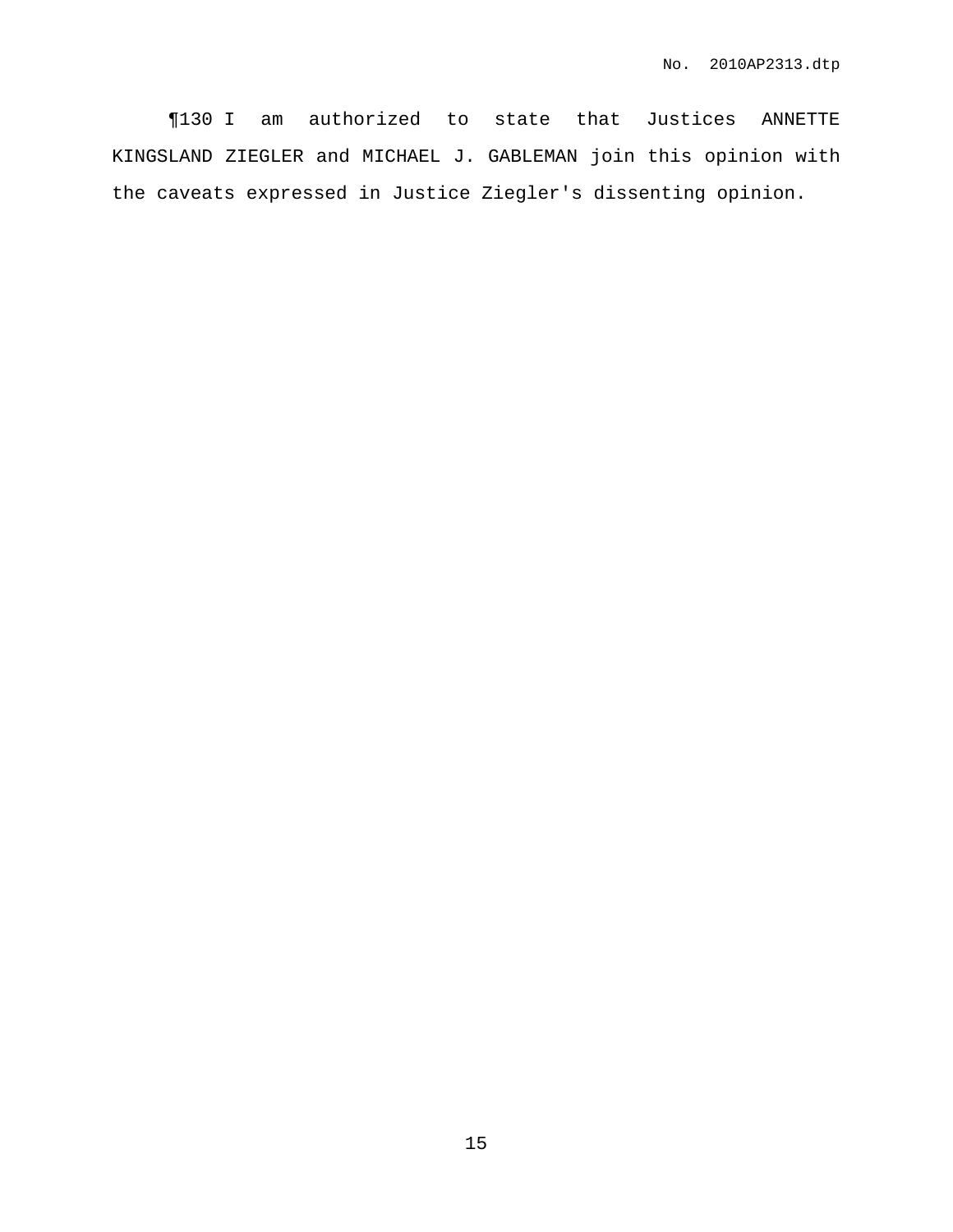¶130 I am authorized to state that Justices ANNETTE KINGSLAND ZIEGLER and MICHAEL J. GABLEMAN join this opinion with the caveats expressed in Justice Ziegler's dissenting opinion.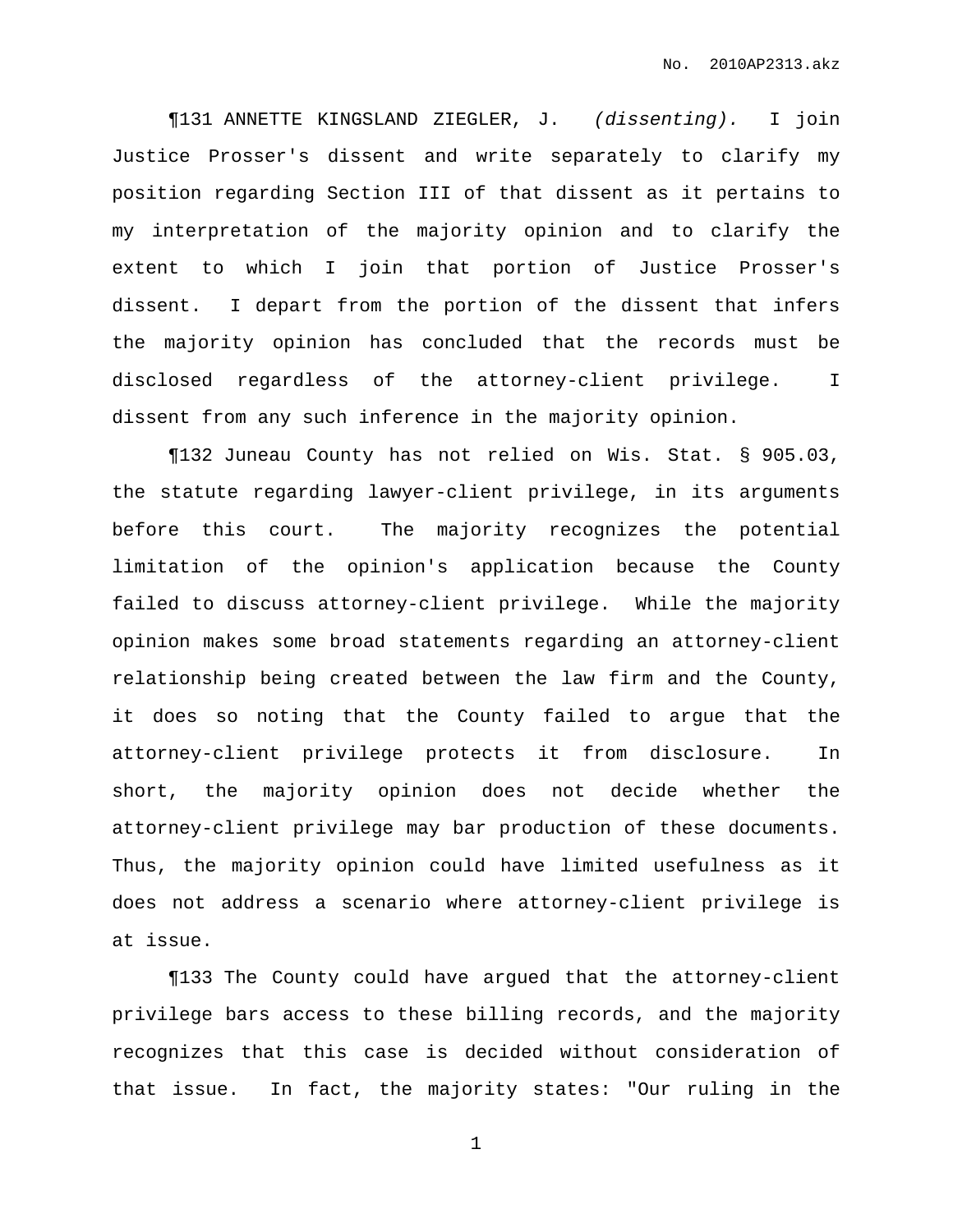¶131 ANNETTE KINGSLAND ZIEGLER, J. *(dissenting).* I join Justice Prosser's dissent and write separately to clarify my position regarding Section III of that dissent as it pertains to my interpretation of the majority opinion and to clarify the extent to which I join that portion of Justice Prosser's dissent. I depart from the portion of the dissent that infers the majority opinion has concluded that the records must be disclosed regardless of the attorney-client privilege. I dissent from any such inference in the majority opinion.

¶132 Juneau County has not relied on Wis. Stat. § 905.03, the statute regarding lawyer-client privilege, in its arguments before this court. The majority recognizes the potential limitation of the opinion's application because the County failed to discuss attorney-client privilege. While the majority opinion makes some broad statements regarding an attorney-client relationship being created between the law firm and the County, it does so noting that the County failed to argue that the attorney-client privilege protects it from disclosure. In short, the majority opinion does not decide whether the attorney-client privilege may bar production of these documents. Thus, the majority opinion could have limited usefulness as it does not address a scenario where attorney-client privilege is at issue.

¶133 The County could have argued that the attorney-client privilege bars access to these billing records, and the majority recognizes that this case is decided without consideration of that issue. In fact, the majority states: "Our ruling in the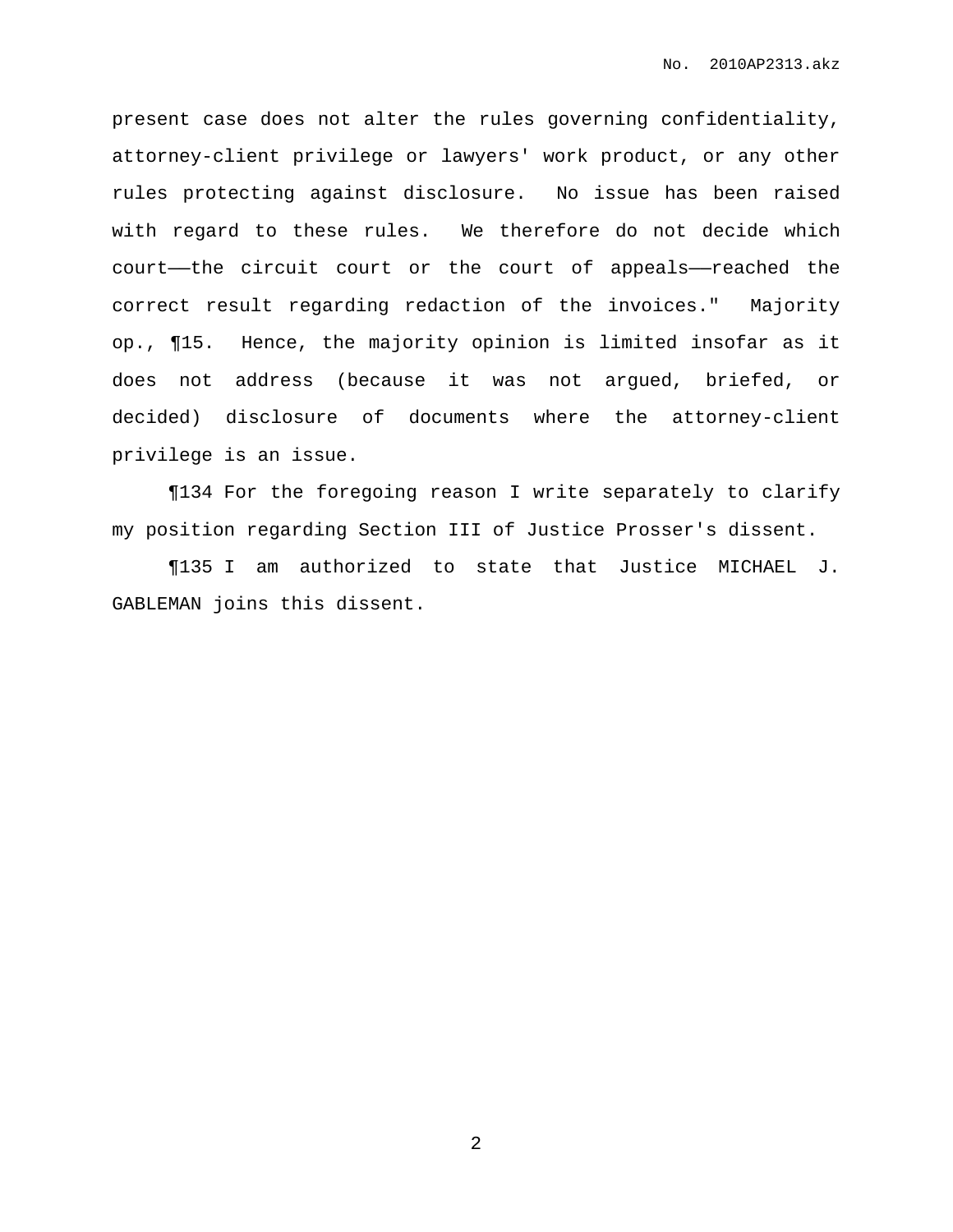present case does not alter the rules governing confidentiality, attorney-client privilege or lawyers' work product, or any other rules protecting against disclosure. No issue has been raised with regard to these rules. We therefore do not decide which court——the circuit court or the court of appeals——reached the correct result regarding redaction of the invoices." Majority op., ¶15. Hence, the majority opinion is limited insofar as it does not address (because it was not argued, briefed, or decided) disclosure of documents where the attorney-client privilege is an issue.

¶134 For the foregoing reason I write separately to clarify my position regarding Section III of Justice Prosser's dissent.

¶135 I am authorized to state that Justice MICHAEL J. GABLEMAN joins this dissent.